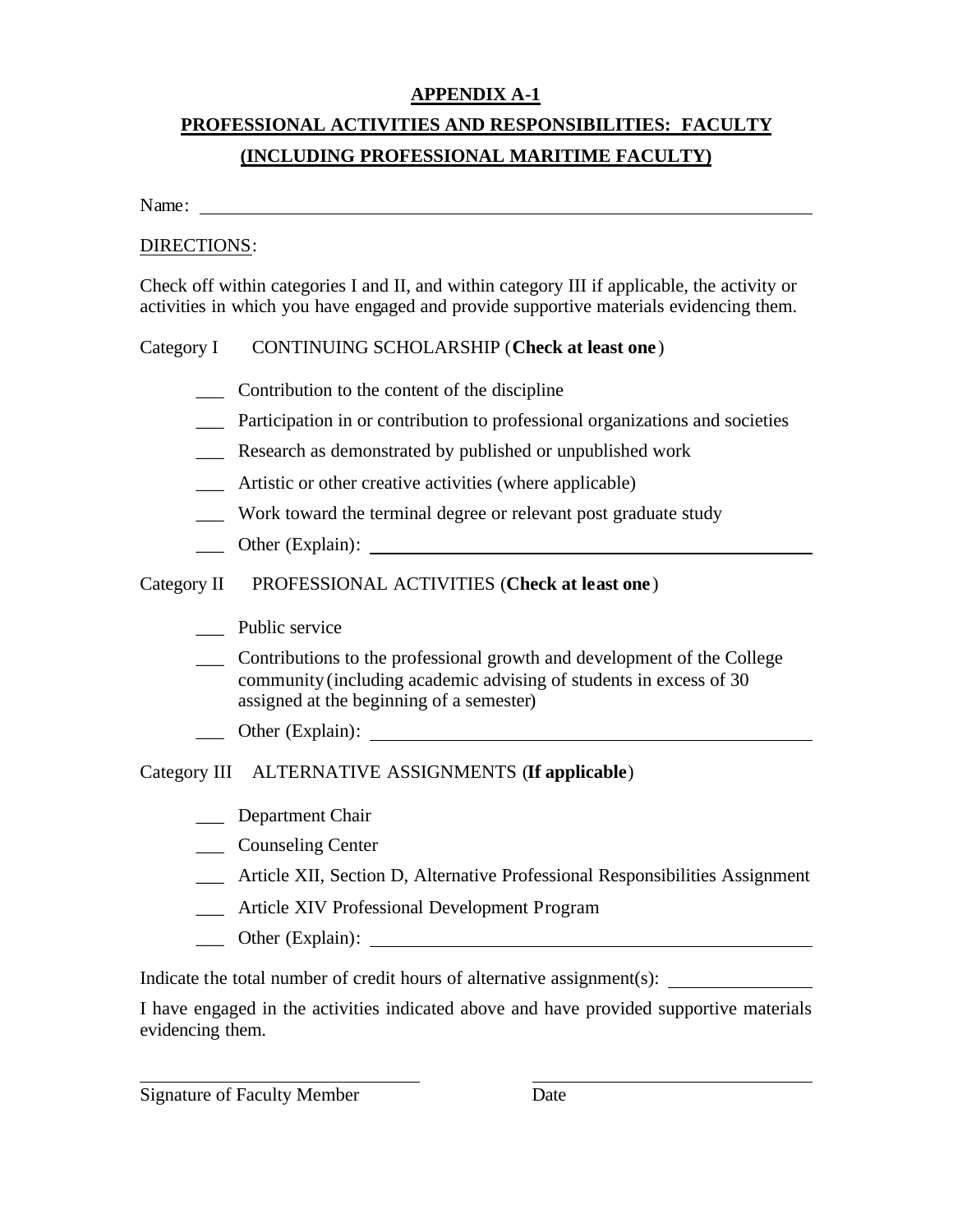**APPENDIX A-1**

**PROFESSIONAL ACTIVITIES AND RESPONSIBILITIES: FACULTY**

**(INCLUDING PROFESSIONAL MARITIME FACULTY)**

Name: ____________________________________________________________

DIRECTIONS:

Check off within categories I and II, and within category III if applicable, the activity or activities in which you have engaged and provide supportive materials evidencing them.

Category I CONTINUING SCHOLARSHIP (**Check at least one**)

- ___ Contribution to the content of the discipline
- ___ Participation in or contribution to professional organizations and societies
- ___ Research as demonstrated by published or unpublished work
- ___ Artistic or other creative activities (where applicable)
- ___ Work toward the terminal degree or relevant post graduate study
- ___ Other (Explain): ______________________________________

Category II PROFESSIONAL ACTIVITIES (**Check at least one**)

- ___ Public service
- ___ Contributions to the professional growth and development of the College community (including academic advising of students in excess of 30 assigned at the beginning of a semester)
- ___ Other (Explain): ______________________________________

Category III ALTERNATIVE ASSIGNMENTS (**If applicable**)

- ___ Department Chair
- ___ Counseling Center
- ___ Article XII, Section D, Alternative Professional Responsibilities Assignment
- ___ Article XIV Professional Development Program
- ___ Other (Explain): ______________________________________

Indicate the total number of credit hours of alternative assignment(s): ______________

I have engaged in the activities indicated above and have provided supportive materials evidencing them.

______________________________ ______________________________

Signature of Faculty Member Date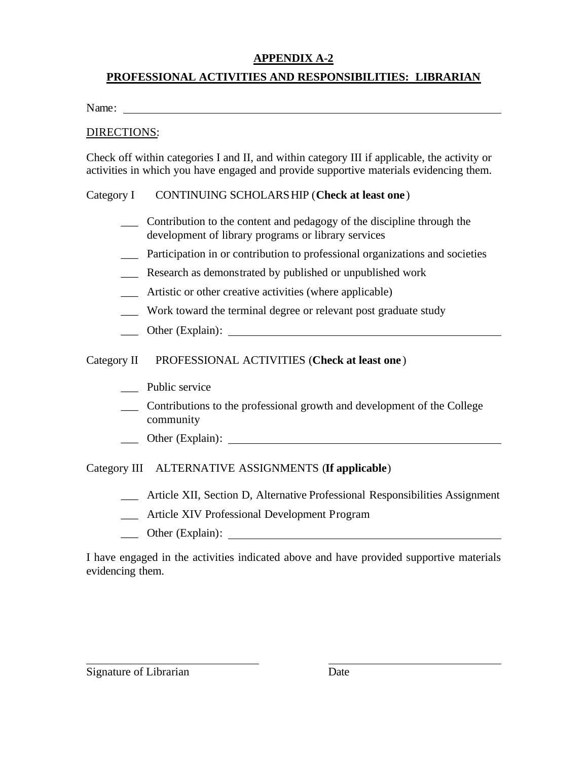## APPENDIX A-2

## PROFESSIONAL ACTIVITIES AND RESPONSIBILITIES: LIBRARIAN

Name: ______________________________________________________________

DIRECTIONS:

Check off within categories I and II, and within category III if applicable, the activity or activities in which you have engaged and provide supportive materials evidencing them.

Category I CONTINUING SCHOLARSHIP (**Check at least one**)

___ Contribution to the content and pedagogy of the discipline through the development of library programs or library services

___ Participation in or contribution to professional organizations and societies

___ Research as demonstrated by published or unpublished work

___ Artistic or other creative activities (where applicable)

___ Work toward the terminal degree or relevant post graduate study

___ Other (Explain): ______________________________________________

Category II PROFESSIONAL ACTIVITIES (**Check at least one**)

___ Public service

___ Contributions to the professional growth and development of the College community

___ Other (Explain): ______________________________________________

Category III ALTERNATIVE ASSIGNMENTS (**If applicable**)

___ Article XII, Section D, Alternative Professional Responsibilities Assignment

___ Article XIV Professional Development Program

___ Other (Explain): ______________________________________________

I have engaged in the activities indicated above and have provided supportive materials evidencing them.

______________________________ ______________________________

Signature of Librarian Date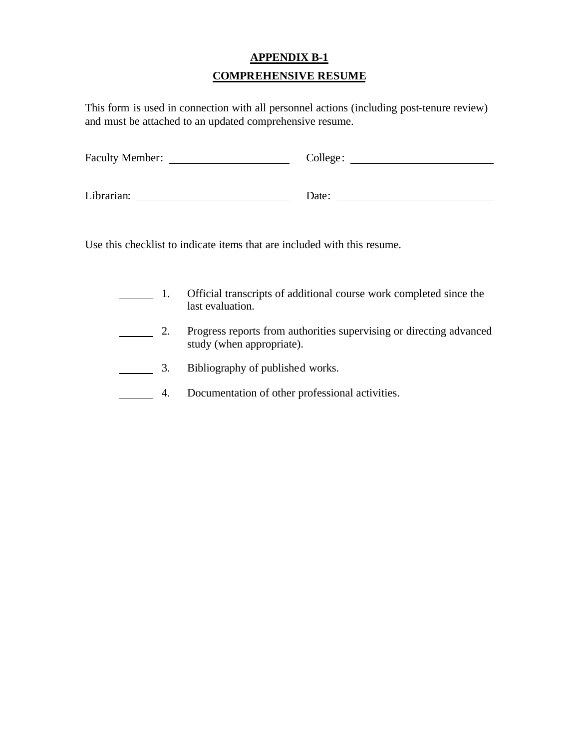# APPENDIX B-1

## COMPREHENSIVE RESUME

This form is used in connection with all personnel actions (including post-tenure review) and must be attached to an updated comprehensive resume.

Faculty Member: ____________________ College: ________________________

Librarian: ________________________ Date: __________________________

Use this checklist to indicate items that are included with this resume.

_____ 1. Official transcripts of additional course work completed since the last evaluation.

_____ 2. Progress reports from authorities supervising or directing advanced study (when appropriate).

_____ 3. Bibliography of published works.

_____ 4. Documentation of other professional activities.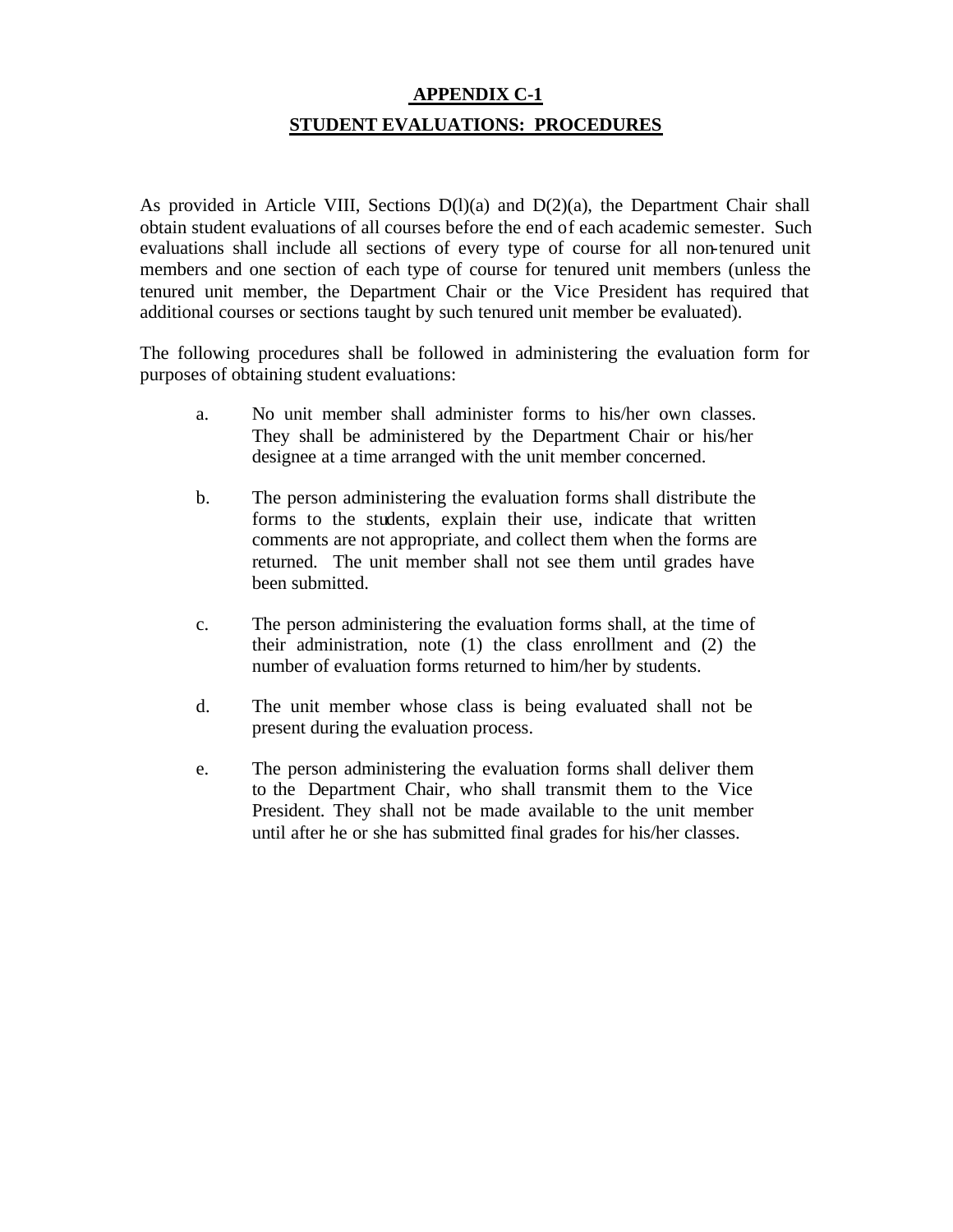## APPENDIX C-1

## STUDENT EVALUATIONS: PROCEDURES

As provided in Article VIII, Sections D(l)(a) and D(2)(a), the Department Chair shall obtain student evaluations of all courses before the end of each academic semester. Such evaluations shall include all sections of every type of course for all non-tenured unit members and one section of each type of course for tenured unit members (unless the tenured unit member, the Department Chair or the Vice President has required that additional courses or sections taught by such tenured unit member be evaluated).

The following procedures shall be followed in administering the evaluation form for purposes of obtaining student evaluations:

a. No unit member shall administer forms to his/her own classes. They shall be administered by the Department Chair or his/her designee at a time arranged with the unit member concerned.

b. The person administering the evaluation forms shall distribute the forms to the students, explain their use, indicate that written comments are not appropriate, and collect them when the forms are returned. The unit member shall not see them until grades have been submitted.

c. The person administering the evaluation forms shall, at the time of their administration, note (1) the class enrollment and (2) the number of evaluation forms returned to him/her by students.

d. The unit member whose class is being evaluated shall not be present during the evaluation process.

e. The person administering the evaluation forms shall deliver them to the Department Chair, who shall transmit them to the Vice President. They shall not be made available to the unit member until after he or she has submitted final grades for his/her classes.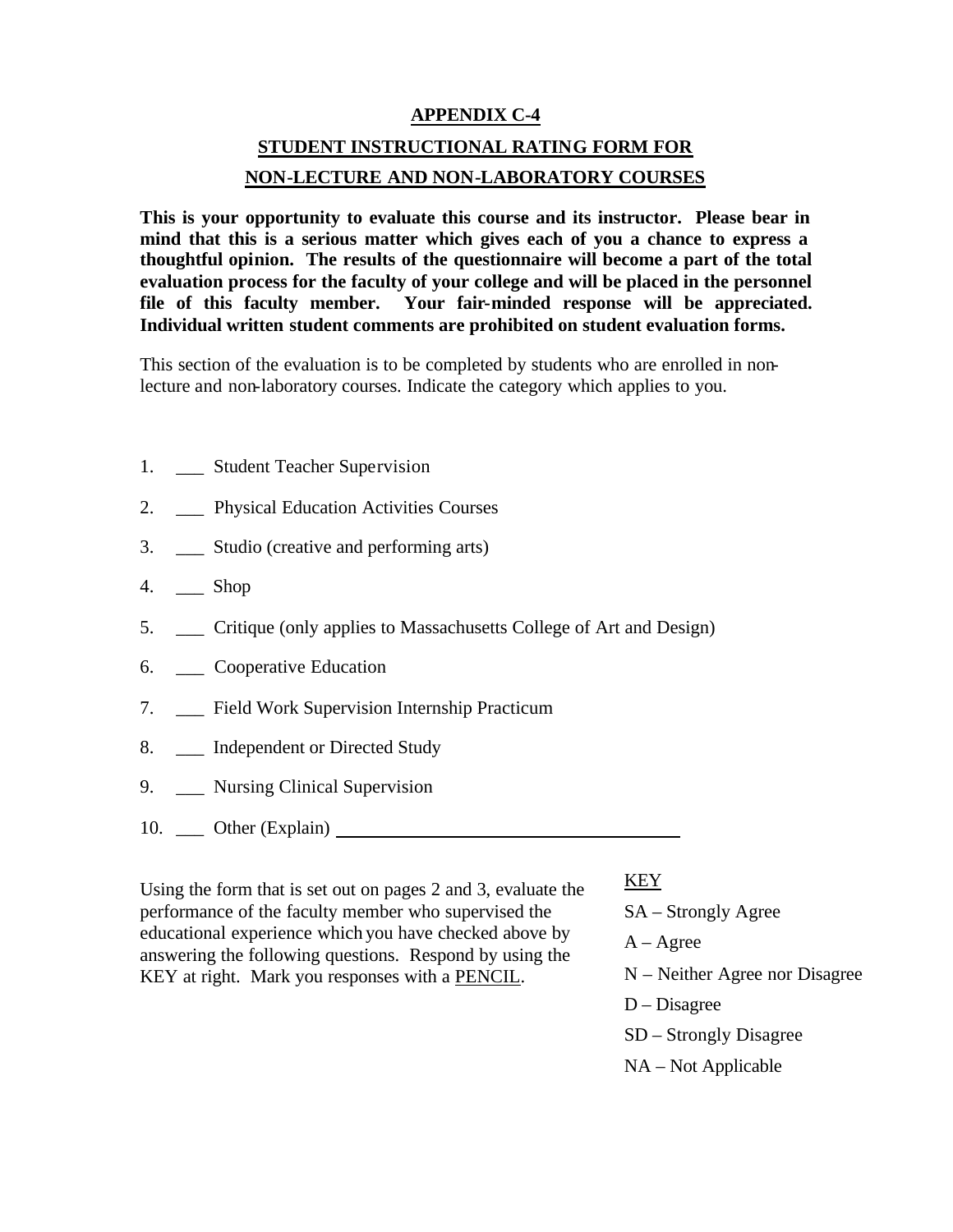## APPENDIX C-4

## STUDENT INSTRUCTIONAL RATING FORM FOR NON-LECTURE AND NON-LABORATORY COURSES

**This is your opportunity to evaluate this course and its instructor. Please bear in mind that this is a serious matter which gives each of you a chance to express a thoughtful opinion. The results of the questionnaire will become a part of the total evaluation process for the faculty of your college and will be placed in the personnel file of this faculty member. Your fair-minded response will be appreciated. Individual written student comments are prohibited on student evaluation forms.**

This section of the evaluation is to be completed by students who are enrolled in non-lecture and non-laboratory courses. Indicate the category which applies to you.

1. ___ Student Teacher Supervision
2. ___ Physical Education Activities Courses
3. ___ Studio (creative and performing arts)
4. ___ Shop
5. ___ Critique (only applies to Massachusetts College of Art and Design)
6. ___ Cooperative Education
7. ___ Field Work Supervision Internship Practicum
8. ___ Independent or Directed Study
9. ___ Nursing Clinical Supervision
10. ___ Other (Explain) ______________________________

Using the form that is set out on pages 2 and 3, evaluate the performance of the faculty member who supervised the educational experience which you have checked above by answering the following questions. Respond by using the KEY at right. Mark you responses with a PENCIL.

KEY

SA – Strongly Agree

A – Agree

N – Neither Agree nor Disagree

D – Disagree

SD – Strongly Disagree

NA – Not Applicable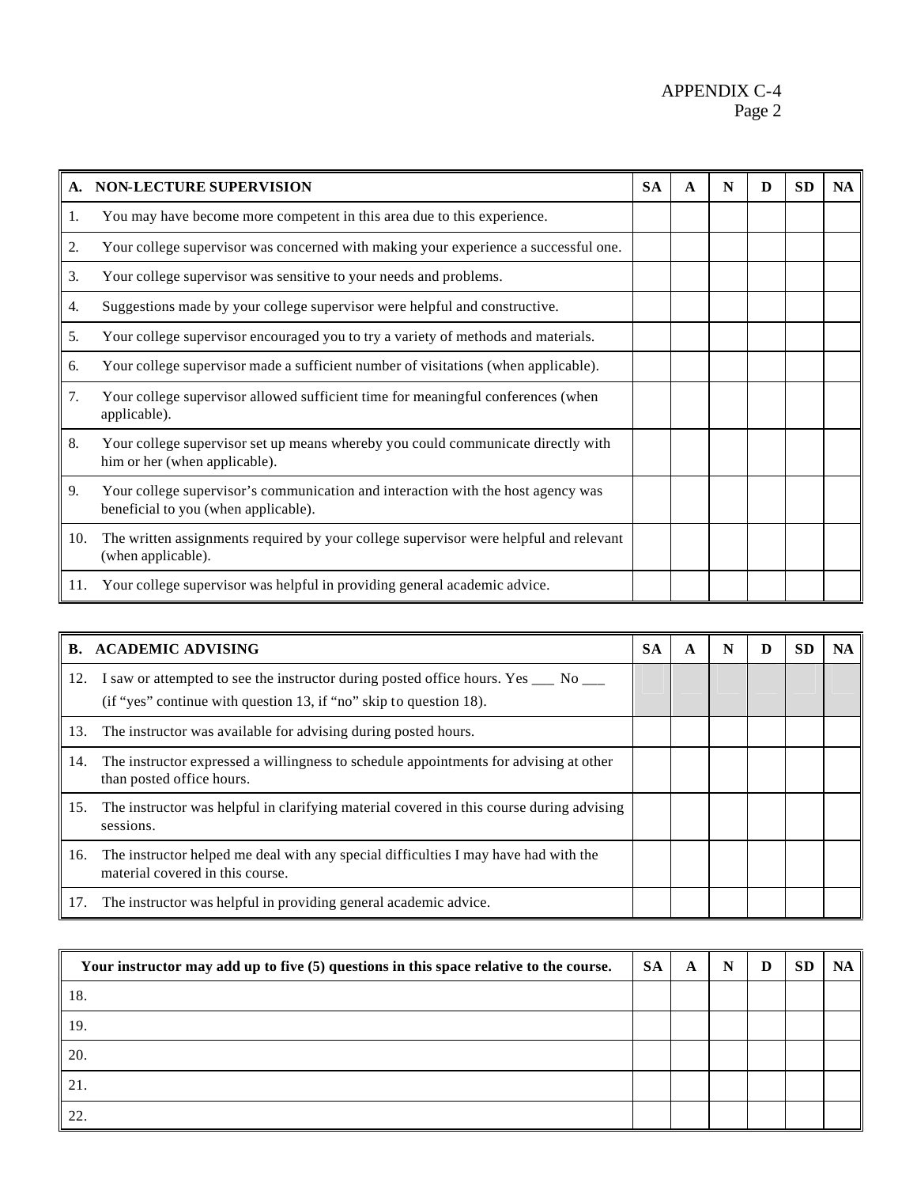APPENDIX C-4

| A. NON-LECTURE SUPERVISION | SA | A | N | D | SD | NA |
|---|---|---|---|---|---|---|
| 1. You may have become more competent in this area due to this experience. | | | | | | |
| 2. Your college supervisor was concerned with making your experience a successful one. | | | | | | |
| 3. Your college supervisor was sensitive to your needs and problems. | | | | | | |
| 4. Suggestions made by your college supervisor were helpful and constructive. | | | | | | |
| 5. Your college supervisor encouraged you to try a variety of methods and materials. | | | | | | |
| 6. Your college supervisor made a sufficient number of visitations (when applicable). | | | | | | |
| 7. Your college supervisor allowed sufficient time for meaningful conferences (when applicable). | | | | | | |
| 8. Your college supervisor set up means whereby you could communicate directly with him or her (when applicable). | | | | | | |
| 9. Your college supervisor's communication and interaction with the host agency was beneficial to you (when applicable). | | | | | | |
| 10. The written assignments required by your college supervisor were helpful and relevant (when applicable). | | | | | | |
| 11. Your college supervisor was helpful in providing general academic advice. | | | | | | |

| B. ACADEMIC ADVISING | SA | A | N | D | SD | NA |
|---|---|---|---|---|---|---|
| 12. I saw or attempted to see the instructor during posted office hours. Yes ___ No ___ (if "yes" continue with question 13, if "no" skip to question 18). | | | | | | |
| 13. The instructor was available for advising during posted hours. | | | | | | |
| 14. The instructor expressed a willingness to schedule appointments for advising at other than posted office hours. | | | | | | |
| 15. The instructor was helpful in clarifying material covered in this course during advising sessions. | | | | | | |
| 16. The instructor helped me deal with any special difficulties I may have had with the material covered in this course. | | | | | | |
| 17. The instructor was helpful in providing general academic advice. | | | | | | |

| Your instructor may add up to five (5) questions in this space relative to the course. | SA | A | N | D | SD | NA |
|---|---|---|---|---|---|---|
| 18. | | | | | | |
| 19. | | | | | | |
| 20. | | | | | | |
| 21. | | | | | | |
| 22. | | | | | | |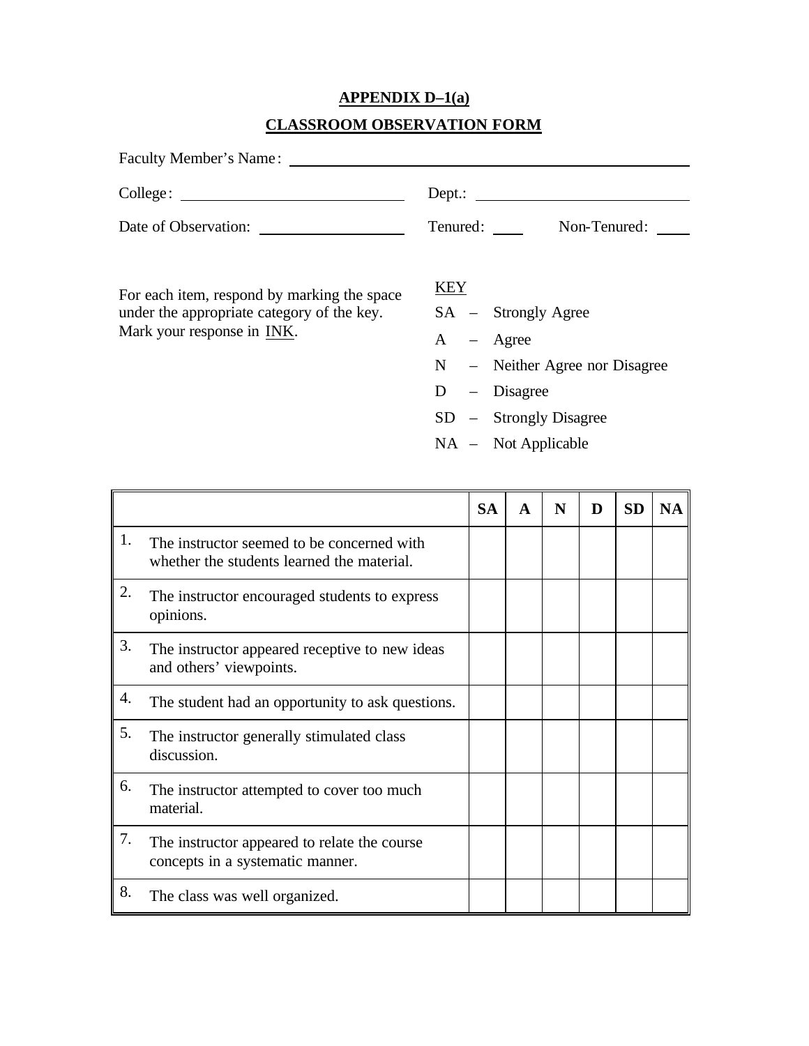## APPENDIX D–1(a)

## CLASSROOM OBSERVATION FORM

Faculty Member's Name: ____________________________________________

College: ______________________ Dept.: ______________________

Date of Observation: ______________ Tenured: ____ Non-Tenured: ____

For each item, respond by marking the space under the appropriate category of the key. Mark your response in INK.

KEY

SA – Strongly Agree

A – Agree

N – Neither Agree nor Disagree

D – Disagree

SD – Strongly Disagree

NA – Not Applicable

| | SA | A | N | D | SD | NA |
|---|---|---|---|---|---|---|
| 1. The instructor seemed to be concerned with whether the students learned the material. | | | | | | |
| 2. The instructor encouraged students to express opinions. | | | | | | |
| 3. The instructor appeared receptive to new ideas and others' viewpoints. | | | | | | |
| 4. The student had an opportunity to ask questions. | | | | | | |
| 5. The instructor generally stimulated class discussion. | | | | | | |
| 6. The instructor attempted to cover too much material. | | | | | | |
| 7. The instructor appeared to relate the course concepts in a systematic manner. | | | | | | |
| 8. The class was well organized. | | | | | | |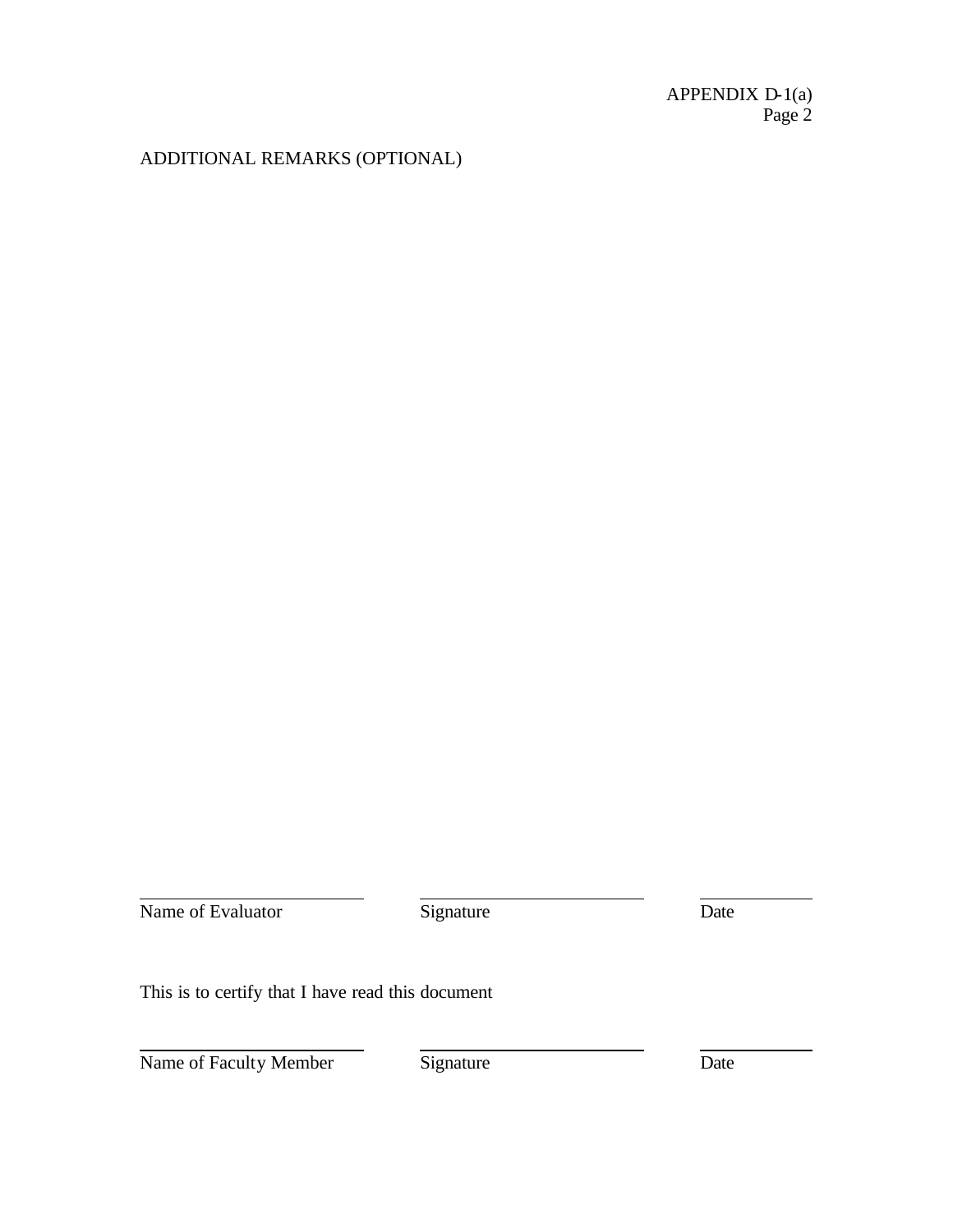APPENDIX D-1(a)
Page 2

ADDITIONAL REMARKS (OPTIONAL)

| Name of Evaluator | Signature | Date |
|---|---|---|

This is to certify that I have read this document

| Name of Faculty Member | Signature | Date |
|---|---|---|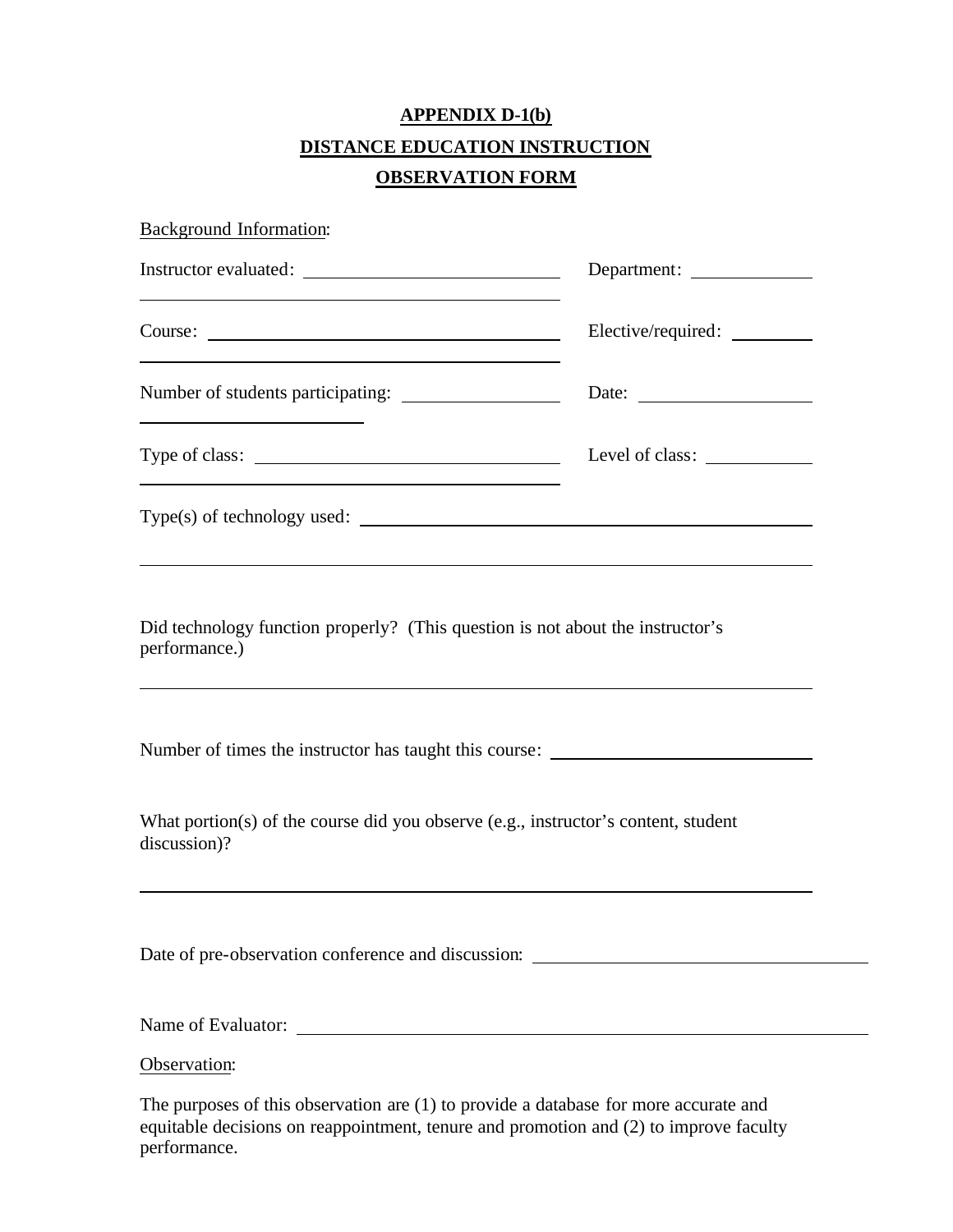**APPENDIX D-1(b)**

**DISTANCE EDUCATION INSTRUCTION**

**OBSERVATION FORM**

Background Information:

Instructor evaluated: ______________________________ Department: ______________

Course: ______________________________ Elective/required: __________

Number of students participating: ______________________________ Date: ______________

Type of class: ______________________________ Level of class: ______________

Type(s) of technology used: ______________________________

Did technology function properly? (This question is not about the instructor's performance.)

______________________________

Number of times the instructor has taught this course: ______________________________

What portion(s) of the course did you observe (e.g., instructor's content, student discussion)?

______________________________

Date of pre-observation conference and discussion: ______________________________

Name of Evaluator: ______________________________

Observation:

The purposes of this observation are (1) to provide a database for more accurate and equitable decisions on reappointment, tenure and promotion and (2) to improve faculty performance.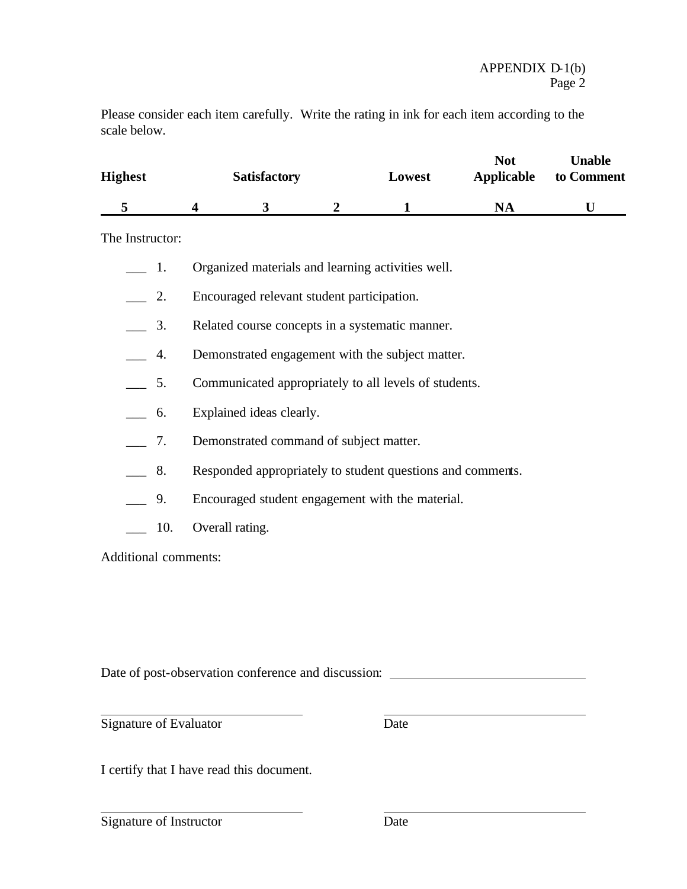APPENDIX D-1(b)
Page 2

Please consider each item carefully. Write the rating in ink for each item according to the scale below.

| Highest | | Satisfactory | | Lowest | Not Applicable | Unable to Comment |
|---|---|---|---|---|---|---|
| 5 | 4 | 3 | 2 | 1 | NA | U |

The Instructor:

___ 1. Organized materials and learning activities well.

___ 2. Encouraged relevant student participation.

___ 3. Related course concepts in a systematic manner.

___ 4. Demonstrated engagement with the subject matter.

___ 5. Communicated appropriately to all levels of students.

___ 6. Explained ideas clearly.

___ 7. Demonstrated command of subject matter.

___ 8. Responded appropriately to student questions and comments.

___ 9. Encouraged student engagement with the material.

___ 10. Overall rating.

Additional comments:

Date of post-observation conference and discussion: ______________________________

______________________________ ______________________________
Signature of Evaluator Date

I certify that I have read this document.

______________________________ ______________________________
Signature of Instructor Date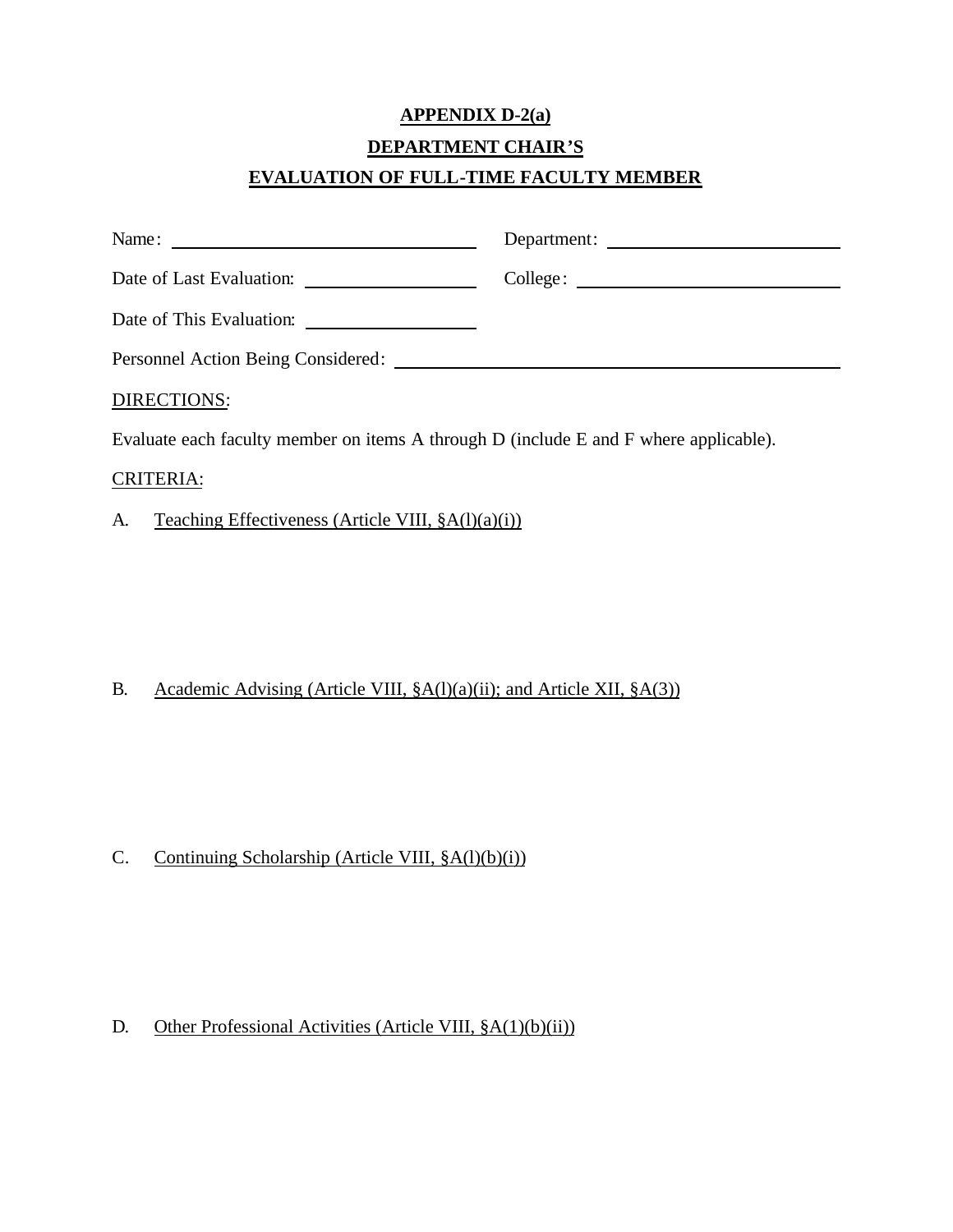**APPENDIX D-2(a)**

**DEPARTMENT CHAIR'S**

**EVALUATION OF FULL-TIME FACULTY MEMBER**

Name: \_\_\_\_\_\_\_\_\_\_\_\_\_\_\_\_\_\_\_\_\_\_\_\_\_\_\_\_\_\_ Department: \_\_\_\_\_\_\_\_\_\_\_\_\_\_\_\_\_\_\_\_\_\_\_\_

Date of Last Evaluation: \_\_\_\_\_\_\_\_\_\_\_\_\_\_\_\_ College: \_\_\_\_\_\_\_\_\_\_\_\_\_\_\_\_\_\_\_\_\_\_\_\_\_\_

Date of This Evaluation: \_\_\_\_\_\_\_\_\_\_\_\_\_\_\_\_

Personnel Action Being Considered: \_\_\_\_\_\_\_\_\_\_\_\_\_\_\_\_\_\_\_\_\_\_\_\_\_\_\_\_\_\_\_\_\_\_\_\_\_\_\_\_\_\_

DIRECTIONS:

Evaluate each faculty member on items A through D (include E and F where applicable).

CRITERIA:

A. Teaching Effectiveness (Article VIII, §A(l)(a)(i))

B. Academic Advising (Article VIII, §A(l)(a)(ii); and Article XII, §A(3))

C. Continuing Scholarship (Article VIII, §A(l)(b)(i))

D. Other Professional Activities (Article VIII, §A(1)(b)(ii))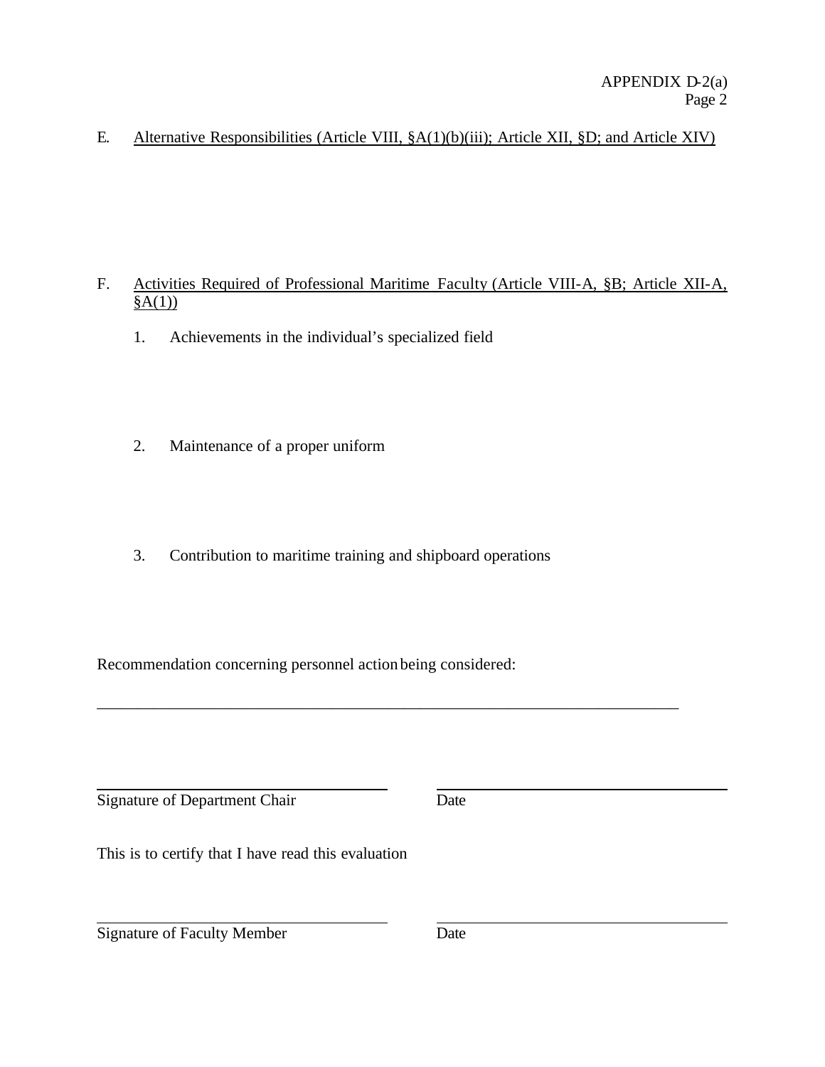E. <u>Alternative Responsibilities (Article VIII, §A(1)(b)(iii); Article XII, §D; and Article XIV)</u>

F. <u>Activities Required of Professional Maritime Faculty (Article VIII-A, §B; Article XII-A, §A(1))</u>

1. Achievements in the individual's specialized field

2. Maintenance of a proper uniform

3. Contribution to maritime training and shipboard operations

Recommendation concerning personnel action being considered:

\_\_\_\_\_\_\_\_\_\_\_\_\_\_\_\_\_\_\_\_\_\_\_\_\_\_\_\_\_\_\_\_\_\_\_\_\_\_\_\_\_\_\_\_\_\_\_\_\_\_\_\_\_\_\_\_\_\_\_\_\_\_\_\_\_\_\_\_\_\_\_\_

| | |
|---|---|
| Signature of Department Chair | Date |

This is to certify that I have read this evaluation

| | |
|---|---|
| Signature of Faculty Member | Date |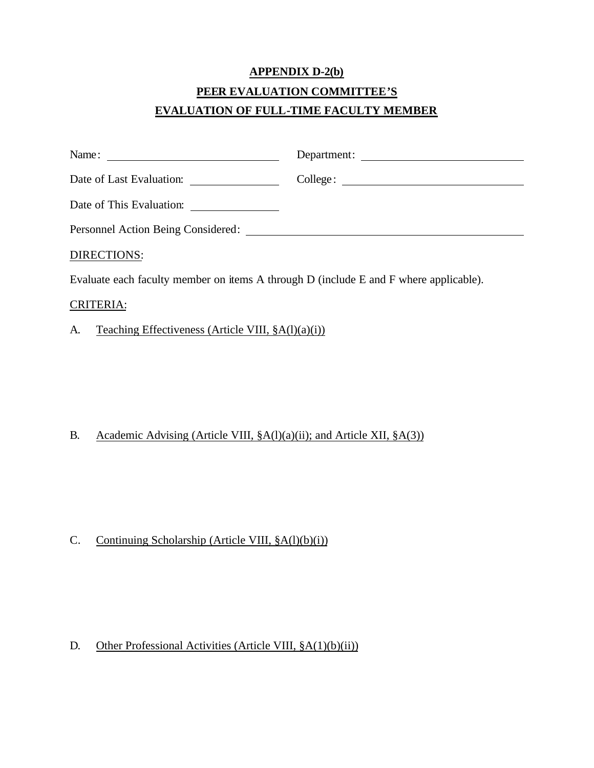**APPENDIX D-2(b)**

**PEER EVALUATION COMMITTEE'S**

**EVALUATION OF FULL-TIME FACULTY MEMBER**

Name: ____________________ Department: ____________________

Date of Last Evaluation: __________ College: ____________________

Date of This Evaluation: __________

Personnel Action Being Considered: ______________________________

DIRECTIONS:

Evaluate each faculty member on items A through D (include E and F where applicable).

CRITERIA:

A. Teaching Effectiveness (Article VIII, §A(l)(a)(i))

B. Academic Advising (Article VIII, §A(l)(a)(ii); and Article XII, §A(3))

C. Continuing Scholarship (Article VIII, §A(l)(b)(i))

D. Other Professional Activities (Article VIII, §A(1)(b)(ii))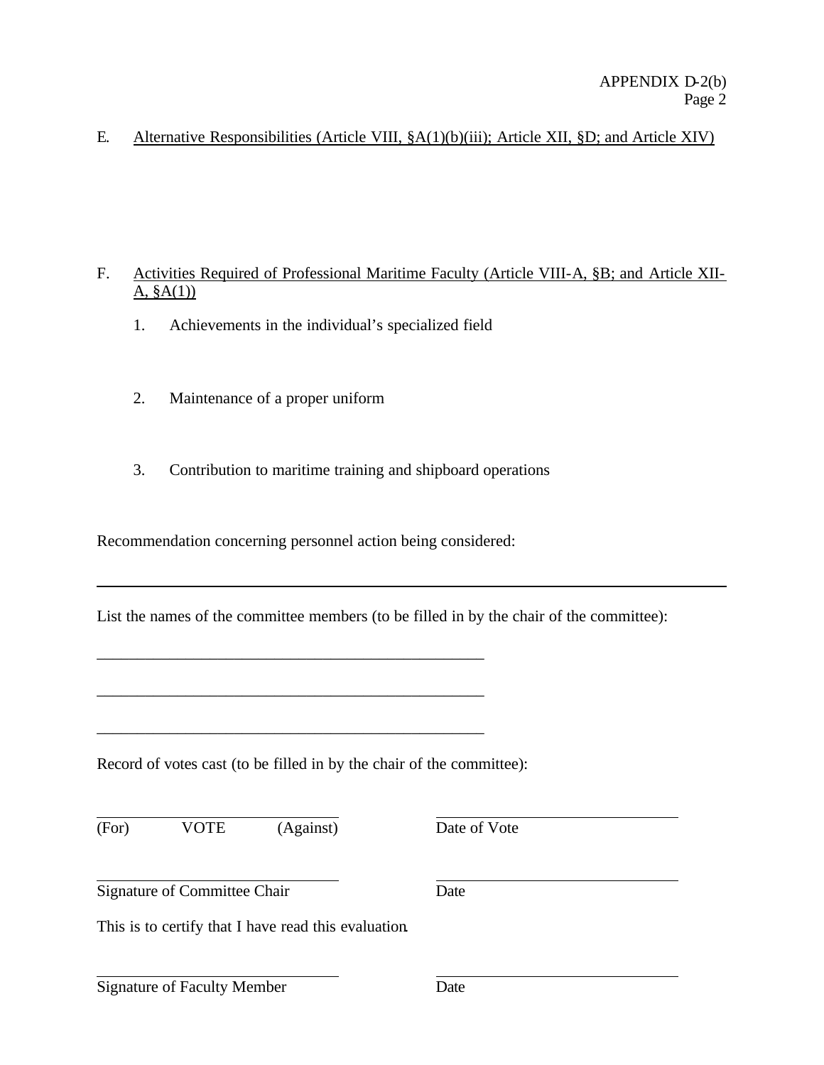APPENDIX D-2(b)

E. Alternative Responsibilities (Article VIII, §A(1)(b)(iii); Article XII, §D; and Article XIV)

F. Activities Required of Professional Maritime Faculty (Article VIII-A, §B; and Article XII-A, §A(1))

1. Achievements in the individual's specialized field

2. Maintenance of a proper uniform

3. Contribution to maritime training and shipboard operations

Recommendation concerning personnel action being considered:

---

List the names of the committee members (to be filled in by the chair of the committee):

\_\_\_\_\_\_\_\_\_\_\_\_\_\_\_\_\_\_\_\_\_\_\_\_\_\_\_\_\_\_\_\_\_\_\_\_\_\_\_\_\_\_\_\_\_\_\_\_

\_\_\_\_\_\_\_\_\_\_\_\_\_\_\_\_\_\_\_\_\_\_\_\_\_\_\_\_\_\_\_\_\_\_\_\_\_\_\_\_\_\_\_\_\_\_\_\_

\_\_\_\_\_\_\_\_\_\_\_\_\_\_\_\_\_\_\_\_\_\_\_\_\_\_\_\_\_\_\_\_\_\_\_\_\_\_\_\_\_\_\_\_\_\_\_\_

Record of votes cast (to be filled in by the chair of the committee):

| | |
|---|---|
| (For) VOTE (Against) | Date of Vote |
| Signature of Committee Chair | Date |

This is to certify that I have read this evaluation.

| | |
|---|---|
| Signature of Faculty Member | Date |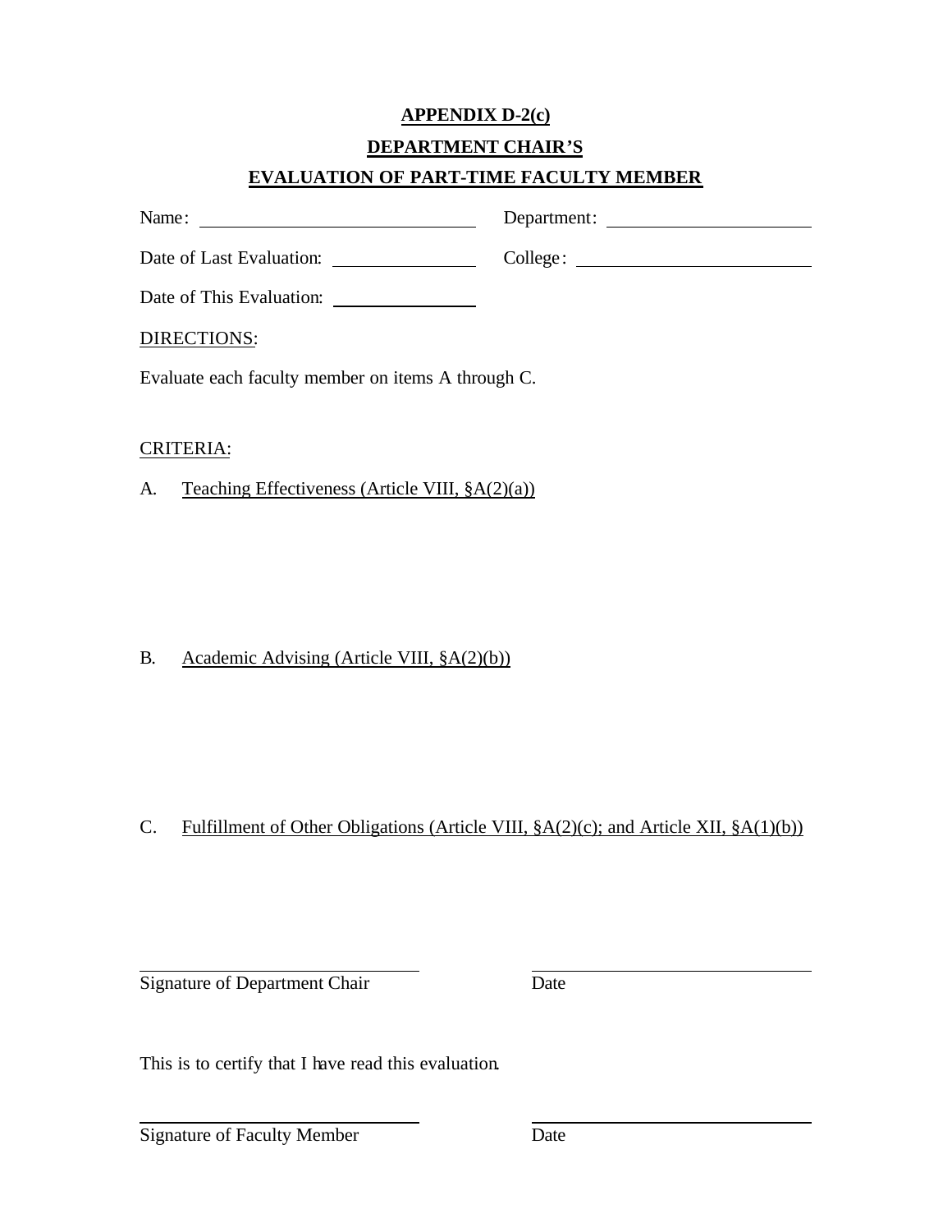**APPENDIX D-2(c)**

**DEPARTMENT CHAIR'S**

**EVALUATION OF PART-TIME FACULTY MEMBER**

Name: ______________________________ Department: ______________________

Date of Last Evaluation: _______________ College: __________________________

Date of This Evaluation: _______________

DIRECTIONS:

Evaluate each faculty member on items A through C.

CRITERIA:

A. Teaching Effectiveness (Article VIII, §A(2)(a))

B. Academic Advising (Article VIII, §A(2)(b))

C. Fulfillment of Other Obligations (Article VIII, §A(2)(c); and Article XII, §A(1)(b))

______________________________ ______________________________

Signature of Department Chair Date

This is to certify that I have read this evaluation.

______________________________ ______________________________

Signature of Faculty Member Date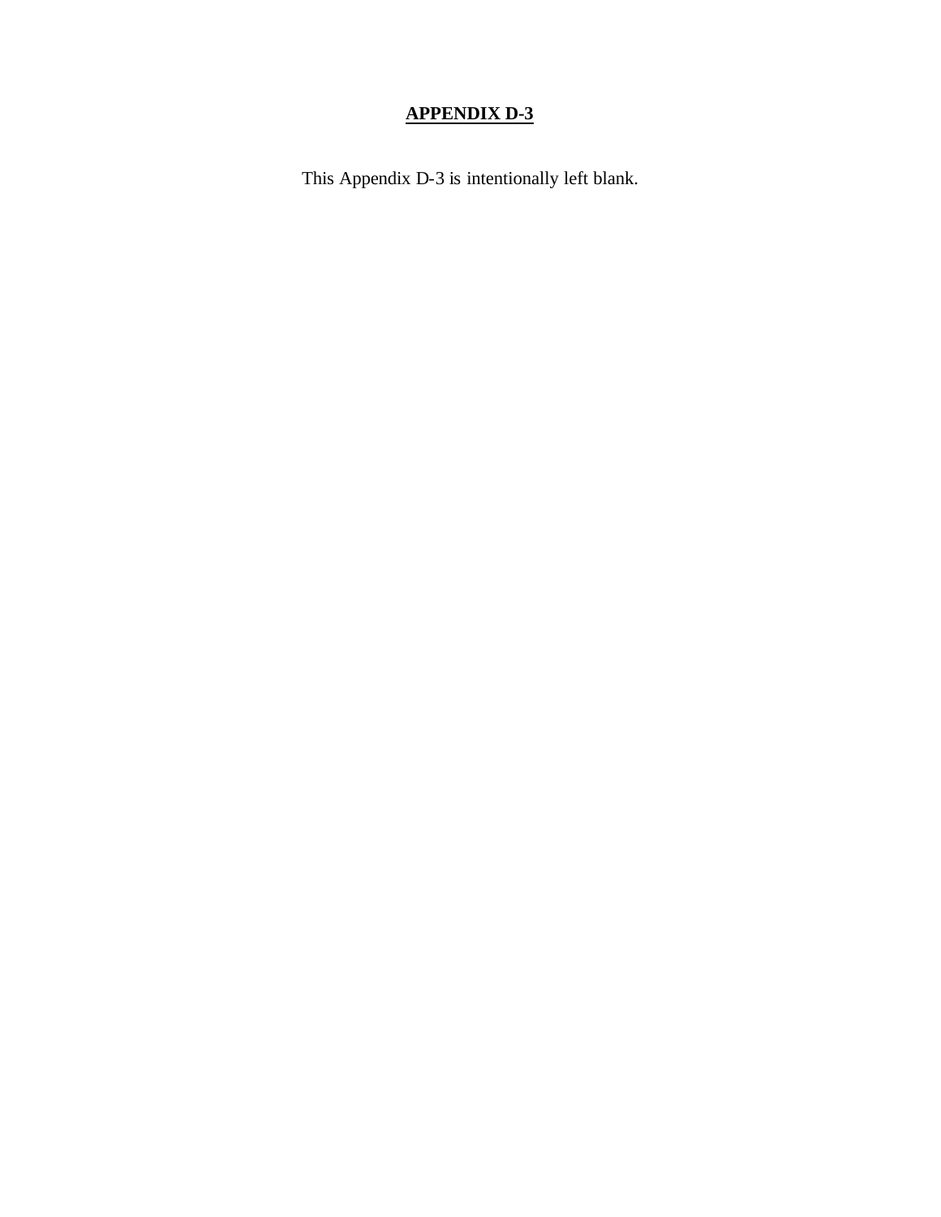# **APPENDIX D-3**

This Appendix D-3 is intentionally left blank.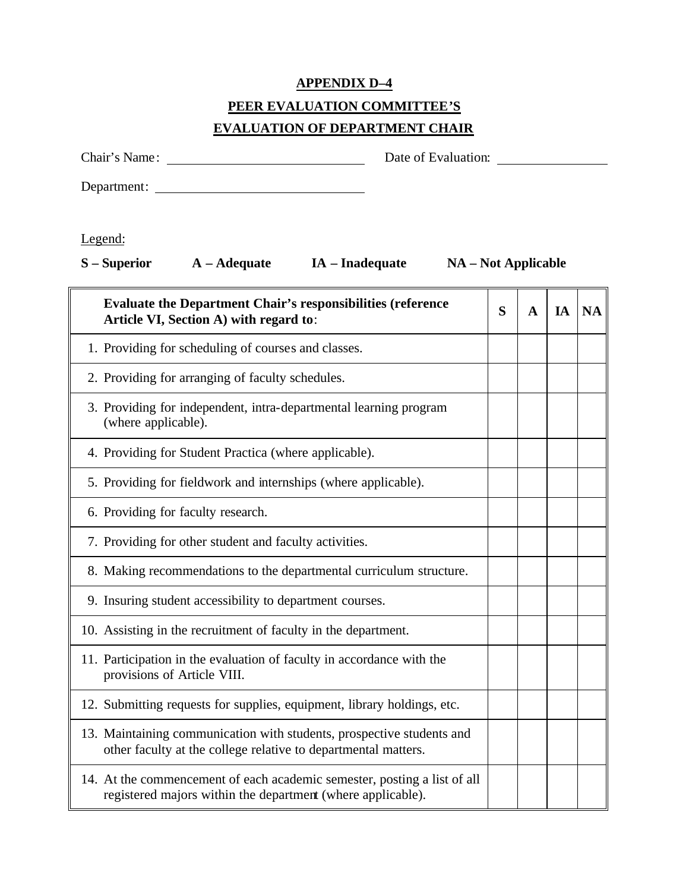# APPENDIX D–4

## PEER EVALUATION COMMITTEE'S

## EVALUATION OF DEPARTMENT CHAIR

Chair's Name: \_\_\_\_\_\_\_\_\_\_\_\_\_\_\_\_\_\_\_\_\_\_\_\_\_\_\_\_ Date of Evaluation: \_\_\_\_\_\_\_\_\_\_\_\_\_\_\_\_

Department: \_\_\_\_\_\_\_\_\_\_\_\_\_\_\_\_\_\_\_\_\_\_\_\_\_\_\_\_\_\_

Legend:

**S – Superior** **A – Adequate** **IA – Inadequate** **NA – Not Applicable**

| **Evaluate the Department Chair's responsibilities (reference Article VI, Section A) with regard to**: | **S** | **A** | **IA** | **NA** |
|---|---|---|---|---|
| 1. Providing for scheduling of courses and classes. | | | | |
| 2. Providing for arranging of faculty schedules. | | | | |
| 3. Providing for independent, intra-departmental learning program (where applicable). | | | | |
| 4. Providing for Student Practica (where applicable). | | | | |
| 5. Providing for fieldwork and internships (where applicable). | | | | |
| 6. Providing for faculty research. | | | | |
| 7. Providing for other student and faculty activities. | | | | |
| 8. Making recommendations to the departmental curriculum structure. | | | | |
| 9. Insuring student accessibility to department courses. | | | | |
| 10. Assisting in the recruitment of faculty in the department. | | | | |
| 11. Participation in the evaluation of faculty in accordance with the provisions of Article VIII. | | | | |
| 12. Submitting requests for supplies, equipment, library holdings, etc. | | | | |
| 13. Maintaining communication with students, prospective students and other faculty at the college relative to departmental matters. | | | | |
| 14. At the commencement of each academic semester, posting a list of all registered majors within the department (where applicable). | | | | |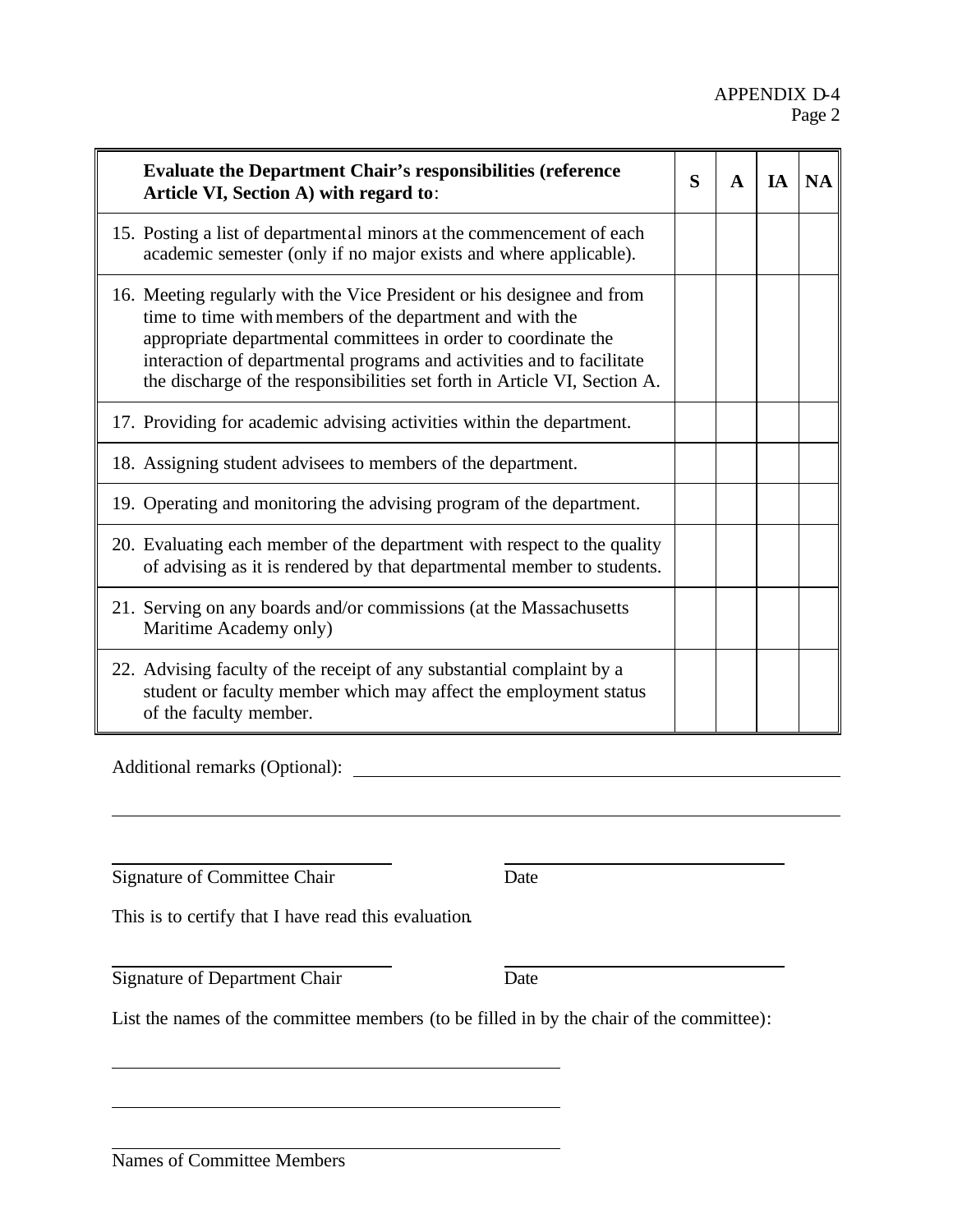APPENDIX D-4

| Evaluate the Department Chair's responsibilities (reference Article VI, Section A) with regard to: | S | A | IA | NA |
|---|---|---|---|---|
| 15. Posting a list of departmental minors at the commencement of each academic semester (only if no major exists and where applicable). | | | | |
| 16. Meeting regularly with the Vice President or his designee and from time to time with members of the department and with the appropriate departmental committees in order to coordinate the interaction of departmental programs and activities and to facilitate the discharge of the responsibilities set forth in Article VI, Section A. | | | | |
| 17. Providing for academic advising activities within the department. | | | | |
| 18. Assigning student advisees to members of the department. | | | | |
| 19. Operating and monitoring the advising program of the department. | | | | |
| 20. Evaluating each member of the department with respect to the quality of advising as it is rendered by that departmental member to students. | | | | |
| 21. Serving on any boards and/or commissions (at the Massachusetts Maritime Academy only) | | | | |
| 22. Advising faculty of the receipt of any substantial complaint by a student or faculty member which may affect the employment status of the faculty member. | | | | |

Additional remarks (Optional): ______________________________________________

_____________________________________________________________________

_____________________________ _____________________________

Signature of Committee Chair Date

This is to certify that I have read this evaluation.

_____________________________ _____________________________

Signature of Department Chair Date

List the names of the committee members (to be filled in by the chair of the committee):

_____________________________________________

_____________________________________________

_____________________________________________

Names of Committee Members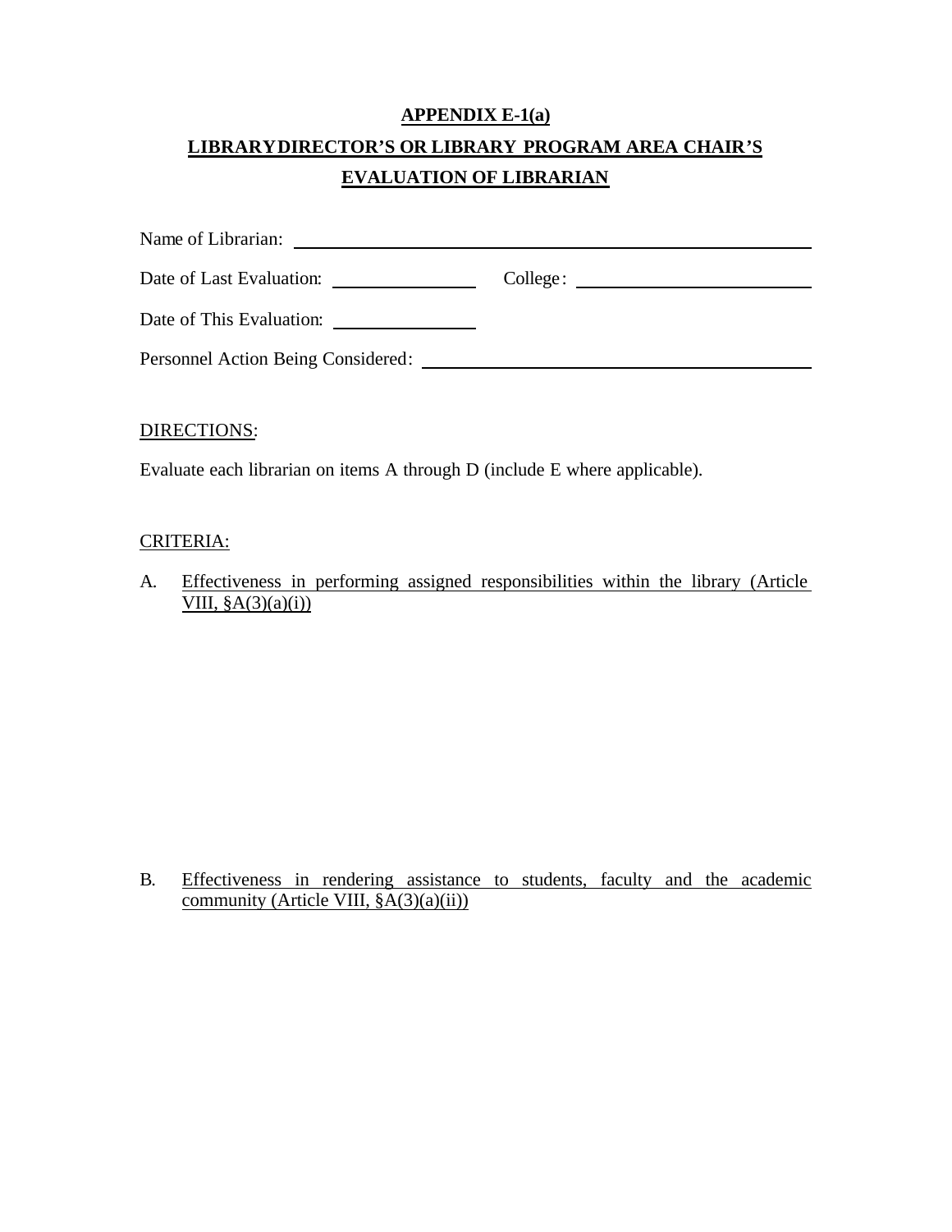**APPENDIX E-1(a)**

**LIBRARY DIRECTOR'S OR LIBRARY PROGRAM AREA CHAIR'S EVALUATION OF LIBRARIAN**

Name of Librarian: ______________________________

Date of Last Evaluation: ____________ College: ____________

Date of This Evaluation: ____________

Personnel Action Being Considered: ______________________________

DIRECTIONS:

Evaluate each librarian on items A through D (include E where applicable).

CRITERIA:

A. Effectiveness in performing assigned responsibilities within the library (Article VIII, §A(3)(a)(i))

B. Effectiveness in rendering assistance to students, faculty and the academic community (Article VIII, §A(3)(a)(ii))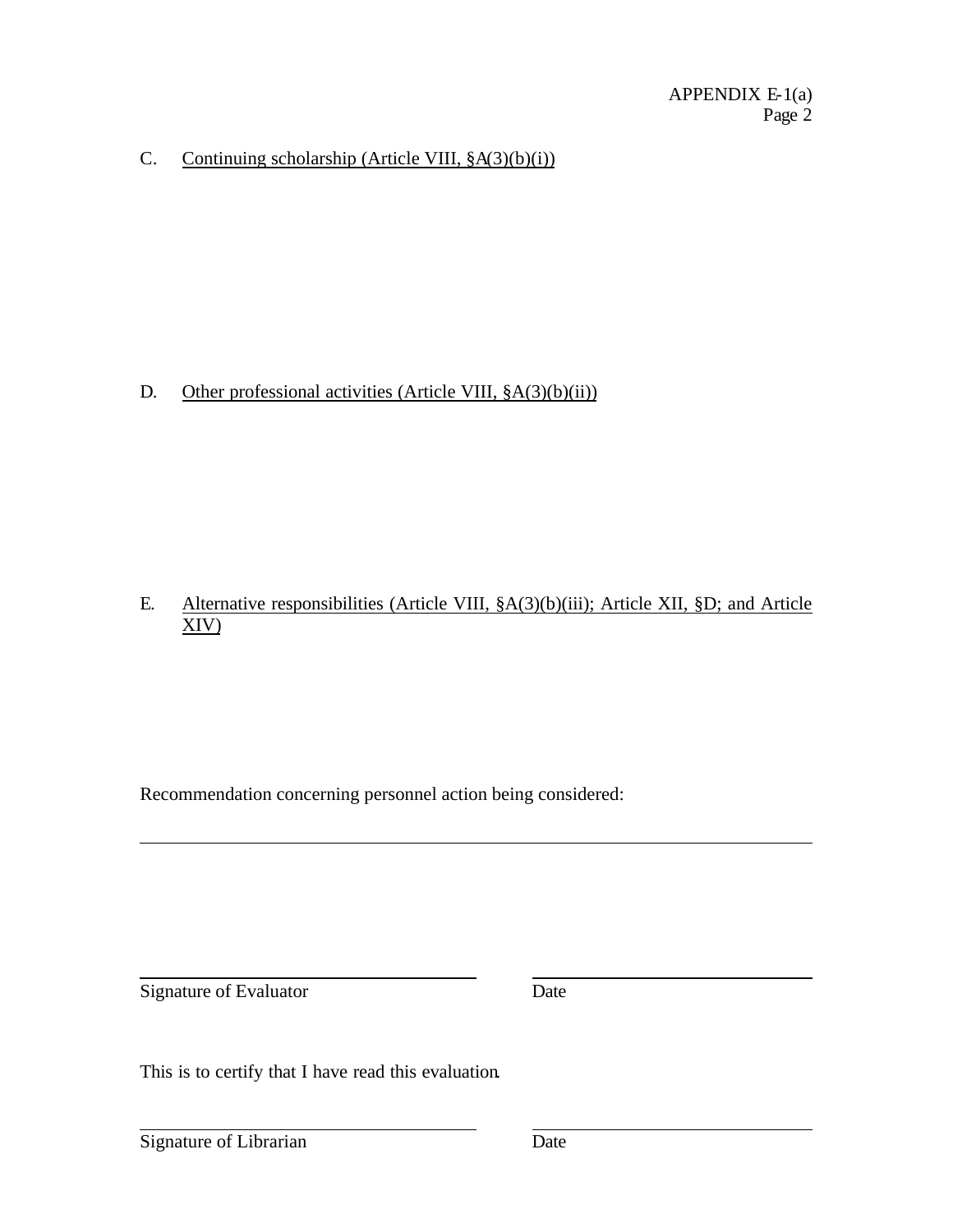C. <u>Continuing scholarship (Article VIII, §A(3)(b)(i))</u>

D. <u>Other professional activities (Article VIII, §A(3)(b)(ii))</u>

E. <u>Alternative responsibilities (Article VIII, §A(3)(b)(iii); Article XII, §D; and Article XIV)</u>

Recommendation concerning personnel action being considered:

\_\_\_\_\_\_\_\_\_\_\_\_\_\_\_\_\_\_\_\_\_\_\_\_\_\_\_\_\_\_\_\_\_\_\_\_\_\_\_\_\_\_\_\_\_\_\_\_\_\_\_\_\_\_\_\_\_\_\_\_

\_\_\_\_\_\_\_\_\_\_\_\_\_\_\_\_\_\_\_\_\_\_\_\_\_\_\_\_\_\_ \_\_\_\_\_\_\_\_\_\_\_\_\_\_\_\_\_\_\_\_\_\_\_\_\_\_

Signature of Evaluator Date

This is to certify that I have read this evaluation.

\_\_\_\_\_\_\_\_\_\_\_\_\_\_\_\_\_\_\_\_\_\_\_\_\_\_\_\_\_\_ \_\_\_\_\_\_\_\_\_\_\_\_\_\_\_\_\_\_\_\_\_\_\_\_\_\_

Signature of Librarian Date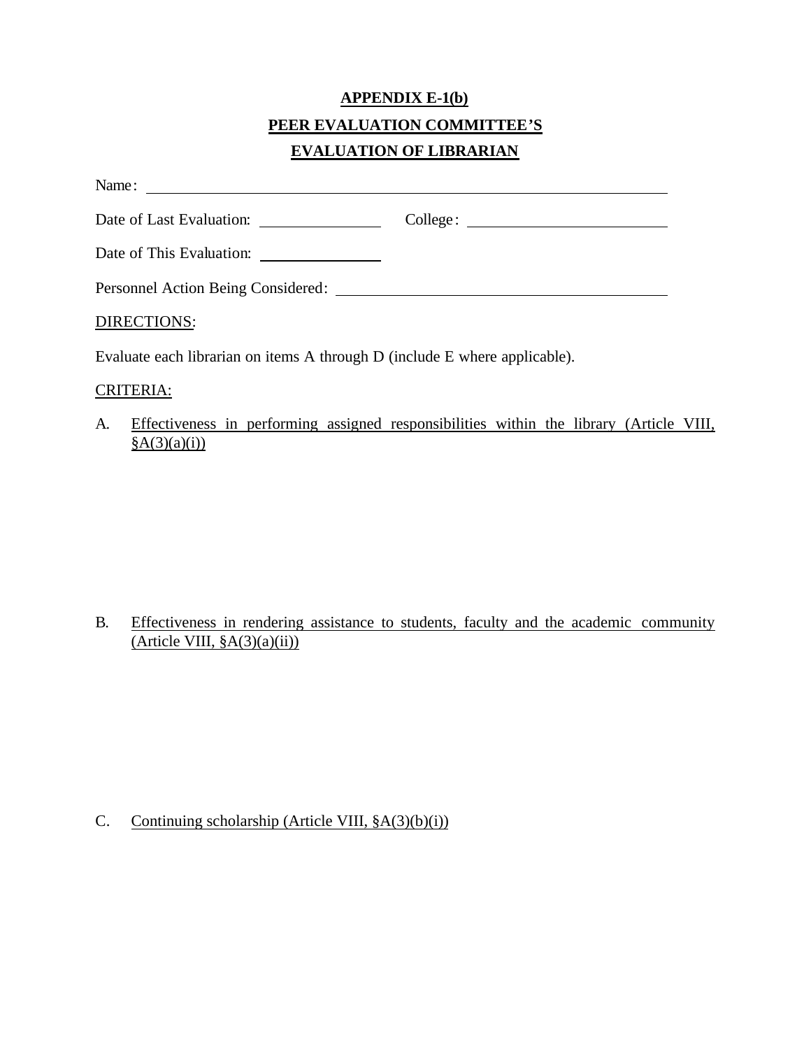**APPENDIX E-1(b)**

**PEER EVALUATION COMMITTEE'S**

**EVALUATION OF LIBRARIAN**

Name: \_\_\_\_\_\_\_\_\_\_\_\_\_\_\_\_\_\_\_\_\_\_\_\_\_\_\_\_\_\_\_\_\_\_\_\_\_\_\_\_\_\_\_\_\_\_\_\_\_\_\_\_\_\_\_\_\_\_

Date of Last Evaluation: \_\_\_\_\_\_\_\_\_\_\_\_\_\_\_ College: \_\_\_\_\_\_\_\_\_\_\_\_\_\_\_\_\_\_\_\_\_\_\_\_

Date of This Evaluation: \_\_\_\_\_\_\_\_\_\_\_\_\_\_\_

Personnel Action Being Considered: \_\_\_\_\_\_\_\_\_\_\_\_\_\_\_\_\_\_\_\_\_\_\_\_\_\_\_\_\_\_\_\_\_\_\_\_\_\_

DIRECTIONS:

Evaluate each librarian on items A through D (include E where applicable).

CRITERIA:

A. Effectiveness in performing assigned responsibilities within the library (Article VIII, §A(3)(a)(i))

B. Effectiveness in rendering assistance to students, faculty and the academic community (Article VIII, §A(3)(a)(ii))

C. Continuing scholarship (Article VIII, §A(3)(b)(i))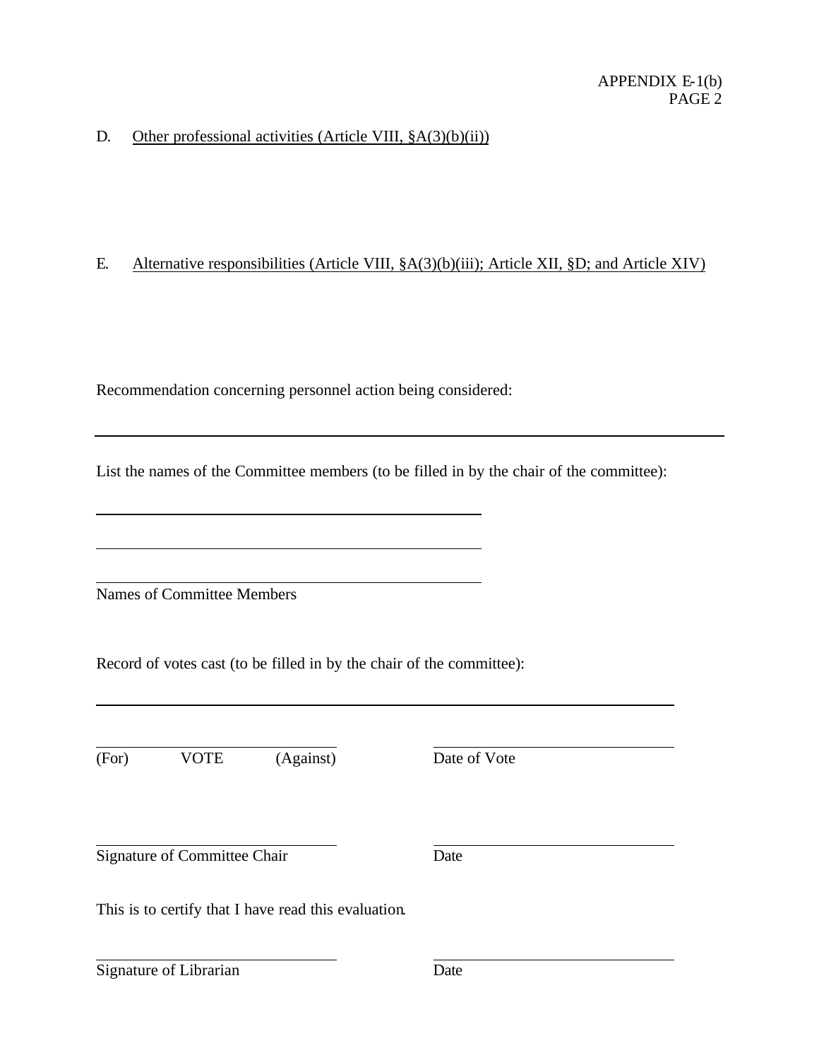APPENDIX E-1(b)
PAGE 2

D. Other professional activities (Article VIII, §A(3)(b)(ii))

E. Alternative responsibilities (Article VIII, §A(3)(b)(iii); Article XII, §D; and Article XIV)

Recommendation concerning personnel action being considered:

______________________________________________________________________

List the names of the Committee members (to be filled in by the chair of the committee):

________________________________________

________________________________________

________________________________________

Names of Committee Members

Record of votes cast (to be filled in by the chair of the committee):

______________________________________________________________________

________________________ ________________________

(For) VOTE (Against) Date of Vote

________________________ ________________________

Signature of Committee Chair Date

This is to certify that I have read this evaluation.

________________________ ________________________

Signature of Librarian Date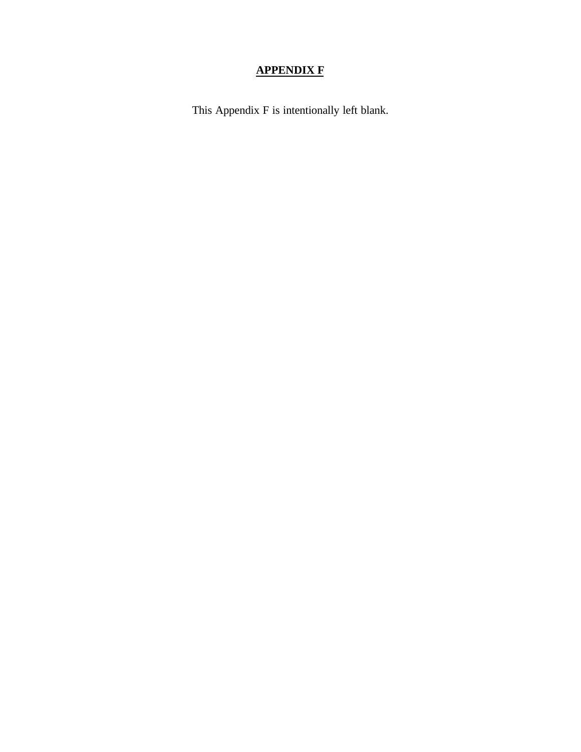# **APPENDIX F**

This Appendix F is intentionally left blank.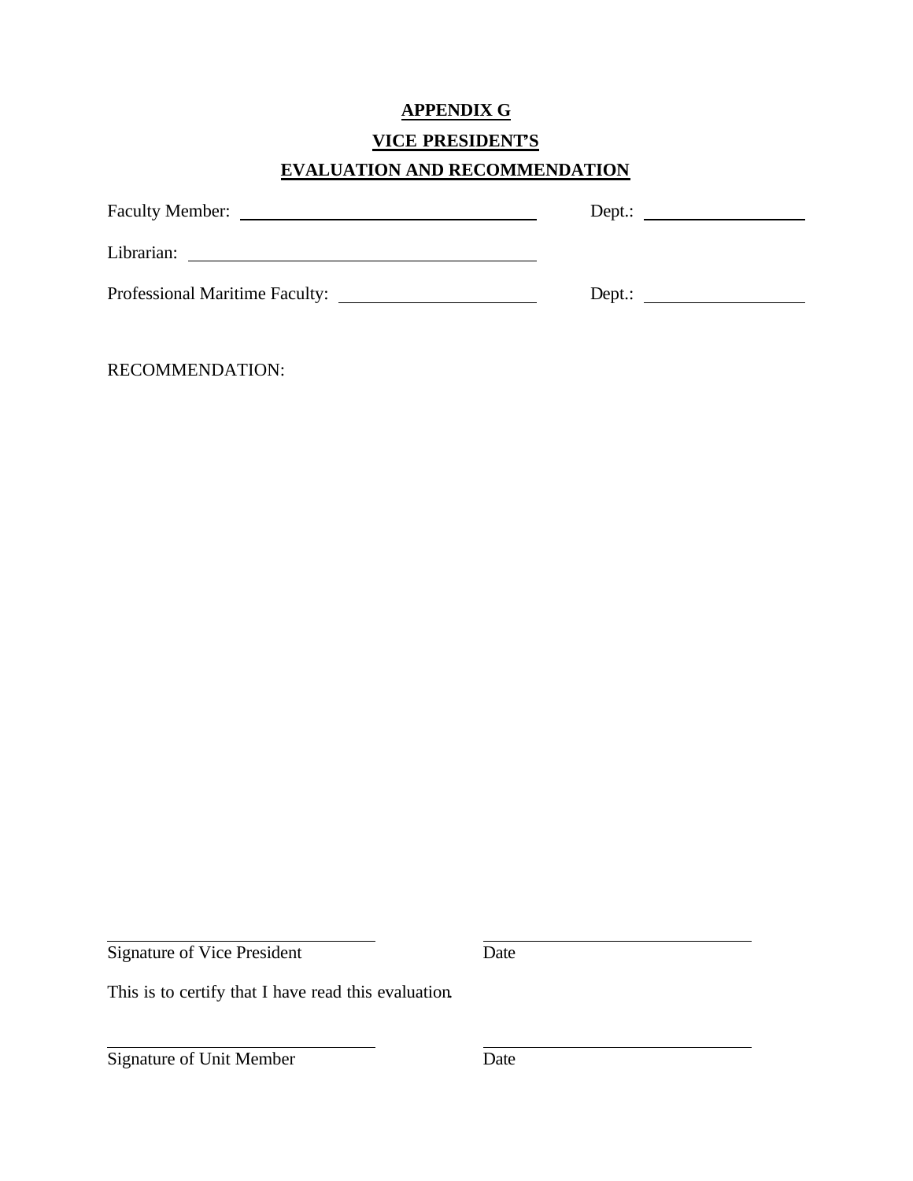**APPENDIX G**

**VICE PRESIDENT'S**

**EVALUATION AND RECOMMENDATION**

Faculty Member: ______________________________ Dept.: ________________

Librarian: ____________________________________

Professional Maritime Faculty: ____________________ Dept.: ________________

RECOMMENDATION:

_____________________________ _____________________________
Signature of Vice President Date

This is to certify that I have read this evaluation.

_____________________________ _____________________________
Signature of Unit Member Date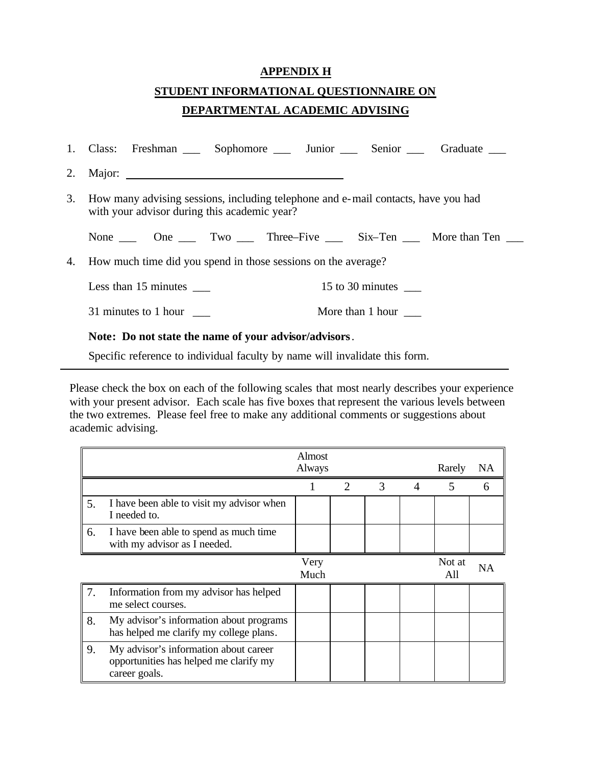# APPENDIX H

## STUDENT INFORMATIONAL QUESTIONNAIRE ON DEPARTMENTAL ACADEMIC ADVISING

1. Class: Freshman ___ Sophomore ___ Junior ___ Senior ___ Graduate ___

2. Major: ____________________________________

3. How many advising sessions, including telephone and e-mail contacts, have you had with your advisor during this academic year?

   None ___ One ___ Two ___ Three–Five ___ Six–Ten ___ More than Ten ___

4. How much time did you spend in those sessions on the average?

   Less than 15 minutes ___ 15 to 30 minutes ___

   31 minutes to 1 hour ___ More than 1 hour ___

   **Note: Do not state the name of your advisor/advisors**.

   Specific reference to individual faculty by name will invalidate this form.

---

Please check the box on each of the following scales that most nearly describes your experience with your present advisor. Each scale has five boxes that represent the various levels between the two extremes. Please feel free to make any additional comments or suggestions about academic advising.

| | Almost Always | | | | Rarely | NA |
|---|---|---|---|---|---|---|
| | 1 | 2 | 3 | 4 | 5 | 6 |
| 5. I have been able to visit my advisor when I needed to. | | | | | | |
| 6. I have been able to spend as much time with my advisor as I needed. | | | | | | |
| | **Very Much** | | | | **Not at All** | **NA** |
| 7. Information from my advisor has helped me select courses. | | | | | | |
| 8. My advisor's information about programs has helped me clarify my college plans. | | | | | | |
| 9. My advisor's information about career opportunities has helped me clarify my career goals. | | | | | | |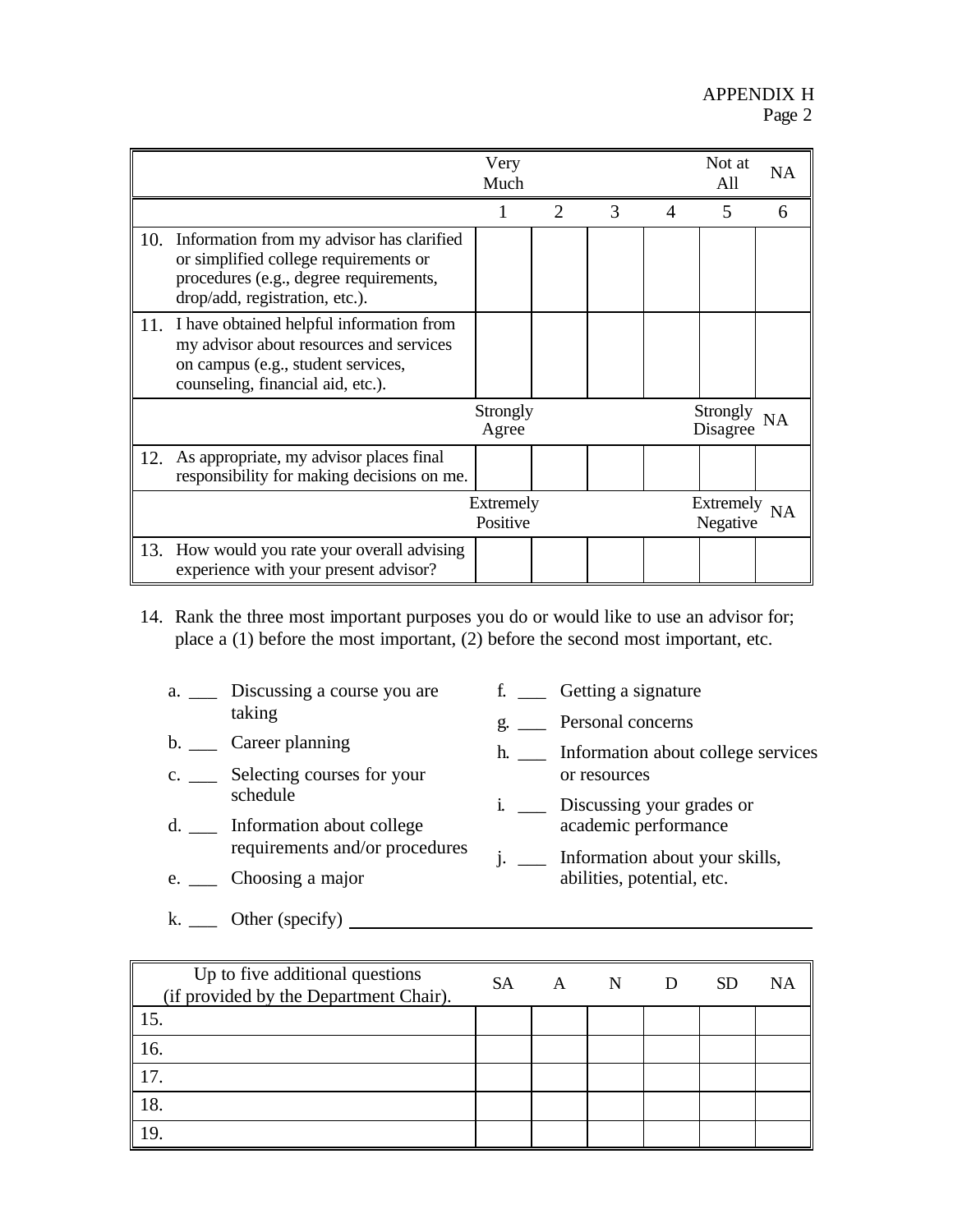APPENDIX H
Page 2

| | Very Much | | | | Not at All | NA |
|---|---|---|---|---|---|---|
| | 1 | 2 | 3 | 4 | 5 | 6 |
| 10. Information from my advisor has clarified or simplified college requirements or procedures (e.g., degree requirements, drop/add, registration, etc.). | | | | | | |
| 11. I have obtained helpful information from my advisor about resources and services on campus (e.g., student services, counseling, financial aid, etc.). | | | | | | |
| | Strongly Agree | | | | Strongly Disagree | NA |
| 12. As appropriate, my advisor places final responsibility for making decisions on me. | | | | | | |
| | Extremely Positive | | | | Extremely Negative | NA |
| 13. How would you rate your overall advising experience with your present advisor? | | | | | | |

14. Rank the three most important purposes you do or would like to use an advisor for; place a (1) before the most important, (2) before the second most important, etc.

a. ___ Discussing a course you are taking

b. ___ Career planning

c. ___ Selecting courses for your schedule

d. ___ Information about college requirements and/or procedures

e. ___ Choosing a major

f. ___ Getting a signature

g. ___ Personal concerns

h. ___ Information about college services or resources

i. ___ Discussing your grades or academic performance

j. ___ Information about your skills, abilities, potential, etc.

k. ___ Other (specify) ______________________________

| Up to five additional questions (if provided by the Department Chair). | SA | A | N | D | SD | NA |
|---|---|---|---|---|---|---|
| 15. | | | | | | |
| 16. | | | | | | |
| 17. | | | | | | |
| 18. | | | | | | |
| 19. | | | | | | |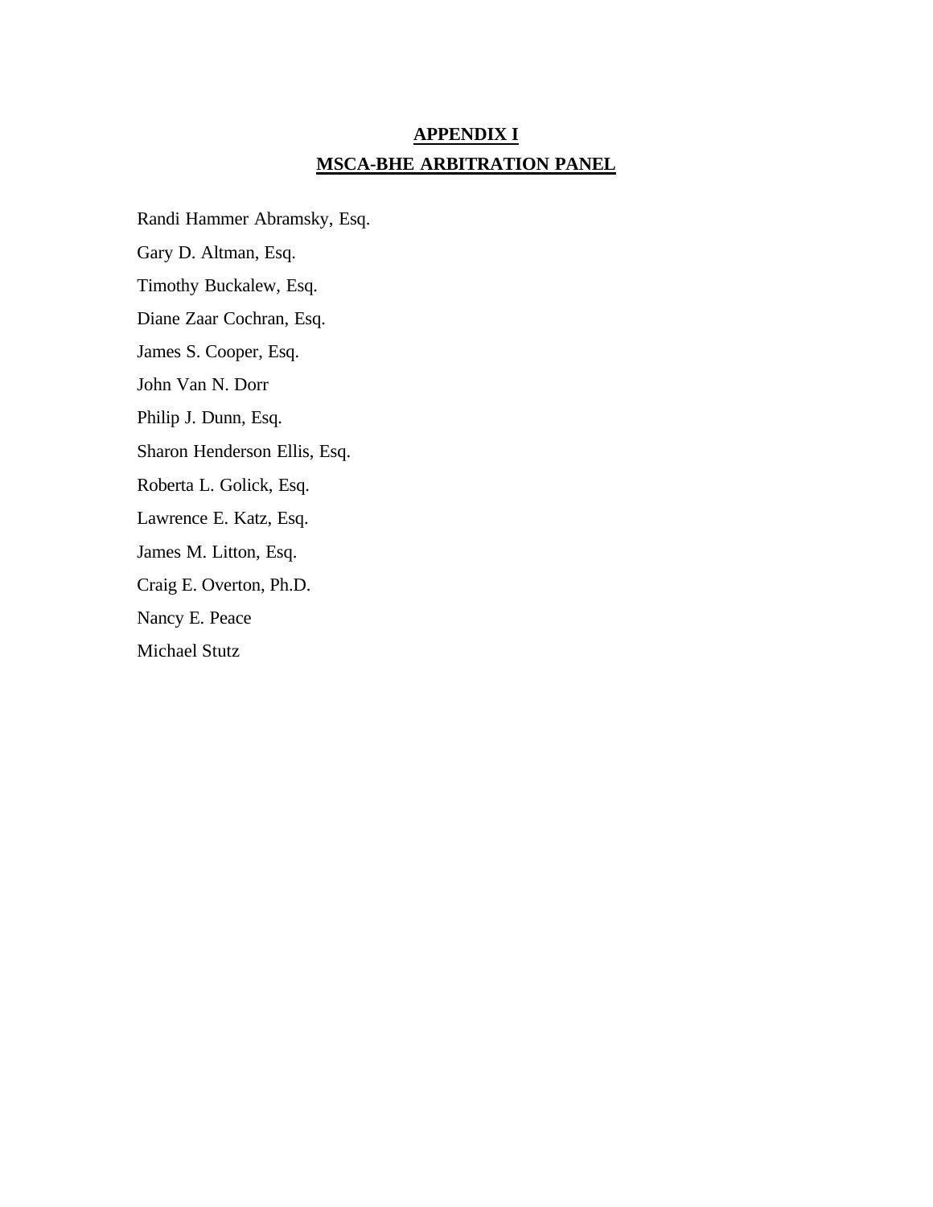# APPENDIX I

## MSCA-BHE ARBITRATION PANEL

Randi Hammer Abramsky, Esq.

Gary D. Altman, Esq.

Timothy Buckalew, Esq.

Diane Zaar Cochran, Esq.

James S. Cooper, Esq.

John Van N. Dorr

Philip J. Dunn, Esq.

Sharon Henderson Ellis, Esq.

Roberta L. Golick, Esq.

Lawrence E. Katz, Esq.

James M. Litton, Esq.

Craig E. Overton, Ph.D.

Nancy E. Peace

Michael Stutz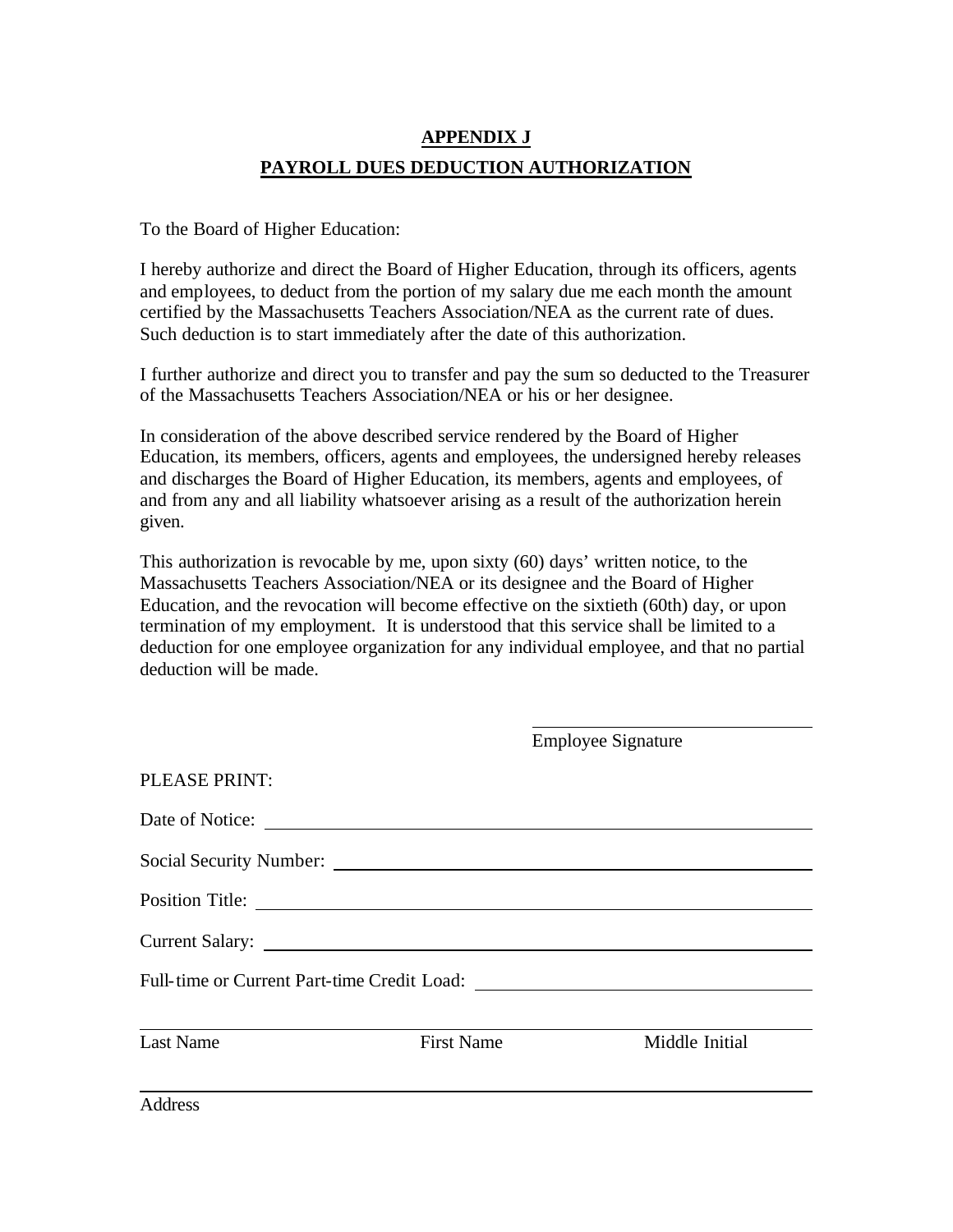## APPENDIX J

## PAYROLL DUES DEDUCTION AUTHORIZATION

To the Board of Higher Education:

I hereby authorize and direct the Board of Higher Education, through its officers, agents and employees, to deduct from the portion of my salary due me each month the amount certified by the Massachusetts Teachers Association/NEA as the current rate of dues. Such deduction is to start immediately after the date of this authorization.

I further authorize and direct you to transfer and pay the sum so deducted to the Treasurer of the Massachusetts Teachers Association/NEA or his or her designee.

In consideration of the above described service rendered by the Board of Higher Education, its members, officers, agents and employees, the undersigned hereby releases and discharges the Board of Higher Education, its members, agents and employees, of and from any and all liability whatsoever arising as a result of the authorization herein given.

This authorization is revocable by me, upon sixty (60) days' written notice, to the Massachusetts Teachers Association/NEA or its designee and the Board of Higher Education, and the revocation will become effective on the sixtieth (60th) day, or upon termination of my employment. It is understood that this service shall be limited to a deduction for one employee organization for any individual employee, and that no partial deduction will be made.

\_\_\_\_\_\_\_\_\_\_\_\_\_\_\_\_\_\_\_\_\_\_\_\_\_\_\_\_\_\_
Employee Signature

PLEASE PRINT:

Date of Notice: \_\_\_\_\_\_\_\_\_\_\_\_\_\_\_\_\_\_\_\_\_\_\_\_\_\_\_\_\_\_

Social Security Number: \_\_\_\_\_\_\_\_\_\_\_\_\_\_\_\_\_\_\_\_\_\_\_\_\_\_\_\_\_\_

Position Title: \_\_\_\_\_\_\_\_\_\_\_\_\_\_\_\_\_\_\_\_\_\_\_\_\_\_\_\_\_\_

Current Salary: \_\_\_\_\_\_\_\_\_\_\_\_\_\_\_\_\_\_\_\_\_\_\_\_\_\_\_\_\_\_

Full-time or Current Part-time Credit Load: \_\_\_\_\_\_\_\_\_\_\_\_\_\_\_\_\_\_\_\_\_\_\_\_\_\_\_\_\_\_

\_\_\_\_\_\_\_\_\_\_\_\_\_\_\_\_\_\_\_\_\_\_\_\_\_\_\_\_\_\_\_\_\_\_\_\_\_\_\_\_\_\_\_\_\_\_\_\_\_\_\_\_\_\_\_\_\_\_\_\_
Last Name First Name Middle Initial

\_\_\_\_\_\_\_\_\_\_\_\_\_\_\_\_\_\_\_\_\_\_\_\_\_\_\_\_\_\_\_\_\_\_\_\_\_\_\_\_\_\_\_\_\_\_\_\_\_\_\_\_\_\_\_\_\_\_\_\_
Address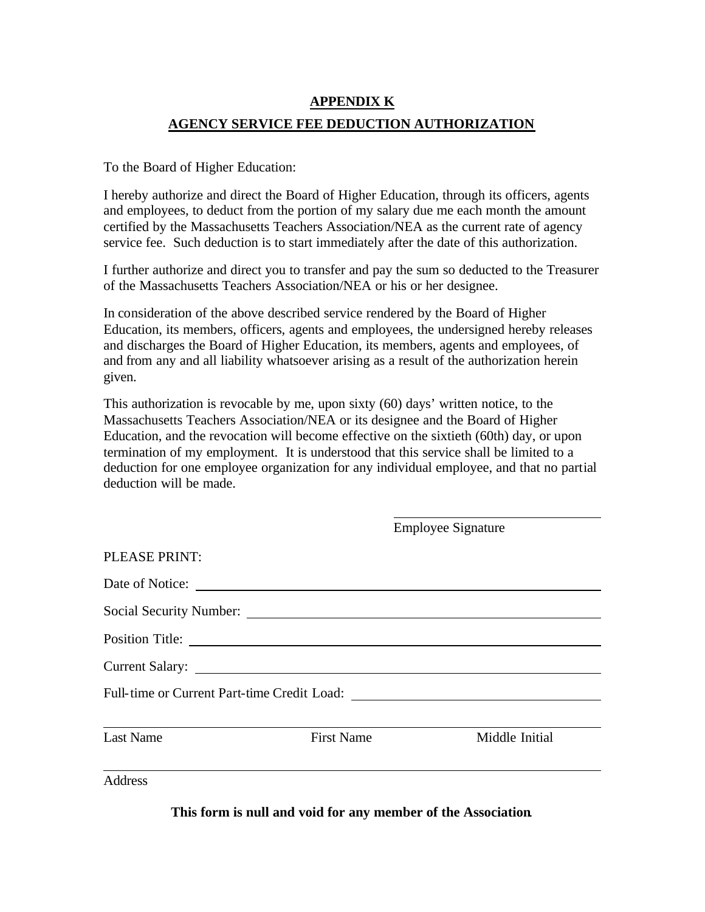**APPENDIX K**

**AGENCY SERVICE FEE DEDUCTION AUTHORIZATION**

To the Board of Higher Education:

I hereby authorize and direct the Board of Higher Education, through its officers, agents and employees, to deduct from the portion of my salary due me each month the amount certified by the Massachusetts Teachers Association/NEA as the current rate of agency service fee. Such deduction is to start immediately after the date of this authorization.

I further authorize and direct you to transfer and pay the sum so deducted to the Treasurer of the Massachusetts Teachers Association/NEA or his or her designee.

In consideration of the above described service rendered by the Board of Higher Education, its members, officers, agents and employees, the undersigned hereby releases and discharges the Board of Higher Education, its members, agents and employees, of and from any and all liability whatsoever arising as a result of the authorization herein given.

This authorization is revocable by me, upon sixty (60) days' written notice, to the Massachusetts Teachers Association/NEA or its designee and the Board of Higher Education, and the revocation will become effective on the sixtieth (60th) day, or upon termination of my employment. It is understood that this service shall be limited to a deduction for one employee organization for any individual employee, and that no partial deduction will be made.

\_\_\_\_\_\_\_\_\_\_\_\_\_\_\_\_\_\_\_\_\_\_\_\_\_\_\_\_\_\_
Employee Signature

PLEASE PRINT:

Date of Notice: \_\_\_\_\_\_\_\_\_\_\_\_\_\_\_\_\_\_\_\_\_\_\_\_\_\_\_\_\_\_\_\_\_\_\_\_\_\_\_\_

Social Security Number: \_\_\_\_\_\_\_\_\_\_\_\_\_\_\_\_\_\_\_\_\_\_\_\_\_\_\_\_\_\_\_\_\_\_

Position Title: \_\_\_\_\_\_\_\_\_\_\_\_\_\_\_\_\_\_\_\_\_\_\_\_\_\_\_\_\_\_\_\_\_\_\_\_\_\_\_\_\_

Current Salary: \_\_\_\_\_\_\_\_\_\_\_\_\_\_\_\_\_\_\_\_\_\_\_\_\_\_\_\_\_\_\_\_\_\_\_\_\_\_\_\_

Full-time or Current Part-time Credit Load: \_\_\_\_\_\_\_\_\_\_\_\_\_\_\_\_\_\_\_\_\_\_\_\_\_\_\_\_

\_\_\_\_\_\_\_\_\_\_\_\_\_\_\_\_\_\_\_\_\_\_\_\_\_\_\_\_\_\_\_\_\_\_\_\_\_\_\_\_\_\_\_\_\_\_\_\_\_\_\_\_\_\_\_\_\_\_
Last Name　　　　First Name　　　　Middle Initial

\_\_\_\_\_\_\_\_\_\_\_\_\_\_\_\_\_\_\_\_\_\_\_\_\_\_\_\_\_\_\_\_\_\_\_\_\_\_\_\_\_\_\_\_\_\_\_\_\_\_\_\_\_\_\_\_\_\_
Address

**This form is null and void for any member of the Association.**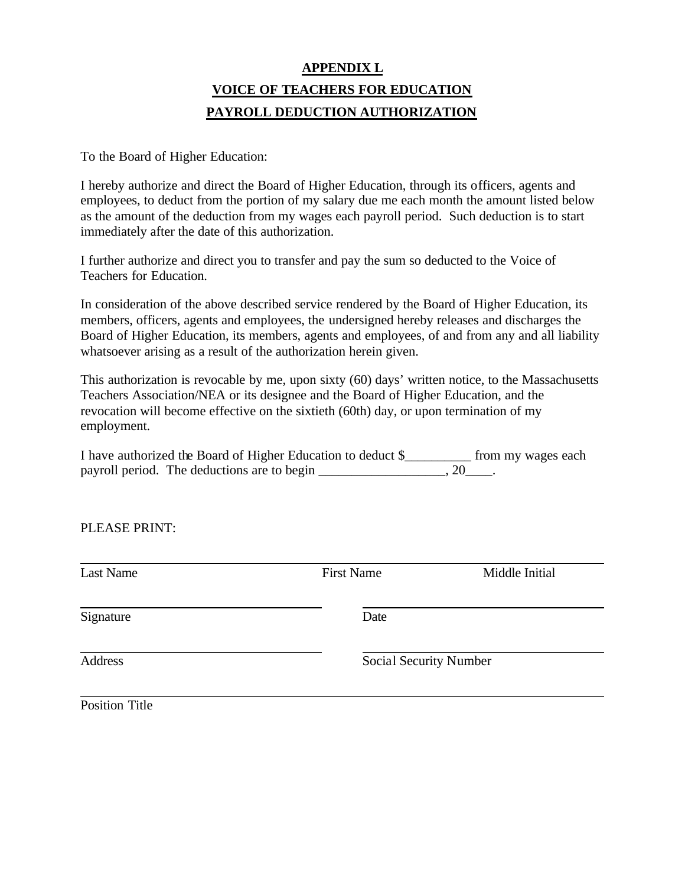# APPENDIX L

## VOICE OF TEACHERS FOR EDUCATION

## PAYROLL DEDUCTION AUTHORIZATION

To the Board of Higher Education:

I hereby authorize and direct the Board of Higher Education, through its officers, agents and employees, to deduct from the portion of my salary due me each month the amount listed below as the amount of the deduction from my wages each payroll period. Such deduction is to start immediately after the date of this authorization.

I further authorize and direct you to transfer and pay the sum so deducted to the Voice of Teachers for Education.

In consideration of the above described service rendered by the Board of Higher Education, its members, officers, agents and employees, the undersigned hereby releases and discharges the Board of Higher Education, its members, agents and employees, of and from any and all liability whatsoever arising as a result of the authorization herein given.

This authorization is revocable by me, upon sixty (60) days' written notice, to the Massachusetts Teachers Association/NEA or its designee and the Board of Higher Education, and the revocation will become effective on the sixtieth (60th) day, or upon termination of my employment.

I have authorized the Board of Higher Education to deduct $__________ from my wages each payroll period. The deductions are to begin ___________________, 20____.

PLEASE PRINT:

______________________________________________________________

Last Name First Name Middle Initial

______________________________ ______________________________

Signature Date

______________________________ ______________________________

Address Social Security Number

______________________________________________________________

Position Title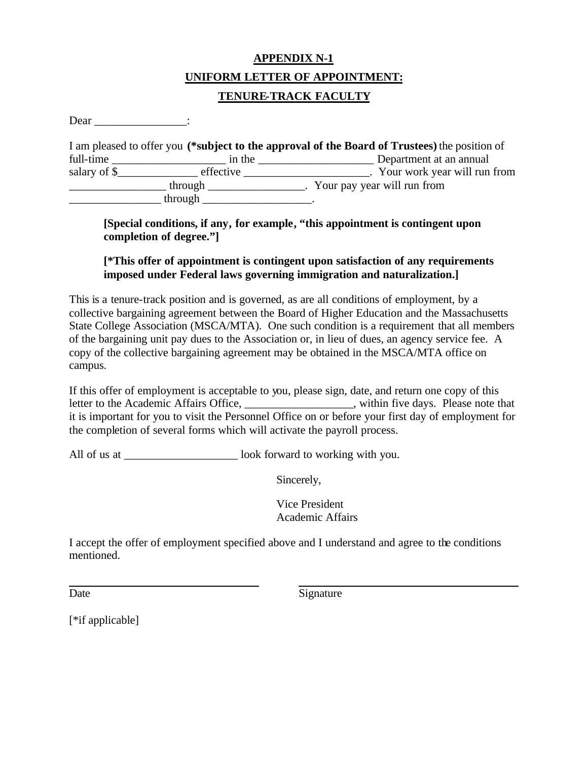**APPENDIX N-1**

**UNIFORM LETTER OF APPOINTMENT:**

**TENURE-TRACK FACULTY**

Dear ________________:

I am pleased to offer you **(*subject to the approval of the Board of Trustees)** the position of full-time ___________________ in the ___________________ Department at an annual salary of $_____________ effective _____________________. Your work year will run from ________________ through ________________. Your pay year will run from _______________ through __________________.

> **[Special conditions, if any, for example, "this appointment is contingent upon completion of degree."]**
>
> **[*This offer of appointment is contingent upon satisfaction of any requirements imposed under Federal laws governing immigration and naturalization.]**

This is a tenure-track position and is governed, as are all conditions of employment, by a collective bargaining agreement between the Board of Higher Education and the Massachusetts State College Association (MSCA/MTA). One such condition is a requirement that all members of the bargaining unit pay dues to the Association or, in lieu of dues, an agency service fee. A copy of the collective bargaining agreement may be obtained in the MSCA/MTA office on campus.

If this offer of employment is acceptable to you, please sign, date, and return one copy of this letter to the Academic Affairs Office, __________________, within five days. Please note that it is important for you to visit the Personnel Office on or before your first day of employment for the completion of several forms which will activate the payroll process.

All of us at ___________________ look forward to working with you.

Sincerely,

Vice President
Academic Affairs

I accept the offer of employment specified above and I understand and agree to the conditions mentioned.

_______________________________ _______________________________

Date Signature

[*if applicable]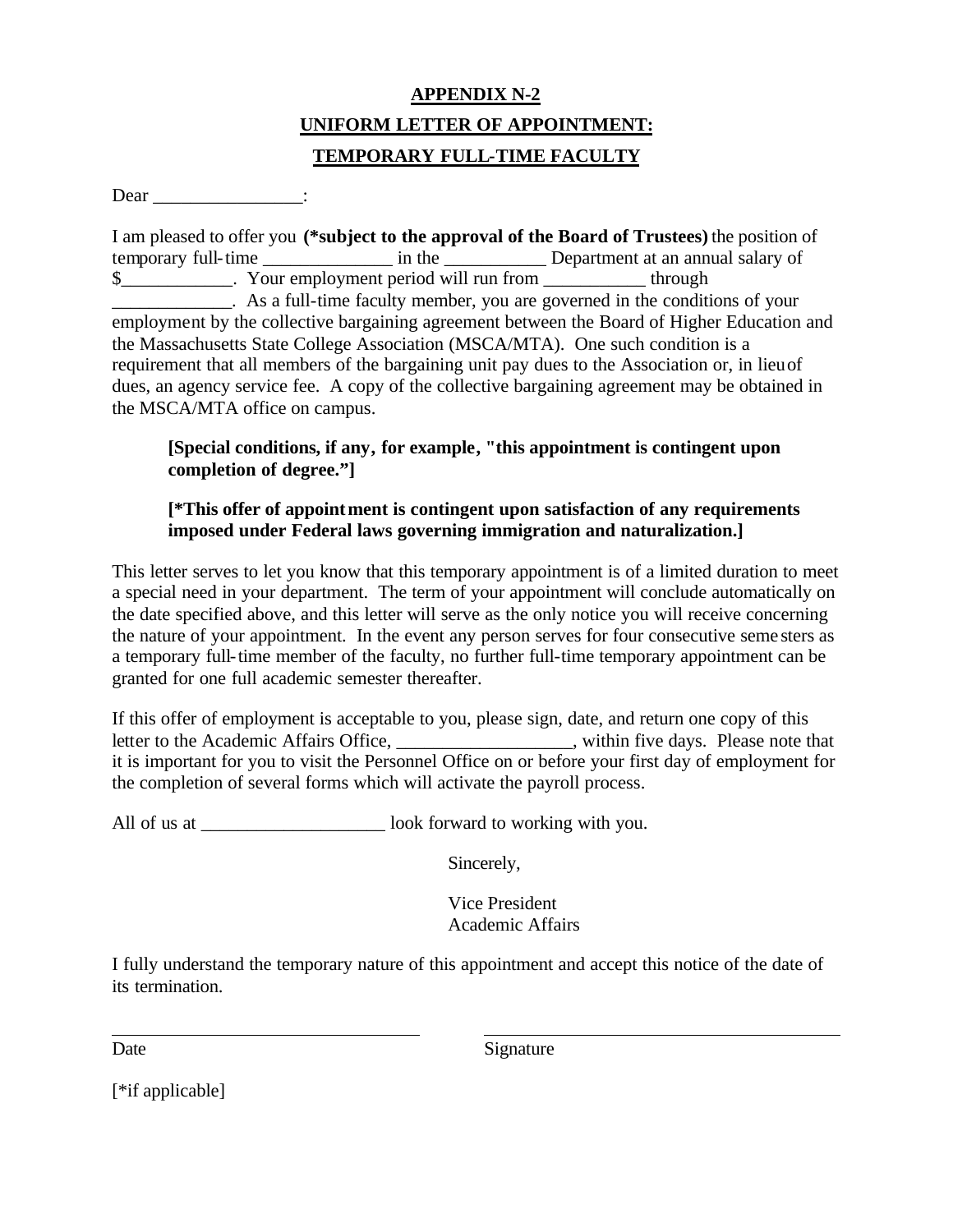**APPENDIX N-2**

**UNIFORM LETTER OF APPOINTMENT:**

**TEMPORARY FULL-TIME FACULTY**

Dear ________________:

I am pleased to offer you **(*subject to the approval of the Board of Trustees)** the position of temporary full-time ______________ in the ___________ Department at an annual salary of $____________. Your employment period will run from ___________ through _____________. As a full-time faculty member, you are governed in the conditions of your employment by the collective bargaining agreement between the Board of Higher Education and the Massachusetts State College Association (MSCA/MTA). One such condition is a requirement that all members of the bargaining unit pay dues to the Association or, in lieu of dues, an agency service fee. A copy of the collective bargaining agreement may be obtained in the MSCA/MTA office on campus.

> **[Special conditions, if any, for example, "this appointment is contingent upon completion of degree."]**
>
> **[*This offer of appointment is contingent upon satisfaction of any requirements imposed under Federal laws governing immigration and naturalization.]**

This letter serves to let you know that this temporary appointment is of a limited duration to meet a special need in your department. The term of your appointment will conclude automatically on the date specified above, and this letter will serve as the only notice you will receive concerning the nature of your appointment. In the event any person serves for four consecutive semesters as a temporary full-time member of the faculty, no further full-time temporary appointment can be granted for one full academic semester thereafter.

If this offer of employment is acceptable to you, please sign, date, and return one copy of this letter to the Academic Affairs Office, ___________________, within five days. Please note that it is important for you to visit the Personnel Office on or before your first day of employment for the completion of several forms which will activate the payroll process.

All of us at ____________________ look forward to working with you.

Sincerely,

Vice President
Academic Affairs

I fully understand the temporary nature of this appointment and accept this notice of the date of its termination.

_________________________________ _________________________________

Date Signature

[*if applicable]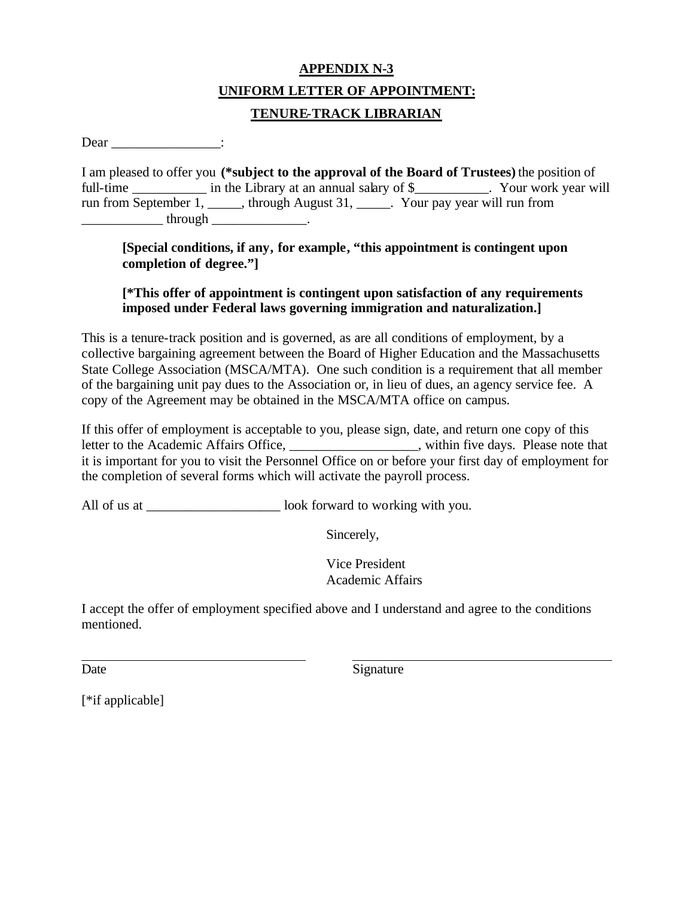**APPENDIX N-3**

**UNIFORM LETTER OF APPOINTMENT:**

**TENURE-TRACK LIBRARIAN**

Dear ________________:

I am pleased to offer you **(*subject to the approval of the Board of Trustees)** the position of full-time ___________ in the Library at an annual salary of $___________. Your work year will run from September 1, _____, through August 31, _____. Your pay year will run from ____________ through ______________.

> **[Special conditions, if any, for example, "this appointment is contingent upon completion of degree."]**
>
> **[*This offer of appointment is contingent upon satisfaction of any requirements imposed under Federal laws governing immigration and naturalization.]**

This is a tenure-track position and is governed, as are all conditions of employment, by a collective bargaining agreement between the Board of Higher Education and the Massachusetts State College Association (MSCA/MTA). One such condition is a requirement that all member of the bargaining unit pay dues to the Association or, in lieu of dues, an agency service fee. A copy of the Agreement may be obtained in the MSCA/MTA office on campus.

If this offer of employment is acceptable to you, please sign, date, and return one copy of this letter to the Academic Affairs Office, ___________________, within five days. Please note that it is important for you to visit the Personnel Office on or before your first day of employment for the completion of several forms which will activate the payroll process.

All of us at ____________________ look forward to working with you.

Sincerely,

Vice President
Academic Affairs

I accept the offer of employment specified above and I understand and agree to the conditions mentioned.

_______________________________ _______________________________
Date Signature

[*if applicable]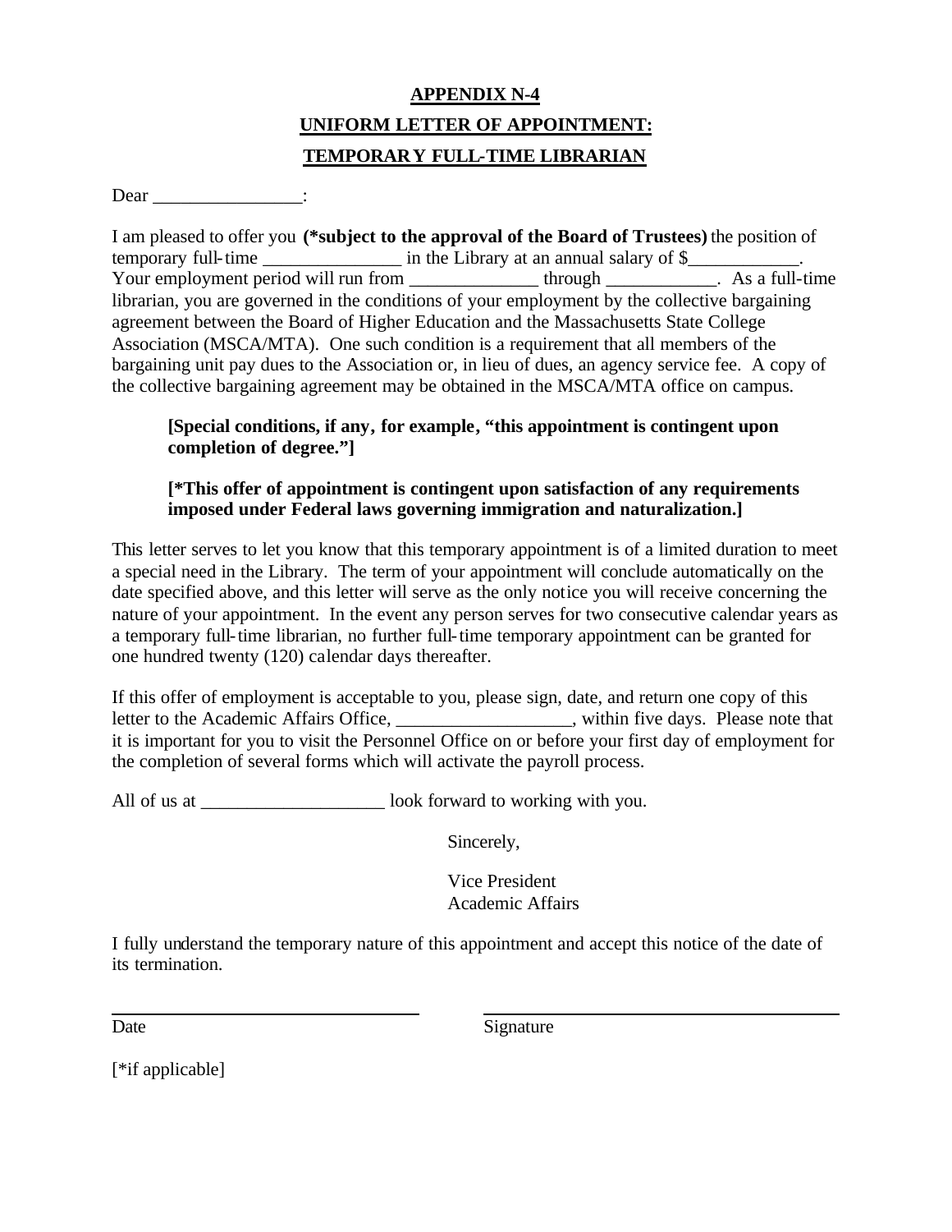**APPENDIX N-4**

**UNIFORM LETTER OF APPOINTMENT:**

**TEMPORARY FULL-TIME LIBRARIAN**

Dear ________________:

I am pleased to offer you **(*subject to the approval of the Board of Trustees)** the position of temporary full-time _______________ in the Library at an annual salary of $____________. Your employment period will run from ______________ through ____________. As a full-time librarian, you are governed in the conditions of your employment by the collective bargaining agreement between the Board of Higher Education and the Massachusetts State College Association (MSCA/MTA). One such condition is a requirement that all members of the bargaining unit pay dues to the Association or, in lieu of dues, an agency service fee. A copy of the collective bargaining agreement may be obtained in the MSCA/MTA office on campus.

> **[Special conditions, if any, for example, "this appointment is contingent upon completion of degree."]**
>
> **[*This offer of appointment is contingent upon satisfaction of any requirements imposed under Federal laws governing immigration and naturalization.]**

This letter serves to let you know that this temporary appointment is of a limited duration to meet a special need in the Library. The term of your appointment will conclude automatically on the date specified above, and this letter will serve as the only notice you will receive concerning the nature of your appointment. In the event any person serves for two consecutive calendar years as a temporary full-time librarian, no further full-time temporary appointment can be granted for one hundred twenty (120) calendar days thereafter.

If this offer of employment is acceptable to you, please sign, date, and return one copy of this letter to the Academic Affairs Office, ___________________, within five days. Please note that it is important for you to visit the Personnel Office on or before your first day of employment for the completion of several forms which will activate the payroll process.

All of us at ____________________ look forward to working with you.

Sincerely,

Vice President
Academic Affairs

I fully understand the temporary nature of this appointment and accept this notice of the date of its termination.

________________________________ ________________________________

Date Signature

[*if applicable]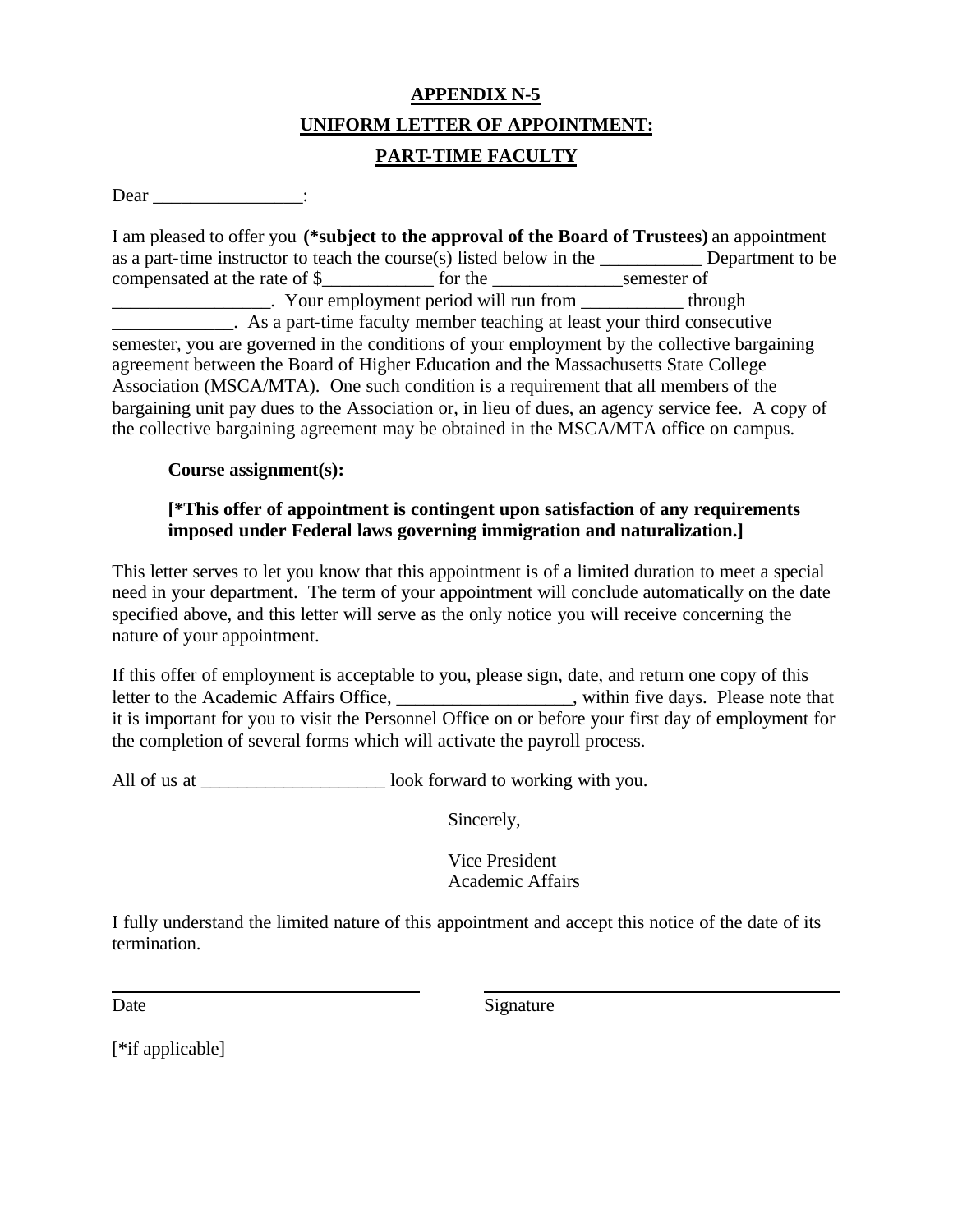**APPENDIX N-5**

**UNIFORM LETTER OF APPOINTMENT:**

**PART-TIME FACULTY**

Dear ________________:

I am pleased to offer you **(*subject to the approval of the Board of Trustees)** an appointment as a part-time instructor to teach the course(s) listed below in the ___________ Department to be compensated at the rate of $____________ for the ______________semester of _________________. Your employment period will run from ___________ through _____________. As a part-time faculty member teaching at least your third consecutive semester, you are governed in the conditions of your employment by the collective bargaining agreement between the Board of Higher Education and the Massachusetts State College Association (MSCA/MTA). One such condition is a requirement that all members of the bargaining unit pay dues to the Association or, in lieu of dues, an agency service fee. A copy of the collective bargaining agreement may be obtained in the MSCA/MTA office on campus.

**Course assignment(s):**

**[*This offer of appointment is contingent upon satisfaction of any requirements imposed under Federal laws governing immigration and naturalization.]**

This letter serves to let you know that this appointment is of a limited duration to meet a special need in your department. The term of your appointment will conclude automatically on the date specified above, and this letter will serve as the only notice you will receive concerning the nature of your appointment.

If this offer of employment is acceptable to you, please sign, date, and return one copy of this letter to the Academic Affairs Office, __________________, within five days. Please note that it is important for you to visit the Personnel Office on or before your first day of employment for the completion of several forms which will activate the payroll process.

All of us at ___________________ look forward to working with you.

Sincerely,

Vice President
Academic Affairs

I fully understand the limited nature of this appointment and accept this notice of the date of its termination.

______________________________ ______________________________

Date Signature

[*if applicable]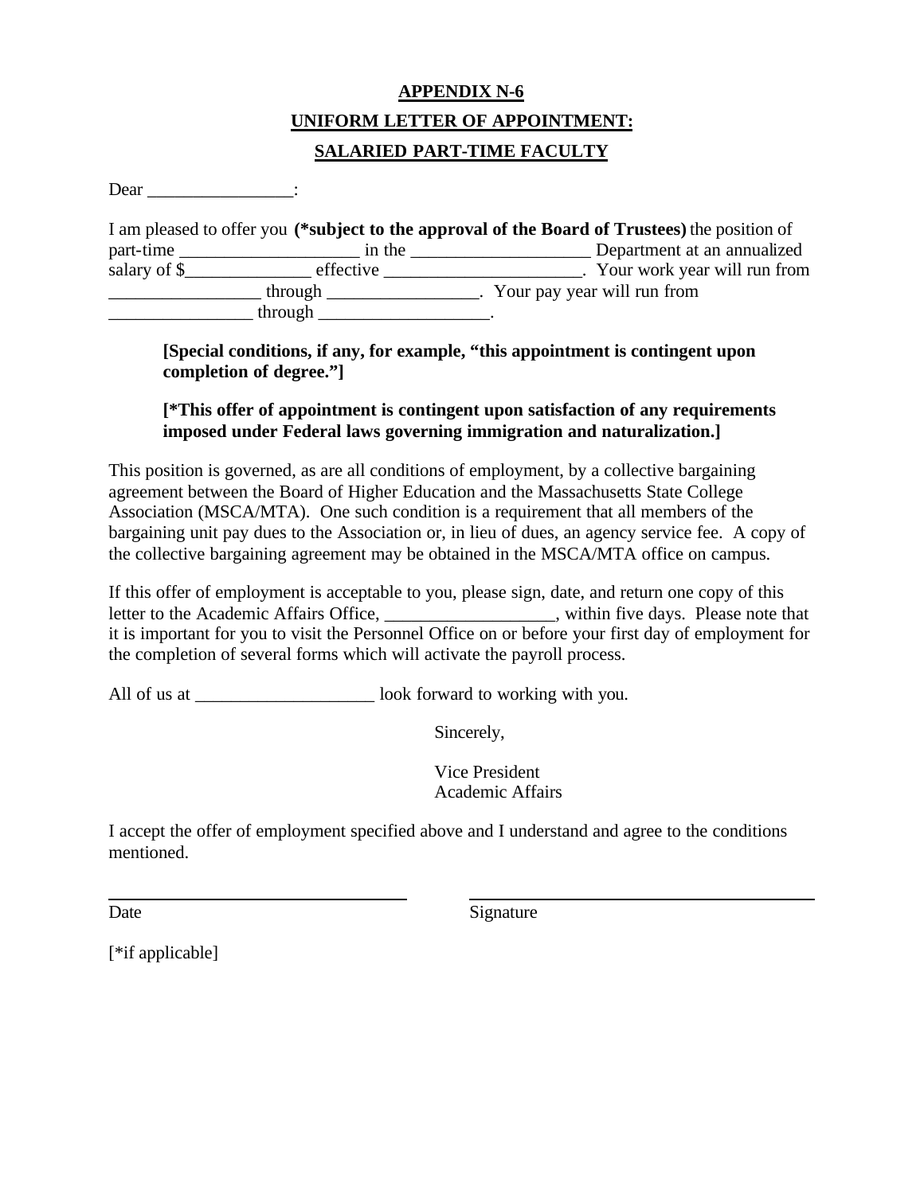**APPENDIX N-6**

**UNIFORM LETTER OF APPOINTMENT:**

**SALARIED PART-TIME FACULTY**

Dear ________________:

I am pleased to offer you **(*subject to the approval of the Board of Trustees)** the position of part-time ___________________ in the ___________________ Department at an annualized salary of $_____________ effective _____________________. Your work year will run from ________________ through ________________. Your pay year will run from _______________ through __________________.

> **[Special conditions, if any, for example, "this appointment is contingent upon completion of degree."]**
>
> **[*This offer of appointment is contingent upon satisfaction of any requirements imposed under Federal laws governing immigration and naturalization.]**

This position is governed, as are all conditions of employment, by a collective bargaining agreement between the Board of Higher Education and the Massachusetts State College Association (MSCA/MTA). One such condition is a requirement that all members of the bargaining unit pay dues to the Association or, in lieu of dues, an agency service fee. A copy of the collective bargaining agreement may be obtained in the MSCA/MTA office on campus.

If this offer of employment is acceptable to you, please sign, date, and return one copy of this letter to the Academic Affairs Office, __________________, within five days. Please note that it is important for you to visit the Personnel Office on or before your first day of employment for the completion of several forms which will activate the payroll process.

All of us at ___________________ look forward to working with you.

Sincerely,

Vice President
Academic Affairs

I accept the offer of employment specified above and I understand and agree to the conditions mentioned.

______________________________ ______________________________

Date Signature

[*if applicable]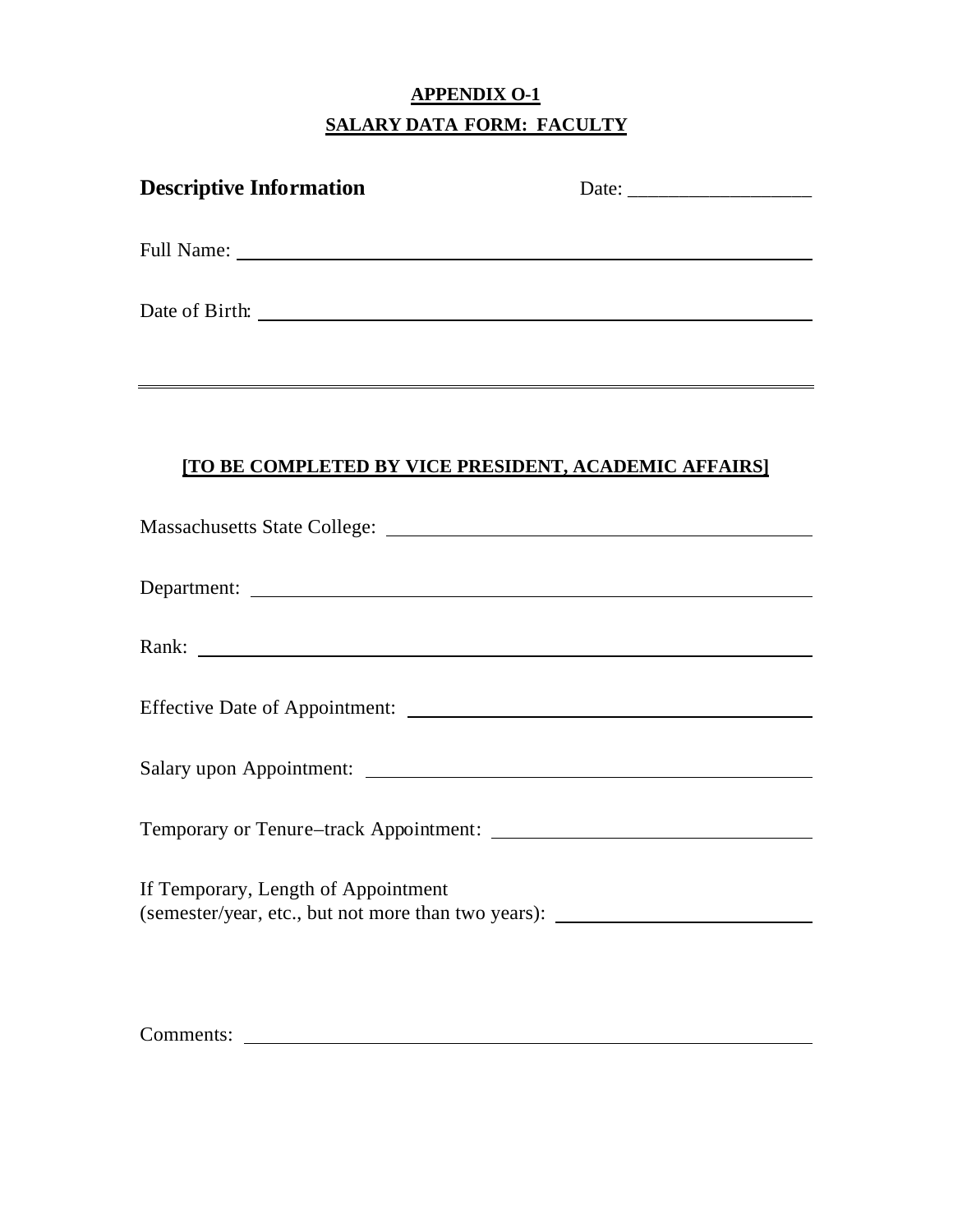**APPENDIX O-1**

**SALARY DATA FORM: FACULTY**

**Descriptive Information** Date: ___________________

Full Name: ___________________________________________________________

Date of Birth: _________________________________________________________

---

**[TO BE COMPLETED BY VICE PRESIDENT, ACADEMIC AFFAIRS]**

Massachusetts State College: ___________________________________________

Department: ___________________________________________________________

Rank: ________________________________________________________________

Effective Date of Appointment: __________________________________________

Salary upon Appointment: _____________________________________________

Temporary or Tenure–track Appointment: _________________________________

If Temporary, Length of Appointment
(semester/year, etc., but not more than two years): __________________________

Comments: ____________________________________________________________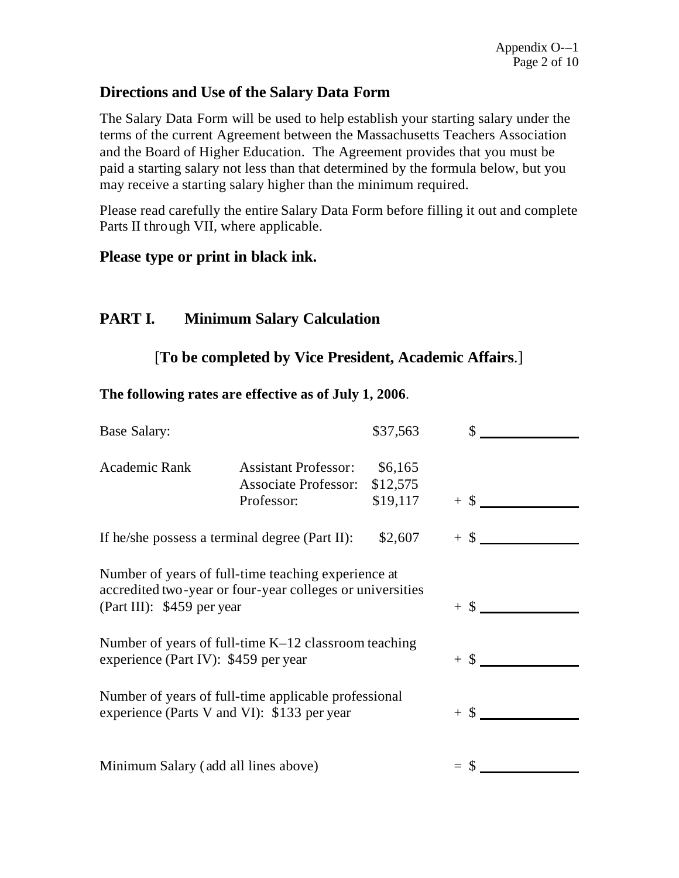## Directions and Use of the Salary Data Form

The Salary Data Form will be used to help establish your starting salary under the terms of the current Agreement between the Massachusetts Teachers Association and the Board of Higher Education. The Agreement provides that you must be paid a starting salary not less than that determined by the formula below, but you may receive a starting salary higher than the minimum required.

Please read carefully the entire Salary Data Form before filling it out and complete Parts II through VII, where applicable.

### Please type or print in black ink.

## PART I. Minimum Salary Calculation

### [To be completed by Vice President, Academic Affairs.]

**The following rates are effective as of July 1, 2006.**

| | | | |
|---|---|---|---|
| Base Salary: | | $37,563 | $ ________ |
| Academic Rank | Assistant Professor: | $6,165 | |
| | Associate Professor: | $12,575 | |
| | Professor: | $19,117 | + $ ________ |
| If he/she possess a terminal degree (Part II): | | $2,607 | + $ ________ |
| Number of years of full-time teaching experience at accredited two-year or four-year colleges or universities (Part III): $459 per year | | | + $ ________ |
| Number of years of full-time K–12 classroom teaching experience (Part IV): $459 per year | | | + $ ________ |
| Number of years of full-time applicable professional experience (Parts V and VI): $133 per year | | | + $ ________ |
| Minimum Salary (add all lines above) | | | = $ ________ |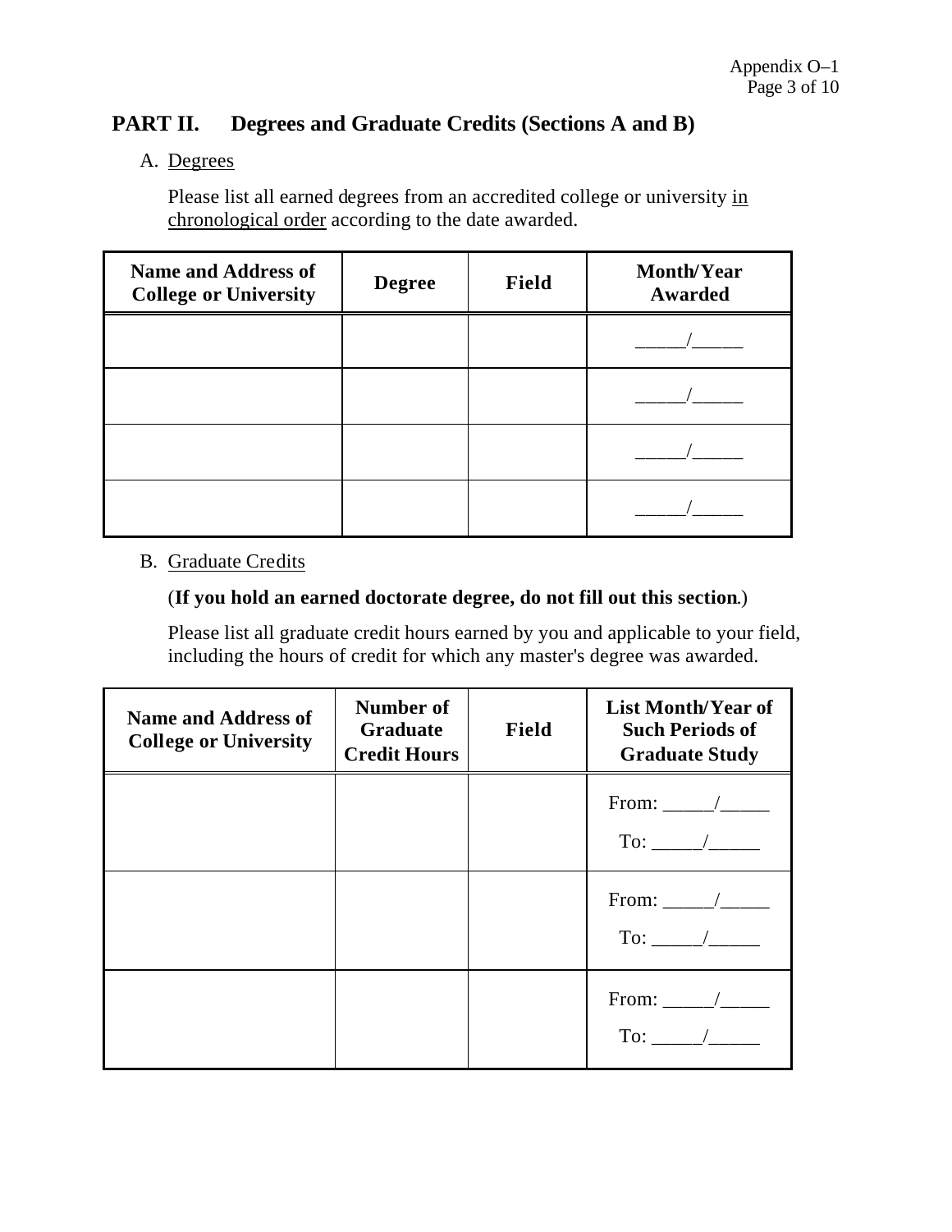## PART II. Degrees and Graduate Credits (Sections A and B)

A. Degrees

Please list all earned degrees from an accredited college or university in chronological order according to the date awarded.

| Name and Address of College or University | Degree | Field | Month/Year Awarded |
|---|---|---|---|
| | | | _____/_____ |
| | | | _____/_____ |
| | | | _____/_____ |
| | | | _____/_____ |

B. Graduate Credits

(**If you hold an earned doctorate degree, do not fill out this section.**)

Please list all graduate credit hours earned by you and applicable to your field, including the hours of credit for which any master's degree was awarded.

| Name and Address of College or University | Number of Graduate Credit Hours | Field | List Month/Year of Such Periods of Graduate Study |
|---|---|---|---|
| | | | From: _____/_____ To: _____/_____ |
| | | | From: _____/_____ To: _____/_____ |
| | | | From: _____/_____ To: _____/_____ |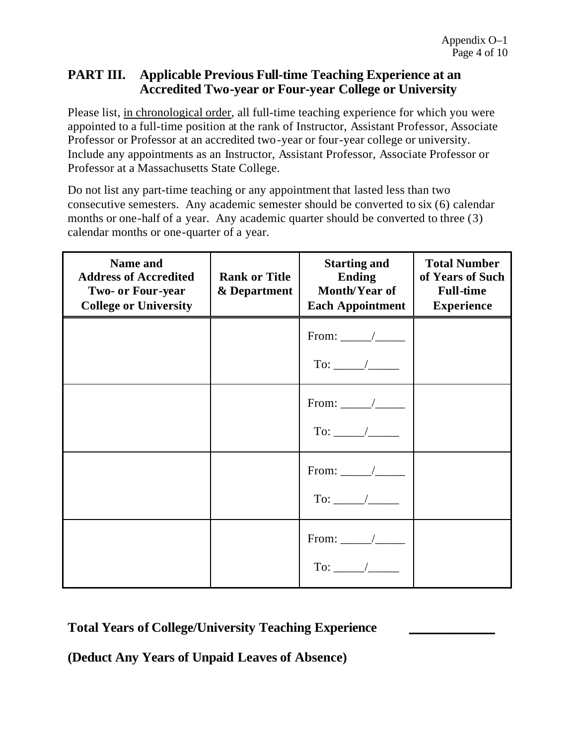## PART III. Applicable Previous Full-time Teaching Experience at an Accredited Two-year or Four-year College or University

Please list, in chronological order, all full-time teaching experience for which you were appointed to a full-time position at the rank of Instructor, Assistant Professor, Associate Professor or Professor at an accredited two-year or four-year college or university. Include any appointments as an Instructor, Assistant Professor, Associate Professor or Professor at a Massachusetts State College.

Do not list any part-time teaching or any appointment that lasted less than two consecutive semesters. Any academic semester should be converted to six (6) calendar months or one-half of a year. Any academic quarter should be converted to three (3) calendar months or one-quarter of a year.

| Name and Address of Accredited Two- or Four-year College or University | Rank or Title & Department | Starting and Ending Month/Year of Each Appointment | Total Number of Years of Such Full-time Experience |
|---|---|---|---|
| | | From: _____/_____ To: _____/_____ | |
| | | From: _____/_____ To: _____/_____ | |
| | | From: _____/_____ To: _____/_____ | |
| | | From: _____/_____ To: _____/_____ | |

**Total Years of College/University Teaching Experience** ____________

**(Deduct Any Years of Unpaid Leaves of Absence)**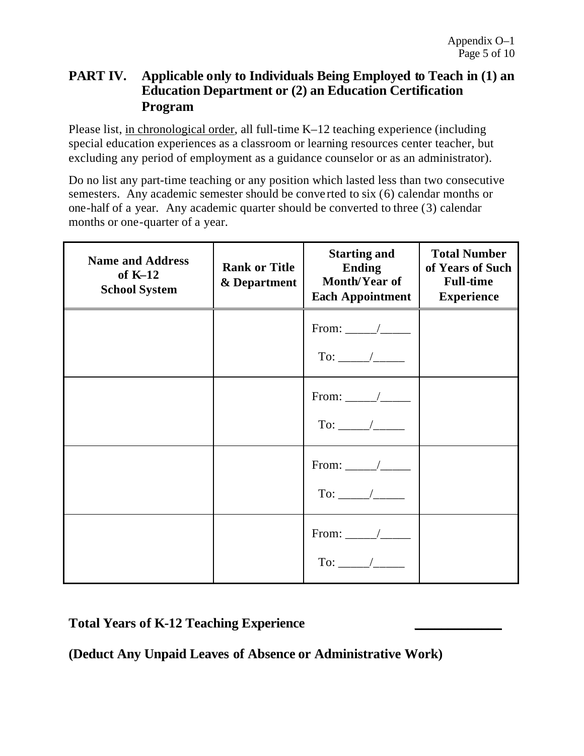## PART IV. Applicable only to Individuals Being Employed to Teach in (1) an Education Department or (2) an Education Certification Program

Please list, in chronological order, all full-time K–12 teaching experience (including special education experiences as a classroom or learning resources center teacher, but excluding any period of employment as a guidance counselor or as an administrator).

Do no list any part-time teaching or any position which lasted less than two consecutive semesters. Any academic semester should be converted to six (6) calendar months or one-half of a year. Any academic quarter should be converted to three (3) calendar months or one-quarter of a year.

| Name and Address of K–12 School System | Rank or Title & Department | Starting and Ending Month/Year of Each Appointment | Total Number of Years of Such Full-time Experience |
|---|---|---|---|
| | | From: _____/_____ To: _____/_____ | |
| | | From: _____/_____ To: _____/_____ | |
| | | From: _____/_____ To: _____/_____ | |
| | | From: _____/_____ To: _____/_____ | |

**Total Years of K-12 Teaching Experience** ____________

**(Deduct Any Unpaid Leaves of Absence or Administrative Work)**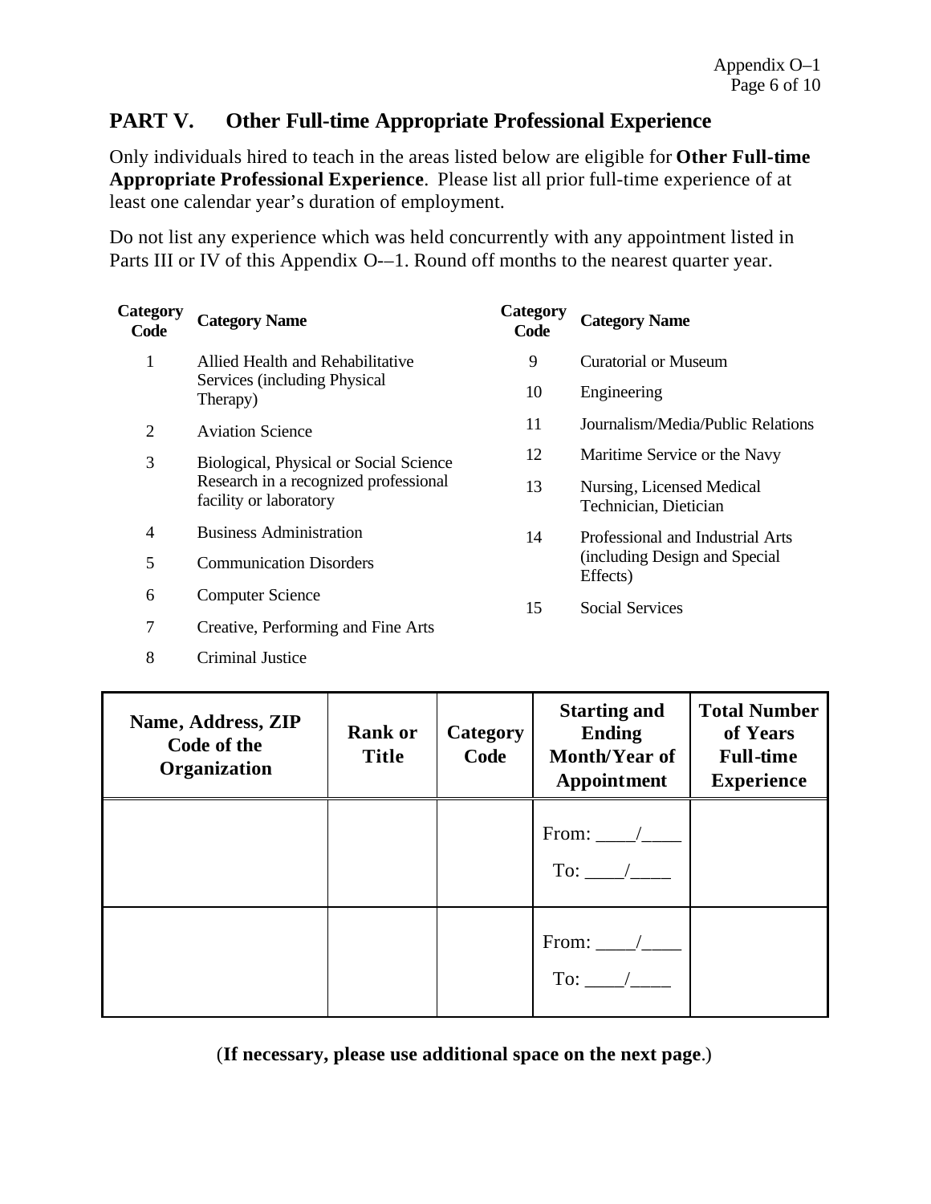## PART V. Other Full-time Appropriate Professional Experience

Only individuals hired to teach in the areas listed below are eligible for **Other Full-time Appropriate Professional Experience**. Please list all prior full-time experience of at least one calendar year's duration of employment.

Do not list any experience which was held concurrently with any appointment listed in Parts III or IV of this Appendix O-–1. Round off months to the nearest quarter year.

| Category Code | Category Name |
|---|---|
| 1 | Allied Health and Rehabilitative Services (including Physical Therapy) |
| 2 | Aviation Science |
| 3 | Biological, Physical or Social Science Research in a recognized professional facility or laboratory |
| 4 | Business Administration |
| 5 | Communication Disorders |
| 6 | Computer Science |
| 7 | Creative, Performing and Fine Arts |
| 8 | Criminal Justice |
| 9 | Curatorial or Museum |
| 10 | Engineering |
| 11 | Journalism/Media/Public Relations |
| 12 | Maritime Service or the Navy |
| 13 | Nursing, Licensed Medical Technician, Dietician |
| 14 | Professional and Industrial Arts (including Design and Special Effects) |
| 15 | Social Services |

| Name, Address, ZIP Code of the Organization | Rank or Title | Category Code | Starting and Ending Month/Year of Appointment | Total Number of Years Full-time Experience |
|---|---|---|---|---|
| | | | From: ____/____ To: ____/____ | |
| | | | From: ____/____ To: ____/____ | |

(**If necessary, please use additional space on the next page**.)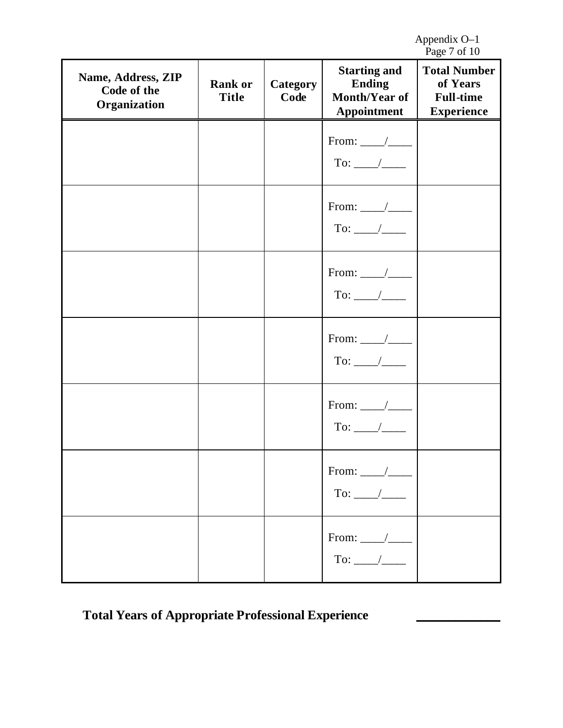| Name, Address, ZIP Code of the Organization | Rank or Title | Category Code | Starting and Ending Month/Year of Appointment | Total Number of Years Full-time Experience |
|---|---|---|---|---|
| | | | From: ____/____ To: ____/____ | |
| | | | From: ____/____ To: ____/____ | |
| | | | From: ____/____ To: ____/____ | |
| | | | From: ____/____ To: ____/____ | |
| | | | From: ____/____ To: ____/____ | |
| | | | From: ____/____ To: ____/____ | |
| | | | From: ____/____ To: ____/____ | |

**Total Years of Appropriate Professional Experience** ____________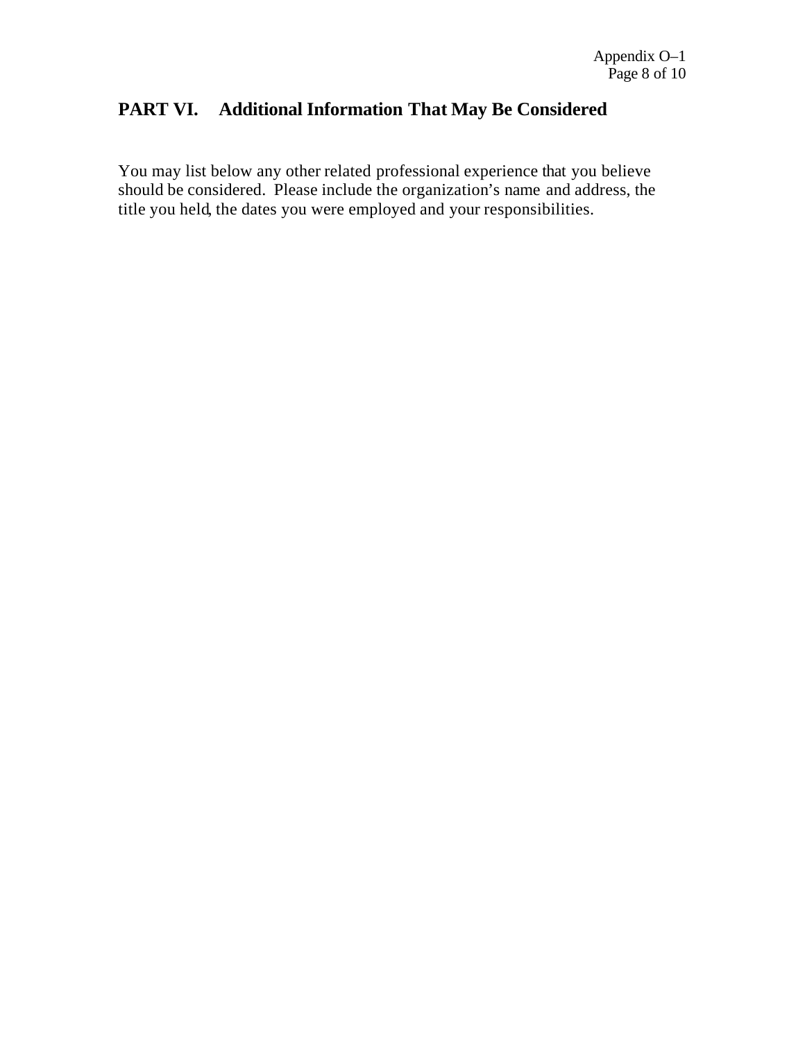## PART VI. Additional Information That May Be Considered

You may list below any other related professional experience that you believe should be considered. Please include the organization's name and address, the title you held, the dates you were employed and your responsibilities.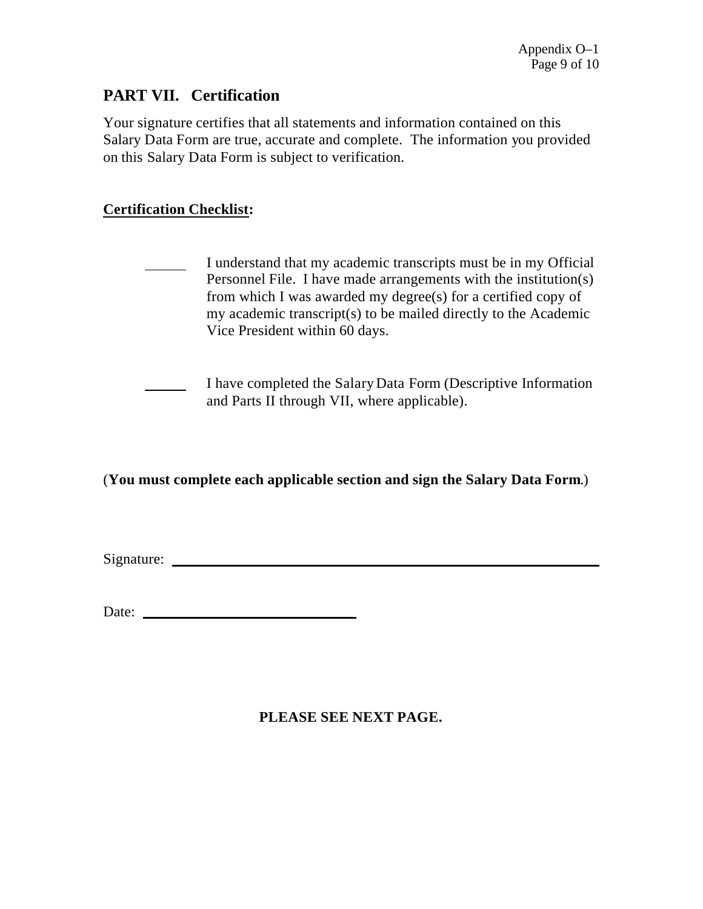## PART VII. Certification

Your signature certifies that all statements and information contained on this Salary Data Form are true, accurate and complete. The information you provided on this Salary Data Form is subject to verification.

**Certification Checklist:**

______ I understand that my academic transcripts must be in my Official Personnel File. I have made arrangements with the institution(s) from which I was awarded my degree(s) for a certified copy of my academic transcript(s) to be mailed directly to the Academic Vice President within 60 days.

______ I have completed the Salary Data Form (Descriptive Information and Parts II through VII, where applicable).

(**You must complete each applicable section and sign the Salary Data Form**.)

Signature: ____________________________________________

Date: ______________________

**PLEASE SEE NEXT PAGE.**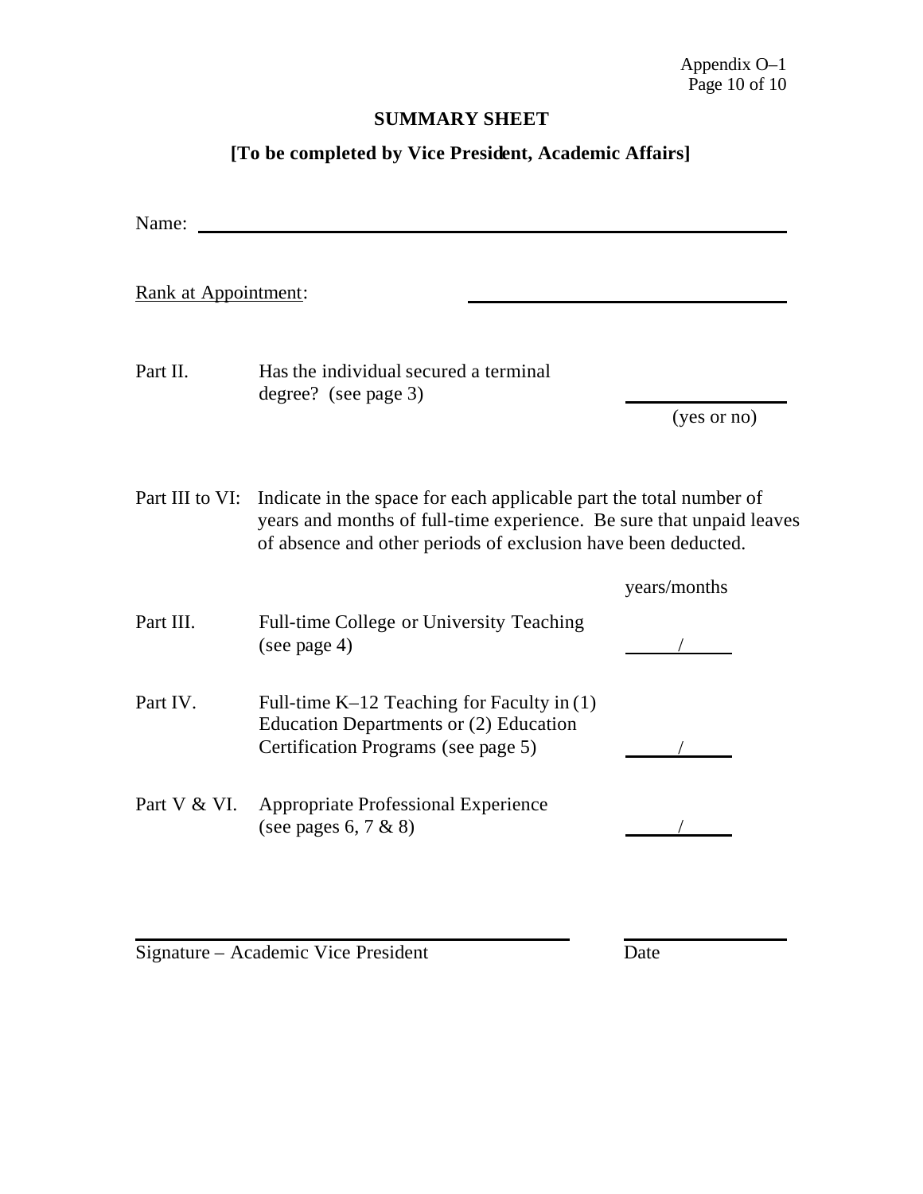Appendix O–1

## SUMMARY SHEET

**[To be completed by Vice President, Academic Affairs]**

Name: ______________________________________________

Rank at Appointment: ______________________________

| | | |
|---|---|---|
| Part II. | Has the individual secured a terminal degree? (see page 3) | ________ (yes or no) |
| Part III to VI: | Indicate in the space for each applicable part the total number of years and months of full-time experience. Be sure that unpaid leaves of absence and other periods of exclusion have been deducted. | |
| | | years/months |
| Part III. | Full-time College or University Teaching (see page 4) | ____/____ |
| Part IV. | Full-time K–12 Teaching for Faculty in (1) Education Departments or (2) Education Certification Programs (see page 5) | ____/____ |
| Part V & VI. | Appropriate Professional Experience (see pages 6, 7 & 8) | ____/____ |

______________________________ ____________

Signature – Academic Vice President Date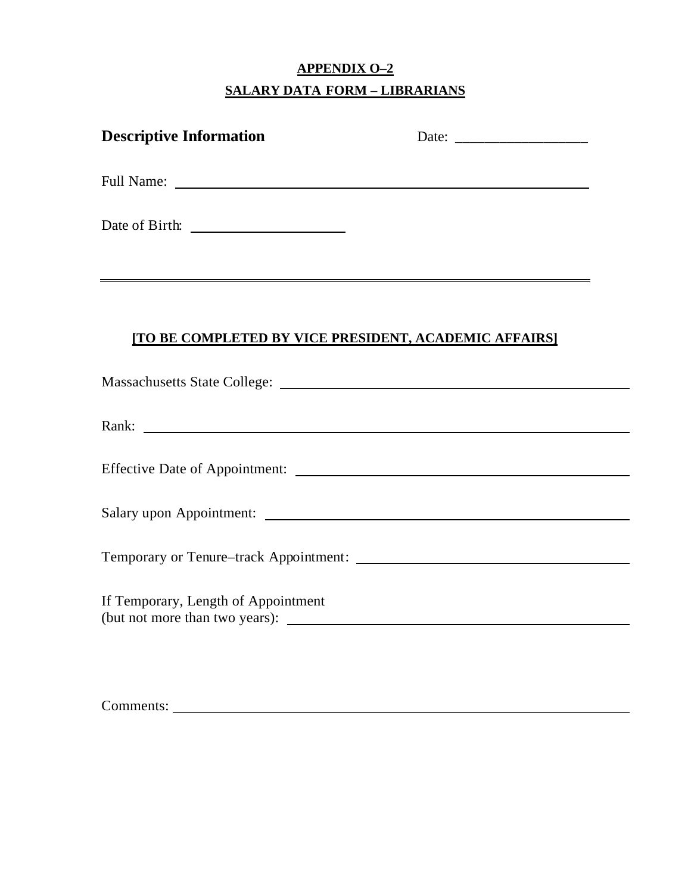**APPENDIX O–2**

**SALARY DATA FORM – LIBRARIANS**

## Descriptive Information

Date: ___________________

Full Name: ______________________________________________________________

Date of Birth: ______________________

---

**[TO BE COMPLETED BY VICE PRESIDENT, ACADEMIC AFFAIRS]**

Massachusetts State College: ______________________________________________

Rank: __________________________________________________________________

Effective Date of Appointment: _____________________________________________

Salary upon Appointment: _________________________________________________

Temporary or Tenure–track Appointment: ____________________________________

If Temporary, Length of Appointment
(but not more than two years): _____________________________________________

Comments: ______________________________________________________________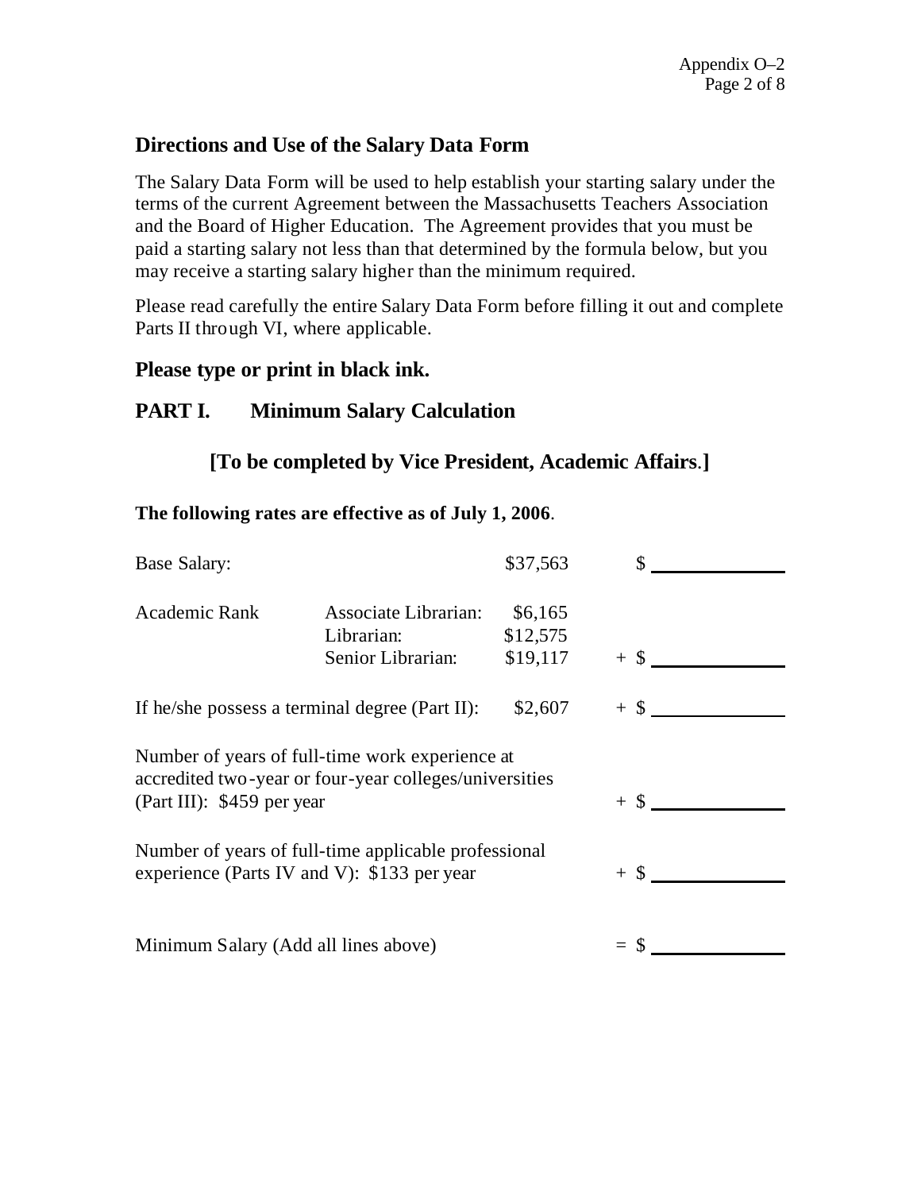## Directions and Use of the Salary Data Form

The Salary Data Form will be used to help establish your starting salary under the terms of the current Agreement between the Massachusetts Teachers Association and the Board of Higher Education. The Agreement provides that you must be paid a starting salary not less than that determined by the formula below, but you may receive a starting salary higher than the minimum required.

Please read carefully the entire Salary Data Form before filling it out and complete Parts II through VI, where applicable.

## Please type or print in black ink.

## PART I. Minimum Salary Calculation

### [To be completed by Vice President, Academic Affairs.]

**The following rates are effective as of July 1, 2006**.

| | | | |
|---|---|---|---|
| Base Salary: | | $37,563 | $ ______ |
| Academic Rank | Associate Librarian: | $6,165 | |
| | Librarian: | $12,575 | |
| | Senior Librarian: | $19,117 | + $ ______ |
| If he/she possess a terminal degree (Part II): | | $2,607 | + $ ______ |
| Number of years of full-time work experience at accredited two-year or four-year colleges/universities (Part III): $459 per year | | | + $ ______ |
| Number of years of full-time applicable professional experience (Parts IV and V): $133 per year | | | + $ ______ |
| Minimum Salary (Add all lines above) | | | = $ ______ |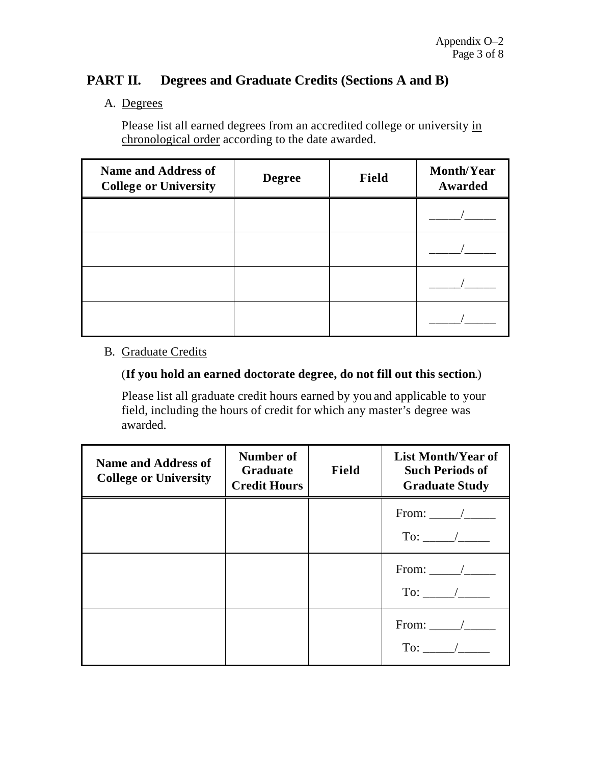## PART II. Degrees and Graduate Credits (Sections A and B)

A. Degrees

Please list all earned degrees from an accredited college or university in chronological order according to the date awarded.

| Name and Address of College or University | Degree | Field | Month/Year Awarded |
|---|---|---|---|
| | | | _____/_____ |
| | | | _____/_____ |
| | | | _____/_____ |
| | | | _____/_____ |

B. Graduate Credits

(**If you hold an earned doctorate degree, do not fill out this section**.)

Please list all graduate credit hours earned by you and applicable to your field, including the hours of credit for which any master's degree was awarded.

| Name and Address of College or University | Number of Graduate Credit Hours | Field | List Month/Year of Such Periods of Graduate Study |
|---|---|---|---|
| | | | From: _____/_____ To: _____/_____ |
| | | | From: _____/_____ To: _____/_____ |
| | | | From: _____/_____ To: _____/_____ |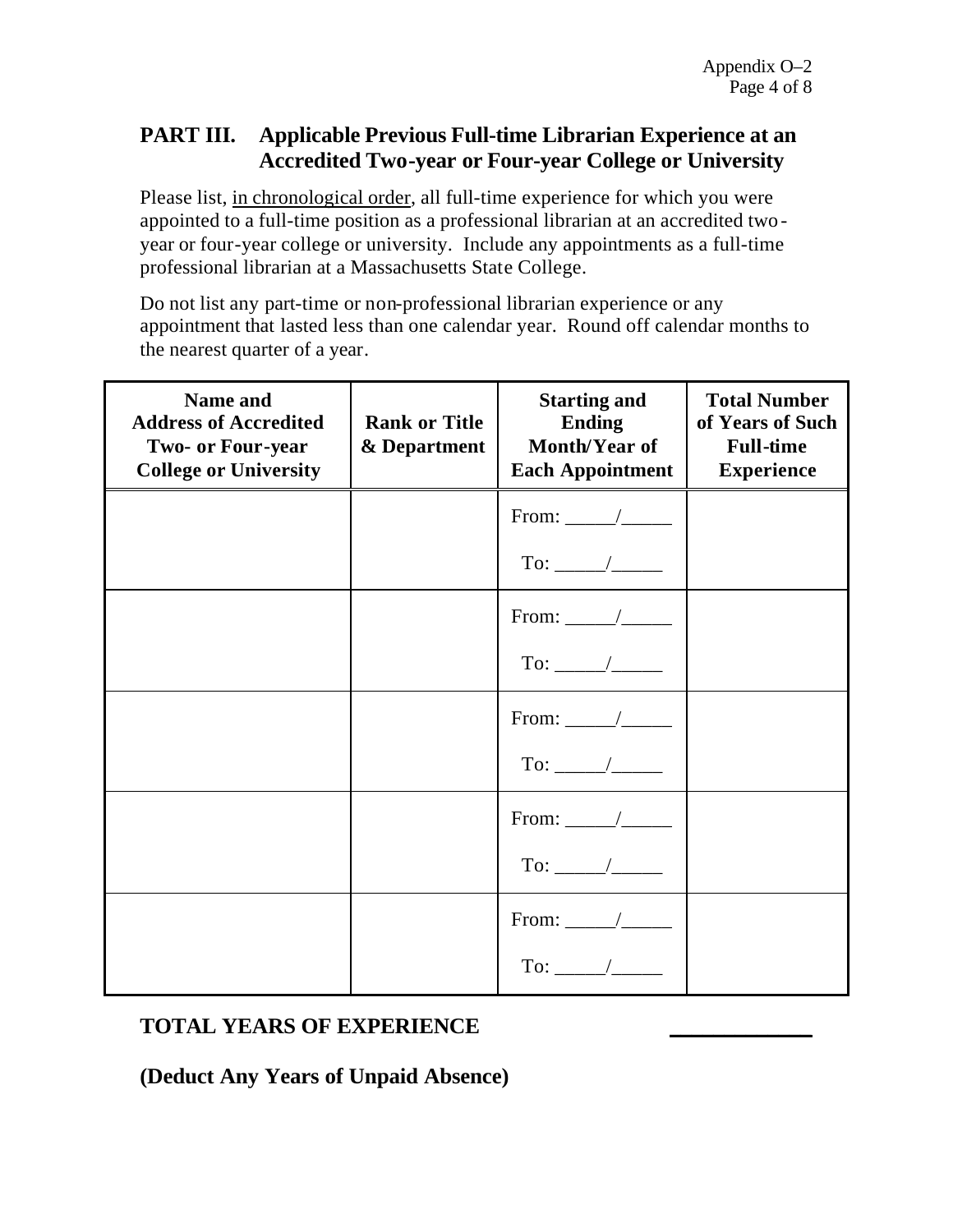## PART III. Applicable Previous Full-time Librarian Experience at an Accredited Two-year or Four-year College or University

Please list, in chronological order, all full-time experience for which you were appointed to a full-time position as a professional librarian at an accredited two-year or four-year college or university. Include any appointments as a full-time professional librarian at a Massachusetts State College.

Do not list any part-time or non-professional librarian experience or any appointment that lasted less than one calendar year. Round off calendar months to the nearest quarter of a year.

| Name and Address of Accredited Two- or Four-year College or University | Rank or Title & Department | Starting and Ending Month/Year of Each Appointment | Total Number of Years of Such Full-time Experience |
|---|---|---|---|
| | | From: _____/_____ To: _____/_____ | |
| | | From: _____/_____ To: _____/_____ | |
| | | From: _____/_____ To: _____/_____ | |
| | | From: _____/_____ To: _____/_____ | |
| | | From: _____/_____ To: _____/_____ | |

**TOTAL YEARS OF EXPERIENCE** ____________

**(Deduct Any Years of Unpaid Absence)**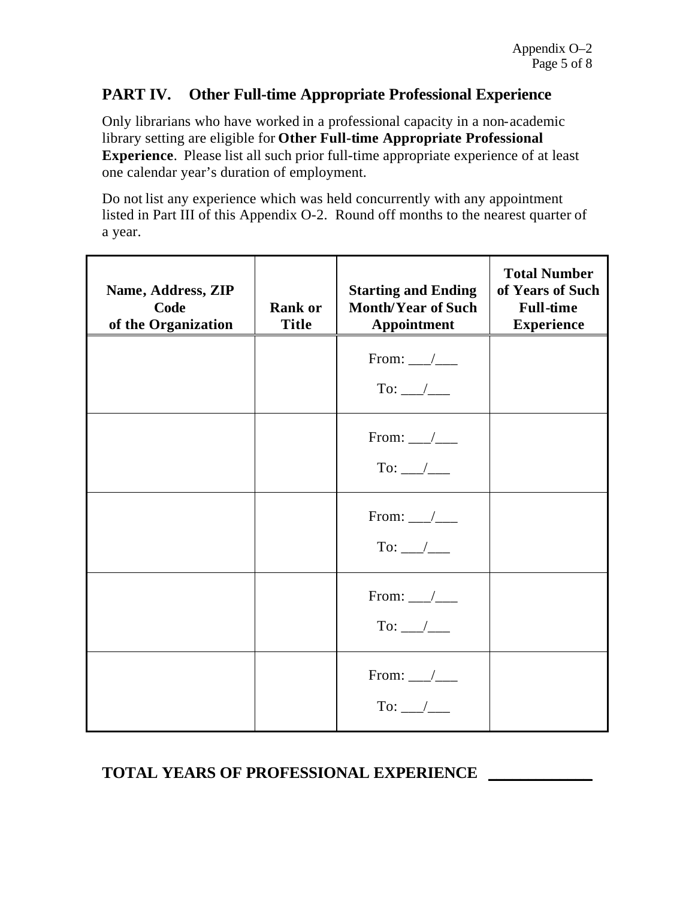## PART IV. Other Full-time Appropriate Professional Experience

Only librarians who have worked in a professional capacity in a non-academic library setting are eligible for **Other Full-time Appropriate Professional Experience**. Please list all such prior full-time appropriate experience of at least one calendar year's duration of employment.

Do not list any experience which was held concurrently with any appointment listed in Part III of this Appendix O-2. Round off months to the nearest quarter of a year.

| Name, Address, ZIP Code of the Organization | Rank or Title | Starting and Ending Month/Year of Such Appointment | Total Number of Years of Such Full-time Experience |
| --- | --- | --- | --- |
| | | From: ___/___ To: ___/___ | |
| | | From: ___/___ To: ___/___ | |
| | | From: ___/___ To: ___/___ | |
| | | From: ___/___ To: ___/___ | |
| | | From: ___/___ To: ___/___ | |

**TOTAL YEARS OF PROFESSIONAL EXPERIENCE** ____________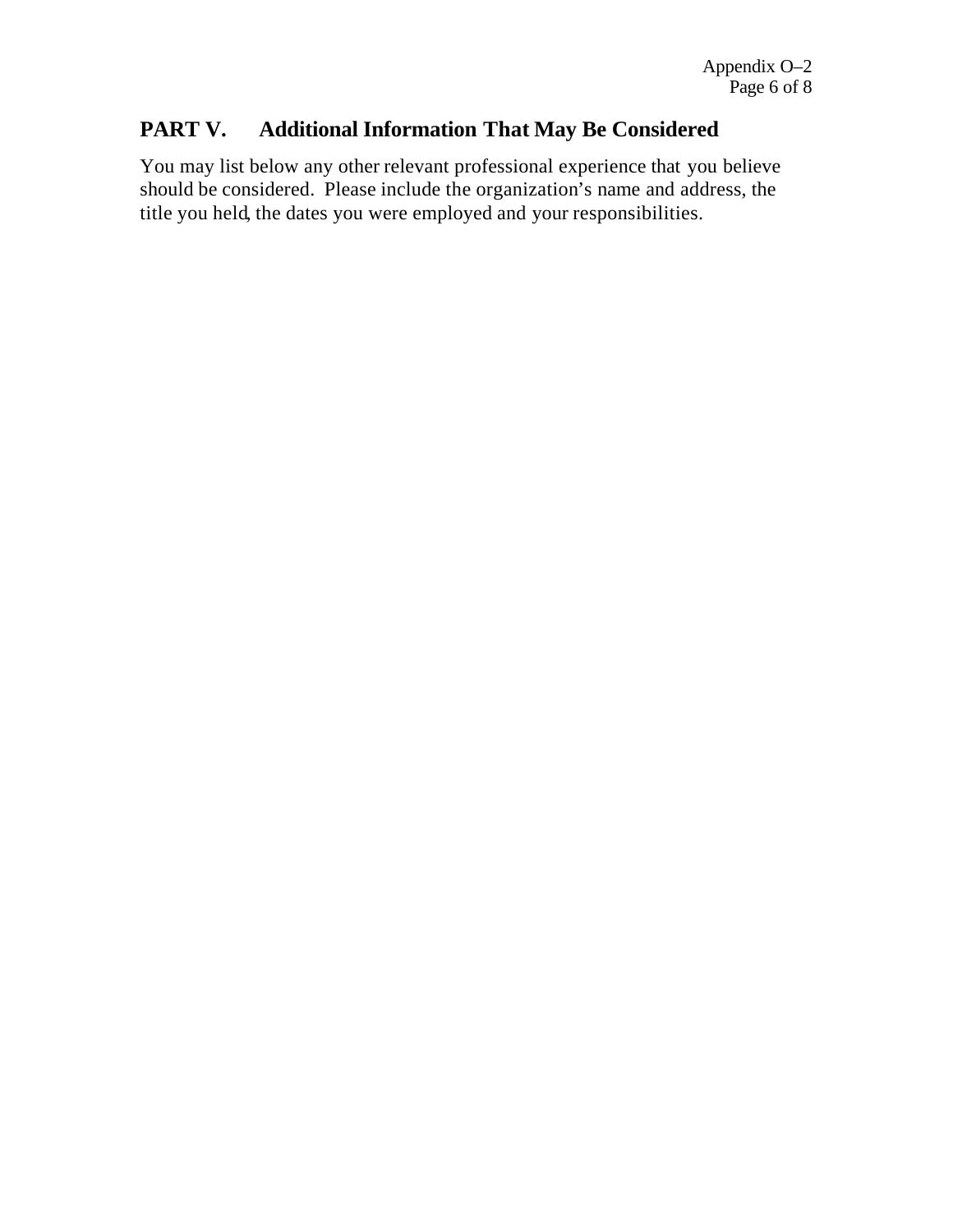## PART V. Additional Information That May Be Considered

You may list below any other relevant professional experience that you believe should be considered. Please include the organization's name and address, the title you held, the dates you were employed and your responsibilities.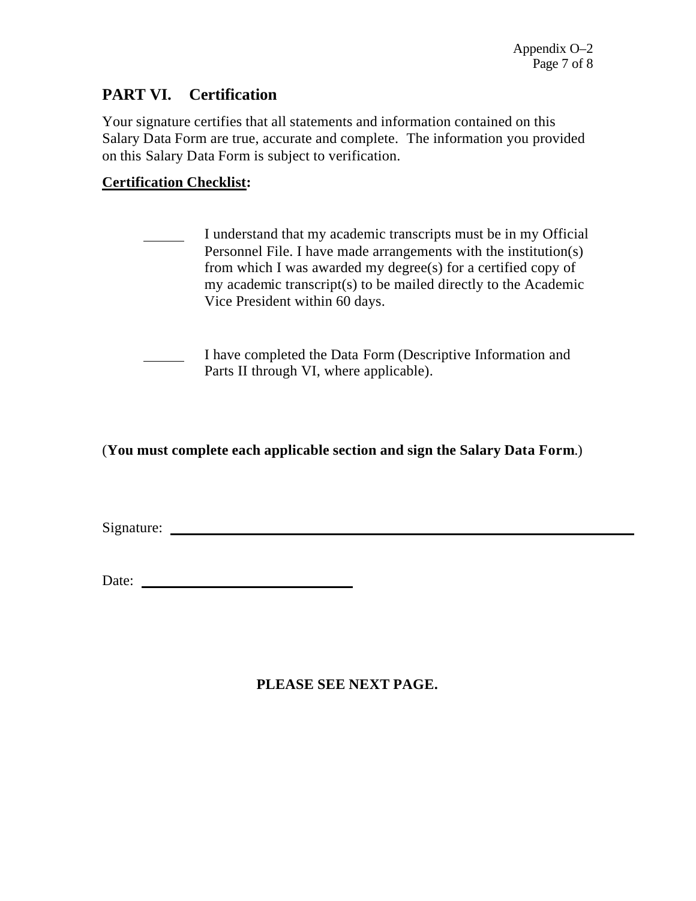## PART VI. Certification

Your signature certifies that all statements and information contained on this Salary Data Form are true, accurate and complete. The information you provided on this Salary Data Form is subject to verification.

**Certification Checklist:**

_______ I understand that my academic transcripts must be in my Official Personnel File. I have made arrangements with the institution(s) from which I was awarded my degree(s) for a certified copy of my academic transcript(s) to be mailed directly to the Academic Vice President within 60 days.

_______ I have completed the Data Form (Descriptive Information and Parts II through VI, where applicable).

(**You must complete each applicable section and sign the Salary Data Form**.)

Signature: ______________________________________________

Date: ____________________________

**PLEASE SEE NEXT PAGE.**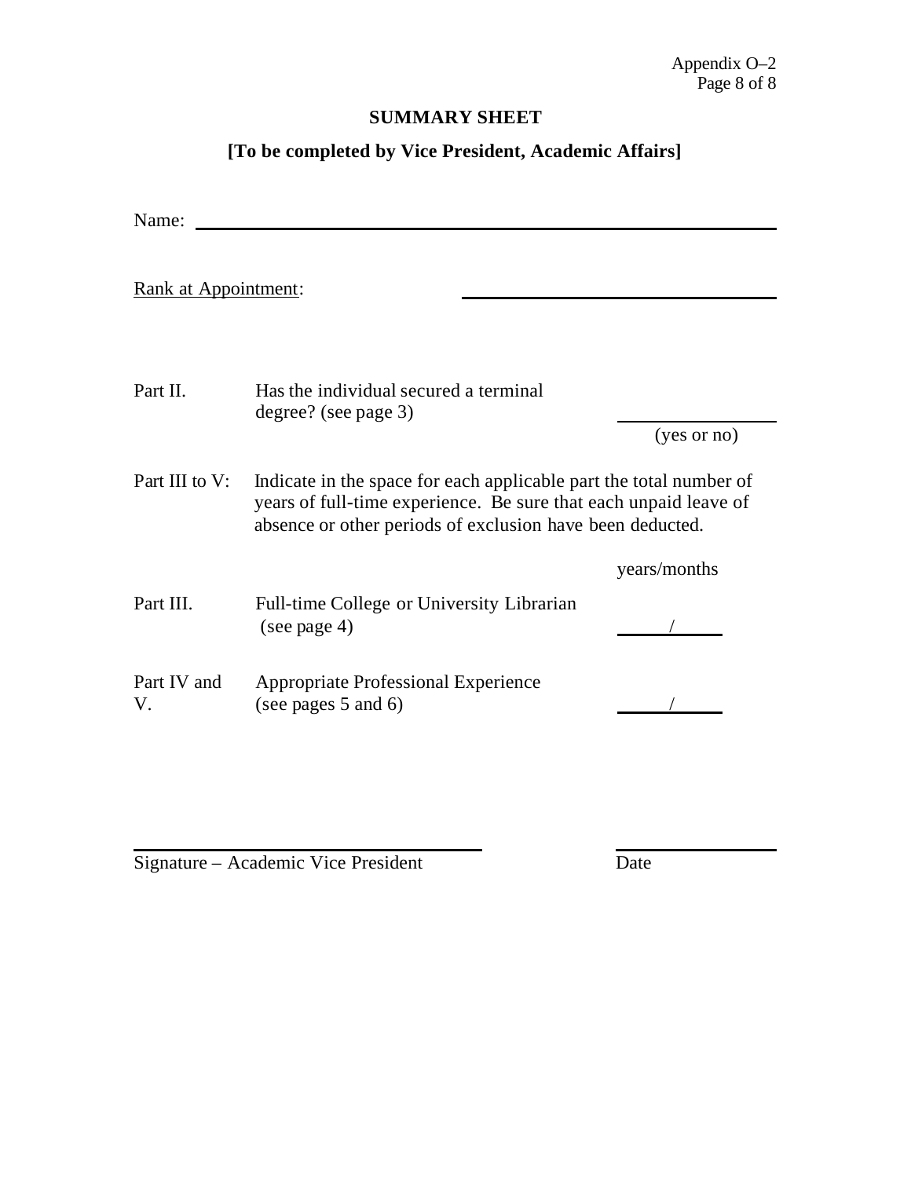Appendix O–2

## SUMMARY SHEET

### [To be completed by Vice President, Academic Affairs]

Name: ______________________________________________

Rank at Appointment: ______________________________

| | | |
|---|---|---|
| Part II. | Has the individual secured a terminal degree? (see page 3) | ____________ (yes or no) |
| Part III to V: | Indicate in the space for each applicable part the total number of years of full-time experience. Be sure that each unpaid leave of absence or other periods of exclusion have been deducted. | |
| | | years/months |
| Part III. | Full-time College or University Librarian (see page 4) | ____/____ |
| Part IV and V. | Appropriate Professional Experience (see pages 5 and 6) | ____/____ |

______________________________
Signature – Academic Vice President

______________
Date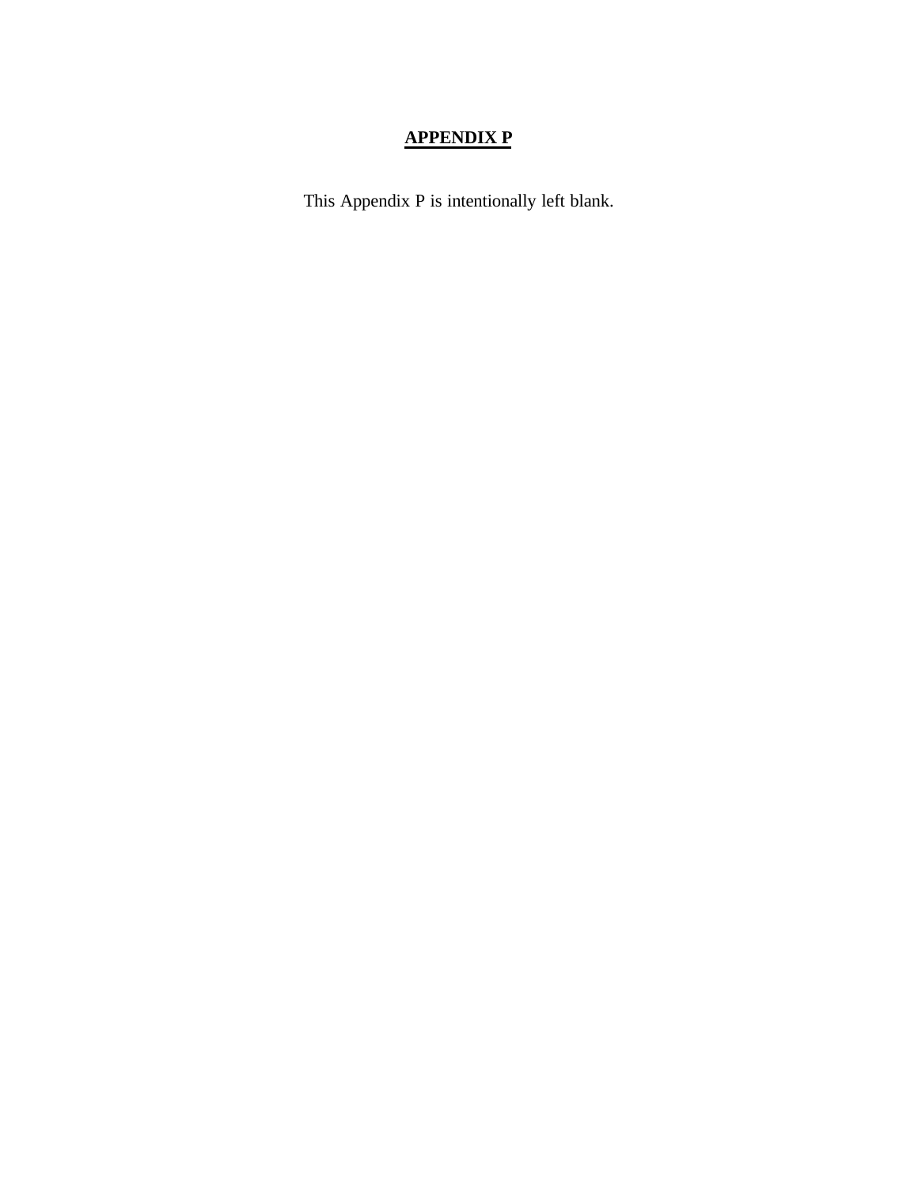# APPENDIX P

This Appendix P is intentionally left blank.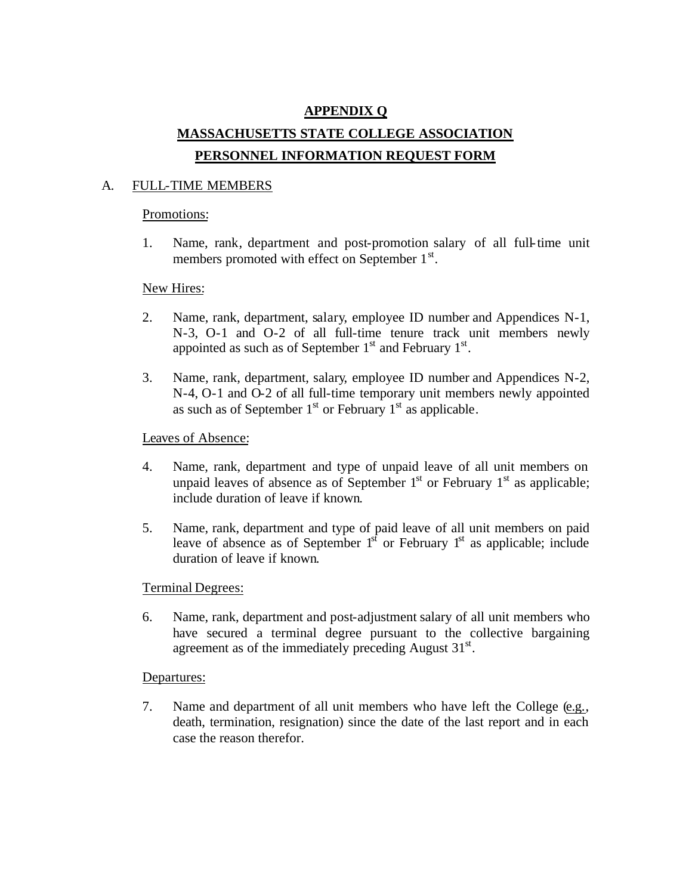**APPENDIX Q**

**MASSACHUSETTS STATE COLLEGE ASSOCIATION**

**PERSONNEL INFORMATION REQUEST FORM**

A. FULL-TIME MEMBERS

Promotions:

1. Name, rank, department and post-promotion salary of all full-time unit members promoted with effect on September 1st.

New Hires:

2. Name, rank, department, salary, employee ID number and Appendices N-1, N-3, O-1 and O-2 of all full-time tenure track unit members newly appointed as such as of September 1st and February 1st.

3. Name, rank, department, salary, employee ID number and Appendices N-2, N-4, O-1 and O-2 of all full-time temporary unit members newly appointed as such as of September 1st or February 1st as applicable.

Leaves of Absence:

4. Name, rank, department and type of unpaid leave of all unit members on unpaid leaves of absence as of September 1st or February 1st as applicable; include duration of leave if known.

5. Name, rank, department and type of paid leave of all unit members on paid leave of absence as of September 1st or February 1st as applicable; include duration of leave if known.

Terminal Degrees:

6. Name, rank, department and post-adjustment salary of all unit members who have secured a terminal degree pursuant to the collective bargaining agreement as of the immediately preceding August 31st.

Departures:

7. Name and department of all unit members who have left the College (e.g., death, termination, resignation) since the date of the last report and in each case the reason therefor.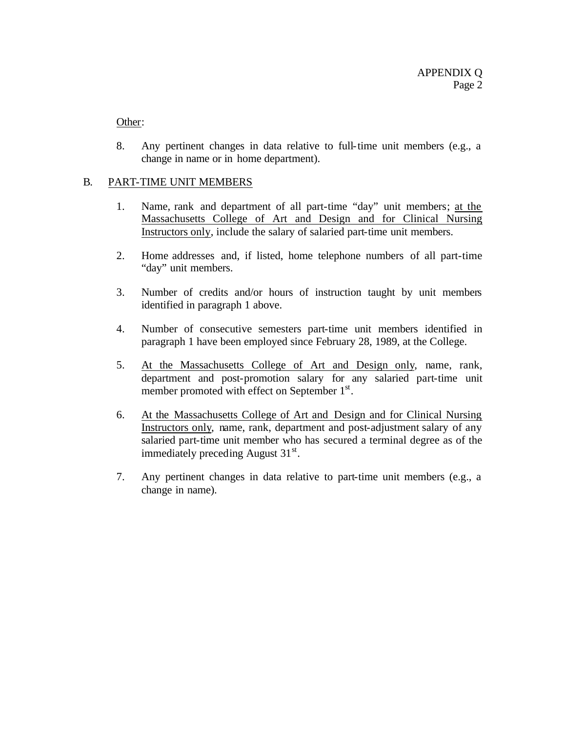Other:

8. Any pertinent changes in data relative to full-time unit members (e.g., a change in name or in home department).

B. PART-TIME UNIT MEMBERS

1. Name, rank and department of all part-time "day" unit members; at the Massachusetts College of Art and Design and for Clinical Nursing Instructors only, include the salary of salaried part-time unit members.

2. Home addresses and, if listed, home telephone numbers of all part-time "day" unit members.

3. Number of credits and/or hours of instruction taught by unit members identified in paragraph 1 above.

4. Number of consecutive semesters part-time unit members identified in paragraph 1 have been employed since February 28, 1989, at the College.

5. At the Massachusetts College of Art and Design only, name, rank, department and post-promotion salary for any salaried part-time unit member promoted with effect on September 1st.

6. At the Massachusetts College of Art and Design and for Clinical Nursing Instructors only, name, rank, department and post-adjustment salary of any salaried part-time unit member who has secured a terminal degree as of the immediately preceding August 31st.

7. Any pertinent changes in data relative to part-time unit members (e.g., a change in name).